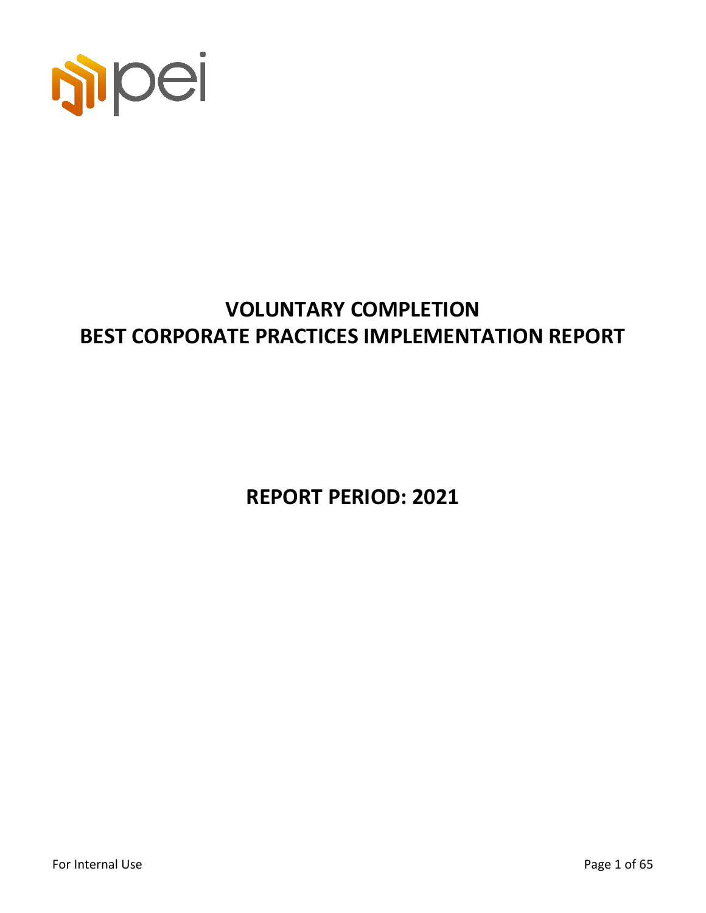# VOLUNTARY COMPLETION
# BEST CORPORATE PRACTICES IMPLEMENTATION REPORT

## REPORT PERIOD: 2021

For Internal Use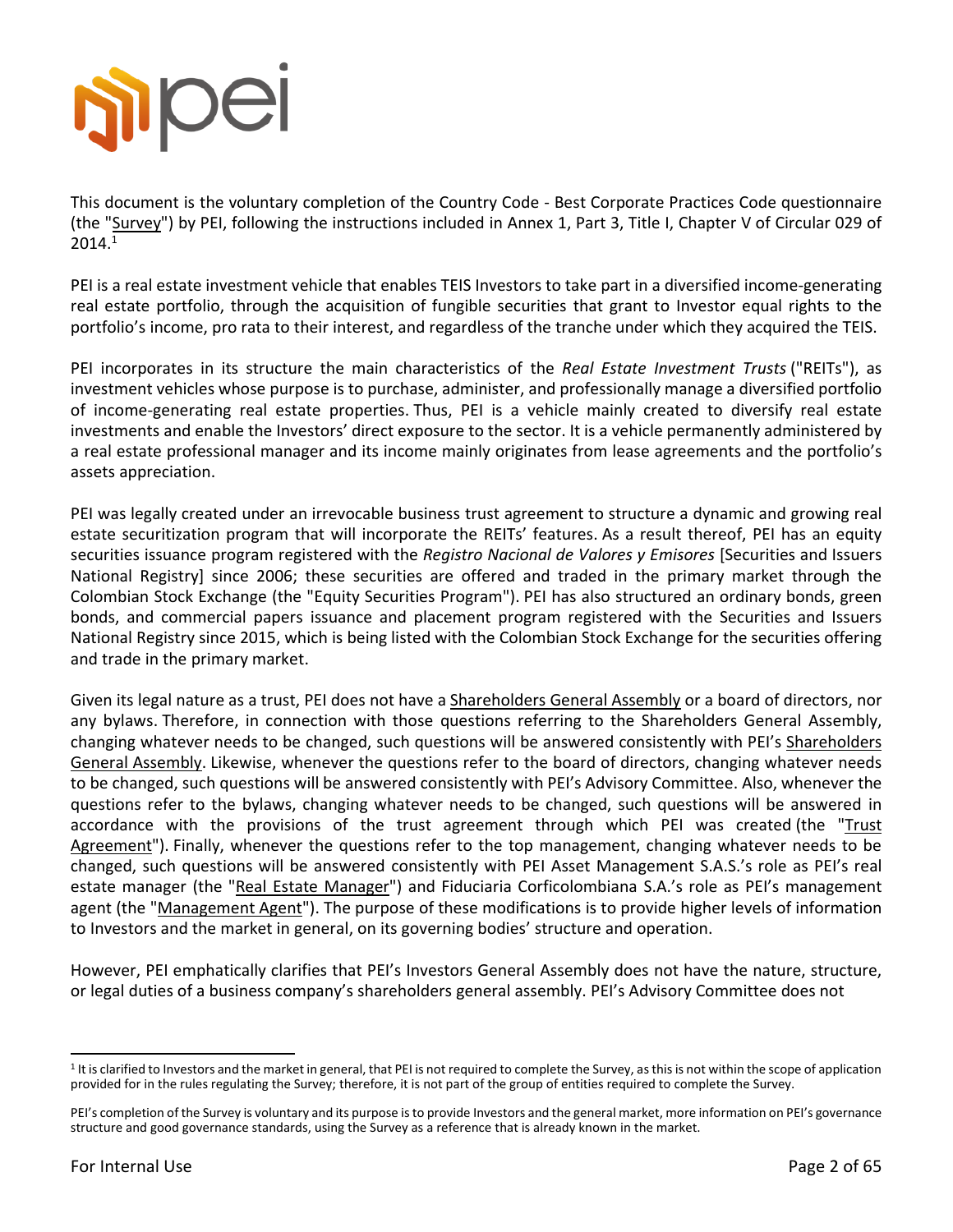This document is the voluntary completion of the Country Code - Best Corporate Practices Code questionnaire (the "Survey") by PEI, following the instructions included in Annex 1, Part 3, Title I, Chapter V of Circular 029 of 2014.[1]

PEI is a real estate investment vehicle that enables TEIS Investors to take part in a diversified income-generating real estate portfolio, through the acquisition of fungible securities that grant to Investor equal rights to the portfolio's income, pro rata to their interest, and regardless of the tranche under which they acquired the TEIS.

PEI incorporates in its structure the main characteristics of the *Real Estate Investment Trusts* ("REITs"), as investment vehicles whose purpose is to purchase, administer, and professionally manage a diversified portfolio of income-generating real estate properties. Thus, PEI is a vehicle mainly created to diversify real estate investments and enable the Investors' direct exposure to the sector. It is a vehicle permanently administered by a real estate professional manager and its income mainly originates from lease agreements and the portfolio's assets appreciation.

PEI was legally created under an irrevocable business trust agreement to structure a dynamic and growing real estate securitization program that will incorporate the REITs' features. As a result thereof, PEI has an equity securities issuance program registered with the *Registro Nacional de Valores y Emisores* [Securities and Issuers National Registry] since 2006; these securities are offered and traded in the primary market through the Colombian Stock Exchange (the "Equity Securities Program"). PEI has also structured an ordinary bonds, green bonds, and commercial papers issuance and placement program registered with the Securities and Issuers National Registry since 2015, which is being listed with the Colombian Stock Exchange for the securities offering and trade in the primary market.

Given its legal nature as a trust, PEI does not have a Shareholders General Assembly or a board of directors, nor any bylaws. Therefore, in connection with those questions referring to the Shareholders General Assembly, changing whatever needs to be changed, such questions will be answered consistently with PEI's Shareholders General Assembly. Likewise, whenever the questions refer to the board of directors, changing whatever needs to be changed, such questions will be answered consistently with PEI's Advisory Committee. Also, whenever the questions refer to the bylaws, changing whatever needs to be changed, such questions will be answered in accordance with the provisions of the trust agreement through which PEI was created (the "Trust Agreement"). Finally, whenever the questions refer to the top management, changing whatever needs to be changed, such questions will be answered consistently with PEI Asset Management S.A.S.'s role as PEI's real estate manager (the "Real Estate Manager") and Fiduciaria Corficolombiana S.A.'s role as PEI's management agent (the "Management Agent"). The purpose of these modifications is to provide higher levels of information to Investors and the market in general, on its governing bodies' structure and operation.

However, PEI emphatically clarifies that PEI's Investors General Assembly does not have the nature, structure, or legal duties of a business company's shareholders general assembly. PEI's Advisory Committee does not

---

[1] It is clarified to Investors and the market in general, that PEI is not required to complete the Survey, as this is not within the scope of application provided for in the rules regulating the Survey; therefore, it is not part of the group of entities required to complete the Survey.

PEI's completion of the Survey is voluntary and its purpose is to provide Investors and the general market, more information on PEI's governance structure and good governance standards, using the Survey as a reference that is already known in the market.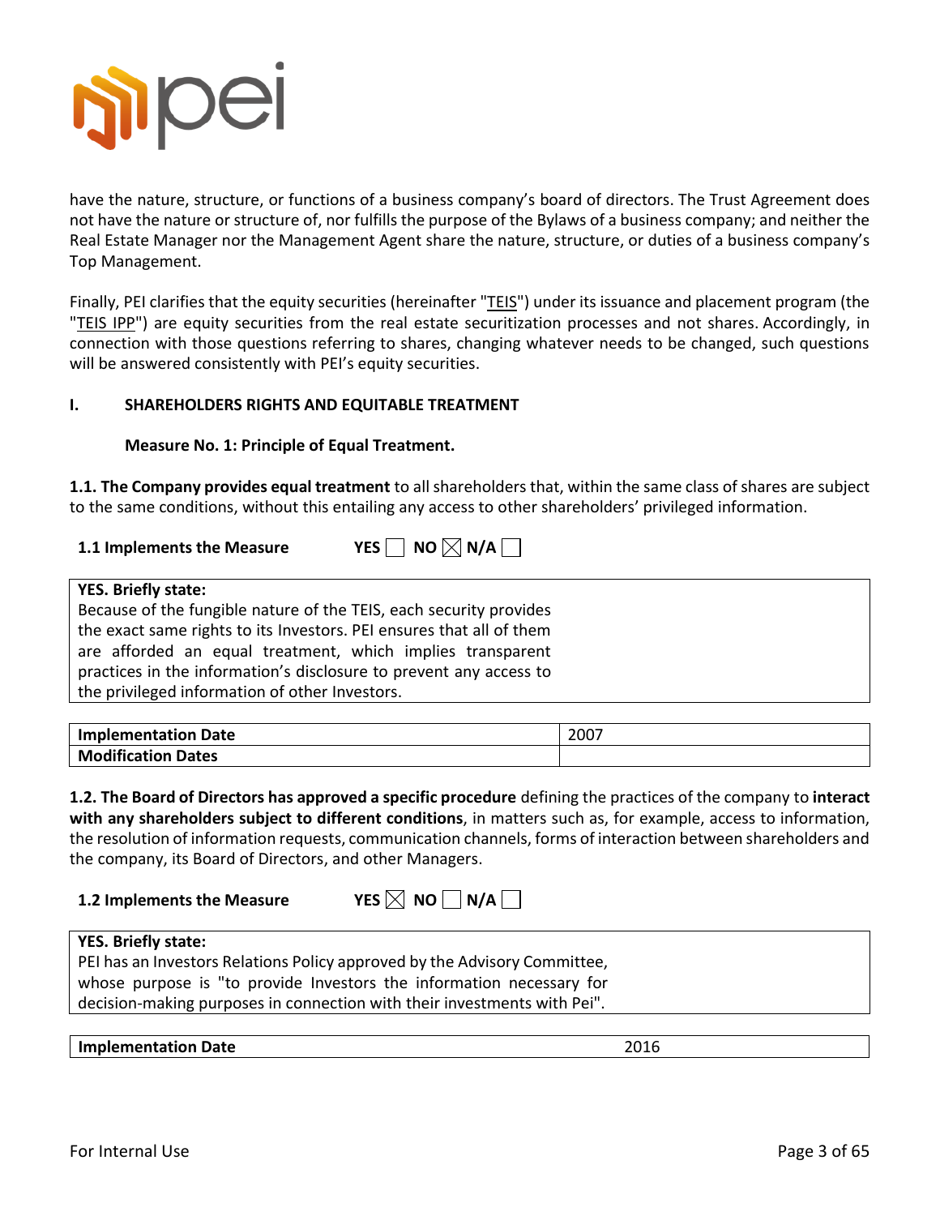have the nature, structure, or functions of a business company's board of directors. The Trust Agreement does not have the nature or structure of, nor fulfills the purpose of the Bylaws of a business company; and neither the Real Estate Manager nor the Management Agent share the nature, structure, or duties of a business company's Top Management.

Finally, PEI clarifies that the equity securities (hereinafter "TEIS") under its issuance and placement program (the "TEIS IPP") are equity securities from the real estate securitization processes and not shares. Accordingly, in connection with those questions referring to shares, changing whatever needs to be changed, such questions will be answered consistently with PEI's equity securities.

## I. SHAREHOLDERS RIGHTS AND EQUITABLE TREATMENT

### Measure No. 1: Principle of Equal Treatment.

**1.1. The Company provides equal treatment** to all shareholders that, within the same class of shares are subject to the same conditions, without this entailing any access to other shareholders' privileged information.

**1.1 Implements the Measure** **YES** ☐ **NO** ☒ **N/A** ☐

| **YES. Briefly state:** |
|---|
| Because of the fungible nature of the TEIS, each security provides the exact same rights to its Investors. PEI ensures that all of them are afforded an equal treatment, which implies transparent practices in the information's disclosure to prevent any access to the privileged information of other Investors. |

| **Implementation Date** | 2007 |
|---|---|
| **Modification Dates** | |

**1.2. The Board of Directors has approved a specific procedure** defining the practices of the company to **interact with any shareholders subject to different conditions**, in matters such as, for example, access to information, the resolution of information requests, communication channels, forms of interaction between shareholders and the company, its Board of Directors, and other Managers.

**1.2 Implements the Measure** **YES** ☒ **NO** ☐ **N/A** ☐

| **YES. Briefly state:** |
|---|
| PEI has an Investors Relations Policy approved by the Advisory Committee, whose purpose is "to provide Investors the information necessary for decision-making purposes in connection with their investments with Pei". |

| **Implementation Date** | 2016 |
|---|---|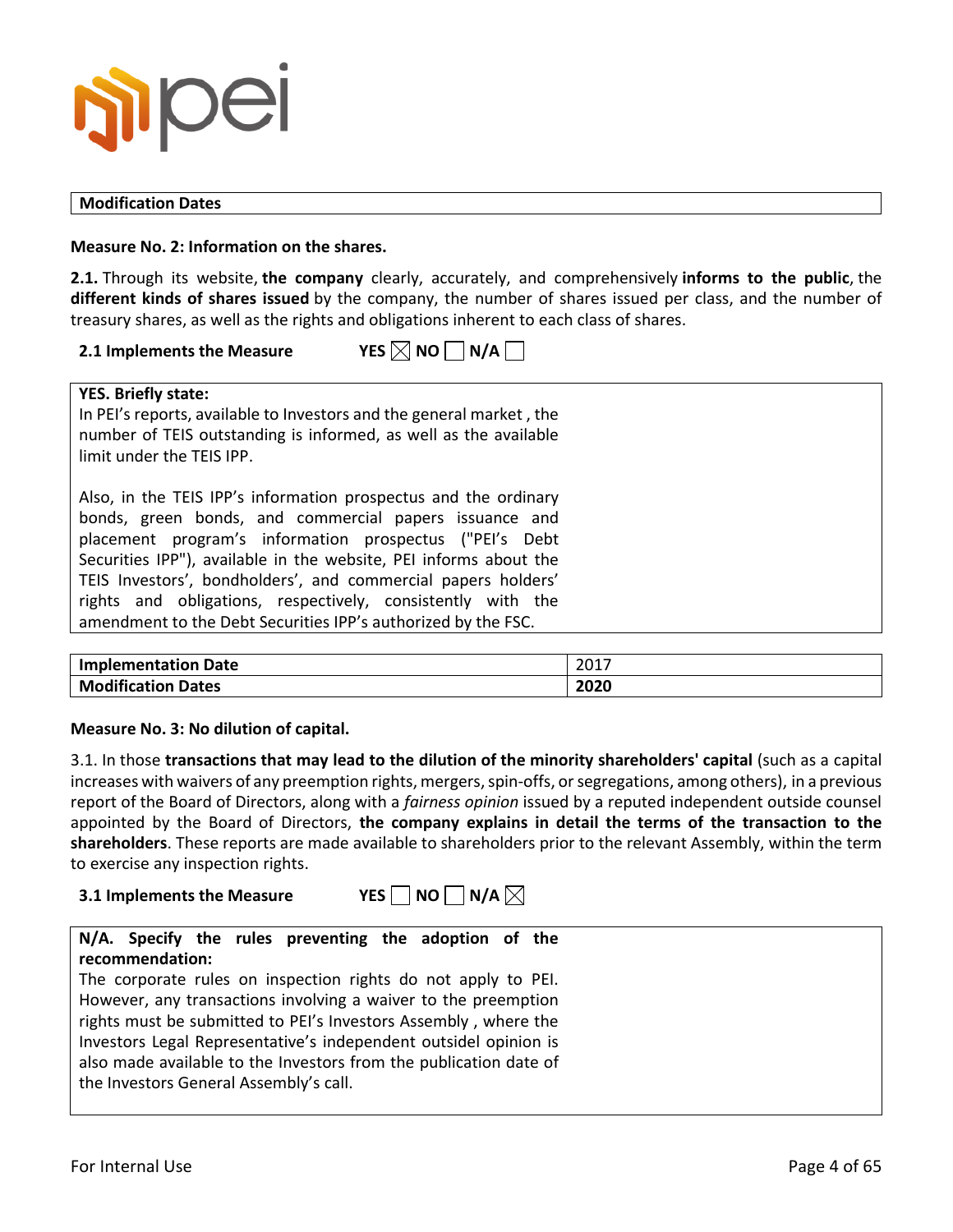| Modification Dates |
|---|

**Measure No. 2: Information on the shares.**

**2.1.** Through its website, **the company** clearly, accurately, and comprehensively **informs to the public**, the **different kinds of shares issued** by the company, the number of shares issued per class, and the number of treasury shares, as well as the rights and obligations inherent to each class of shares.

**2.1 Implements the Measure** YES ☒ NO ☐ N/A ☐

**YES. Briefly state:**
In PEI's reports, available to Investors and the general market , the number of TEIS outstanding is informed, as well as the available limit under the TEIS IPP.

Also, in the TEIS IPP's information prospectus and the ordinary bonds, green bonds, and commercial papers issuance and placement program's information prospectus ("PEI's Debt Securities IPP"), available in the website, PEI informs about the TEIS Investors', bondholders', and commercial papers holders' rights and obligations, respectively, consistently with the amendment to the Debt Securities IPP's authorized by the FSC.

| Implementation Date | 2017 |
|---|---|
| **Modification Dates** | **2020** |

**Measure No. 3: No dilution of capital.**

3.1. In those **transactions that may lead to the dilution of the minority shareholders' capital** (such as a capital increases with waivers of any preemption rights, mergers, spin-offs, or segregations, among others), in a previous report of the Board of Directors, along with a *fairness opinion* issued by a reputed independent outside counsel appointed by the Board of Directors, **the company explains in detail the terms of the transaction to the shareholders**. These reports are made available to shareholders prior to the relevant Assembly, within the term to exercise any inspection rights.

**3.1 Implements the Measure** YES ☐ NO ☐ N/A ☒

**N/A. Specify the rules preventing the adoption of the recommendation:**
The corporate rules on inspection rights do not apply to PEI. However, any transactions involving a waiver to the preemption rights must be submitted to PEI's Investors Assembly , where the Investors Legal Representative's independent outsidel opinion is also made available to the Investors from the publication date of the Investors General Assembly's call.

For Internal Use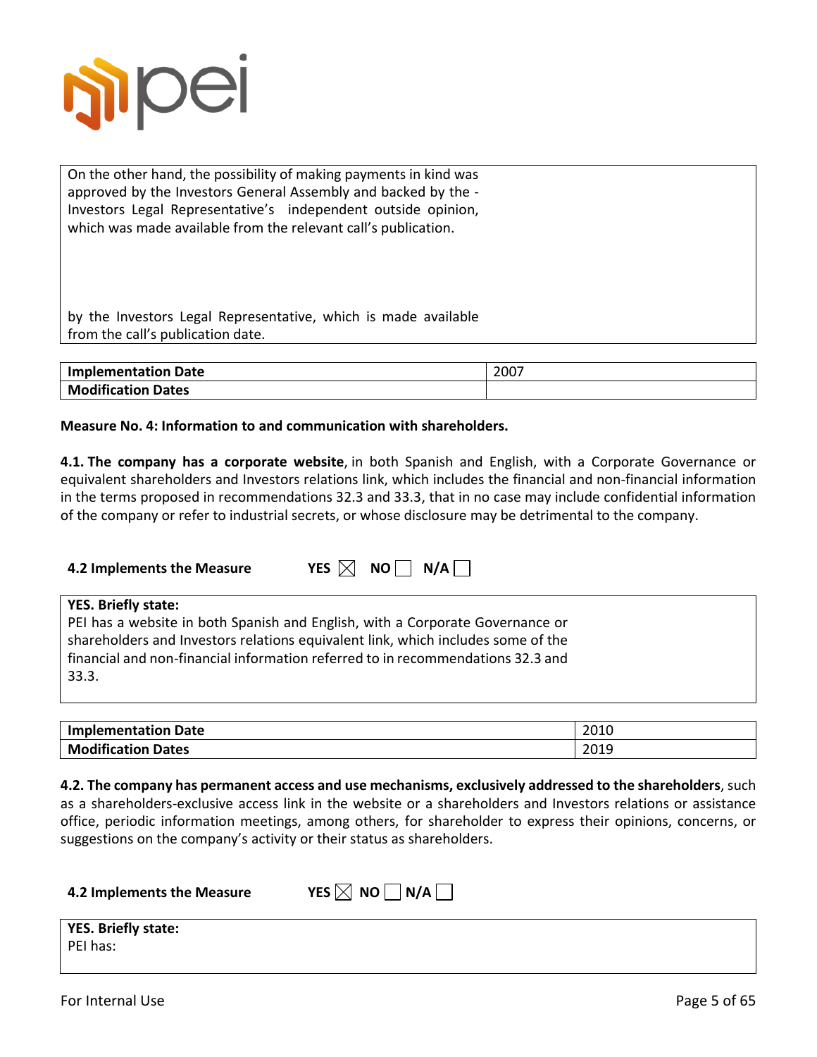| |
|---|
| On the other hand, the possibility of making payments in kind was approved by the Investors General Assembly and backed by the - Investors Legal Representative's independent outside opinion, which was made available from the relevant call's publication.<br><br>by the Investors Legal Representative, which is made available from the call's publication date. |

| Implementation Date | 2007 |
|---|---|
| **Modification Dates** | |

**Measure No. 4: Information to and communication with shareholders.**

**4.1. The company has a corporate website**, in both Spanish and English, with a Corporate Governance or equivalent shareholders and Investors relations link, which includes the financial and non-financial information in the terms proposed in recommendations 32.3 and 33.3, that in no case may include confidential information of the company or refer to industrial secrets, or whose disclosure may be detrimental to the company.

**4.2 Implements the Measure** YES ☒ NO ☐ N/A ☐

| |
|---|
| **YES. Briefly state:**<br>PEI has a website in both Spanish and English, with a Corporate Governance or shareholders and Investors relations equivalent link, which includes some of the financial and non-financial information referred to in recommendations 32.3 and 33.3. |

| Implementation Date | 2010 |
|---|---|
| **Modification Dates** | 2019 |

**4.2. The company has permanent access and use mechanisms, exclusively addressed to the shareholders**, such as a shareholders-exclusive access link in the website or a shareholders and Investors relations or assistance office, periodic information meetings, among others, for shareholder to express their opinions, concerns, or suggestions on the company's activity or their status as shareholders.

**4.2 Implements the Measure** YES ☒ NO ☐ N/A ☐

| |
|---|
| **YES. Briefly state:**<br>PEI has: |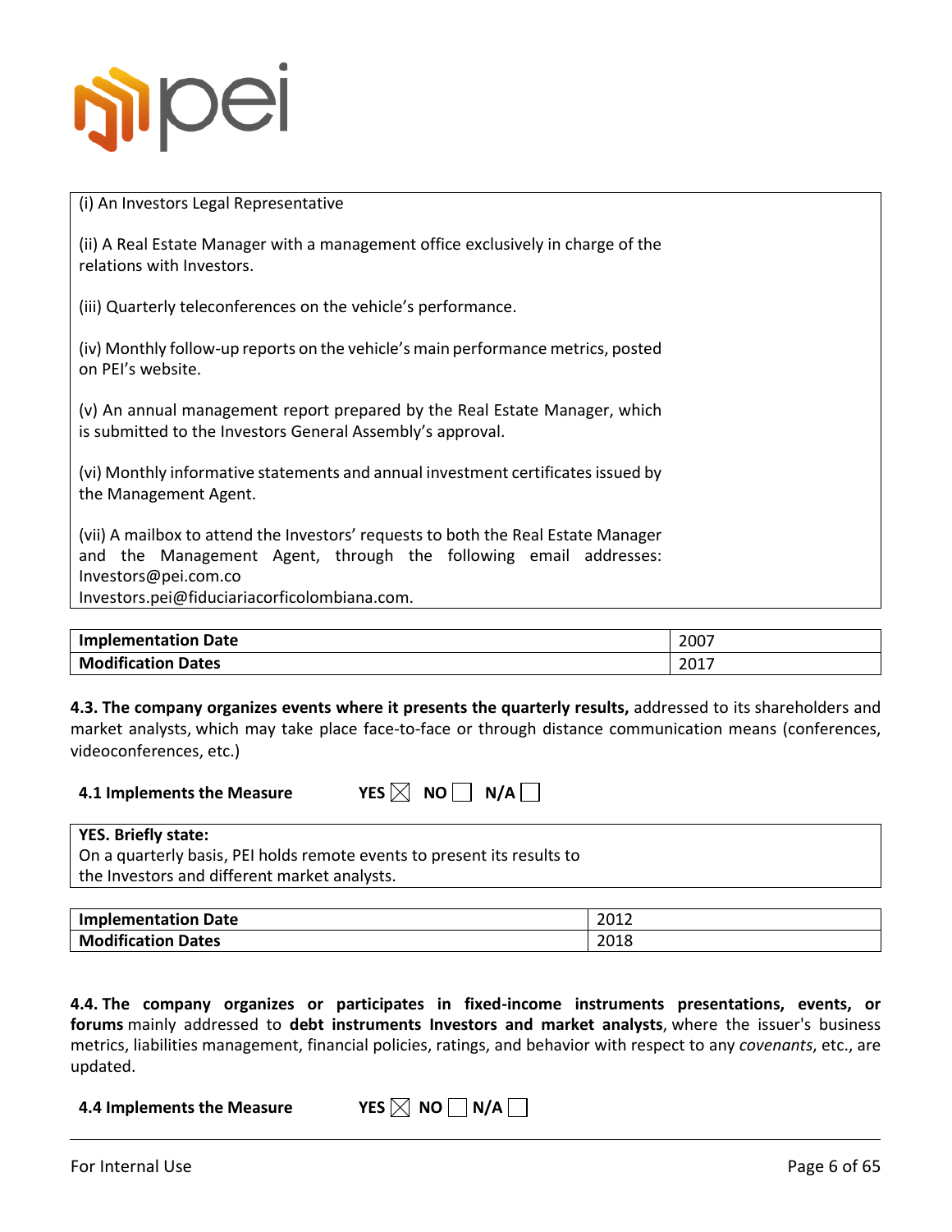(i) An Investors Legal Representative

(ii) A Real Estate Manager with a management office exclusively in charge of the relations with Investors.

(iii) Quarterly teleconferences on the vehicle's performance.

(iv) Monthly follow-up reports on the vehicle's main performance metrics, posted on PEI's website.

(v) An annual management report prepared by the Real Estate Manager, which is submitted to the Investors General Assembly's approval.

(vi) Monthly informative statements and annual investment certificates issued by the Management Agent.

(vii) A mailbox to attend the Investors' requests to both the Real Estate Manager and the Management Agent, through the following email addresses: Investors@pei.com.co
Investors.pei@fiduciariacorficolombiana.com.

| **Implementation Date** | 2007 |
|---|---|
| **Modification Dates** | 2017 |

**4.3. The company organizes events where it presents the quarterly results,** addressed to its shareholders and market analysts, which may take place face-to-face or through distance communication means (conferences, videoconferences, etc.)

**4.1 Implements the Measure** **YES** ☒ **NO** ☐ **N/A** ☐

**YES. Briefly state:**
On a quarterly basis, PEI holds remote events to present its results to the Investors and different market analysts.

| **Implementation Date** | 2012 |
|---|---|
| **Modification Dates** | 2018 |

**4.4. The company organizes or participates in fixed-income instruments presentations, events, or forums** mainly addressed to **debt instruments Investors and market analysts**, where the issuer's business metrics, liabilities management, financial policies, ratings, and behavior with respect to any *covenants*, etc., are updated.

**4.4 Implements the Measure** **YES** ☒ **NO** ☐ **N/A** ☐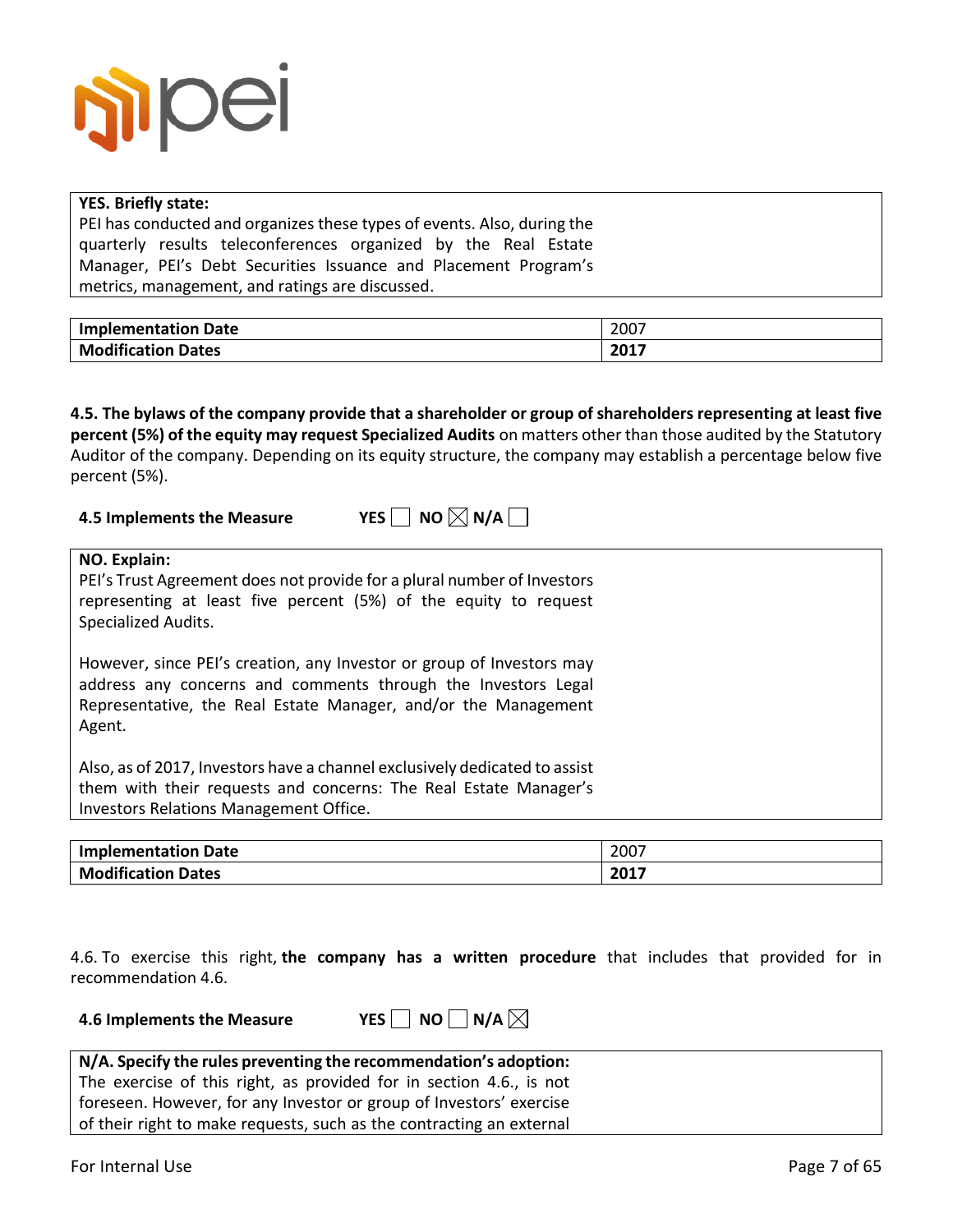**YES. Briefly state:**
PEI has conducted and organizes these types of events. Also, during the quarterly results teleconferences organized by the Real Estate Manager, PEI's Debt Securities Issuance and Placement Program's metrics, management, and ratings are discussed.

| **Implementation Date** | 2007 |
|---|---|
| **Modification Dates** | **2017** |

**4.5. The bylaws of the company provide that a shareholder or group of shareholders representing at least five percent (5%) of the equity may request Specialized Audits** on matters other than those audited by the Statutory Auditor of the company. Depending on its equity structure, the company may establish a percentage below five percent (5%).

**4.5 Implements the Measure** YES ☐ NO ☒ N/A ☐

**NO. Explain:**
PEI's Trust Agreement does not provide for a plural number of Investors representing at least five percent (5%) of the equity to request Specialized Audits.

However, since PEI's creation, any Investor or group of Investors may address any concerns and comments through the Investors Legal Representative, the Real Estate Manager, and/or the Management Agent.

Also, as of 2017, Investors have a channel exclusively dedicated to assist them with their requests and concerns: The Real Estate Manager's Investors Relations Management Office.

| **Implementation Date** | 2007 |
|---|---|
| **Modification Dates** | **2017** |

4.6. To exercise this right, **the company has a written procedure** that includes that provided for in recommendation 4.6.

**4.6 Implements the Measure** YES ☐ NO ☐ N/A ☒

**N/A. Specify the rules preventing the recommendation's adoption:**
The exercise of this right, as provided for in section 4.6., is not foreseen. However, for any Investor or group of Investors' exercise of their right to make requests, such as the contracting an external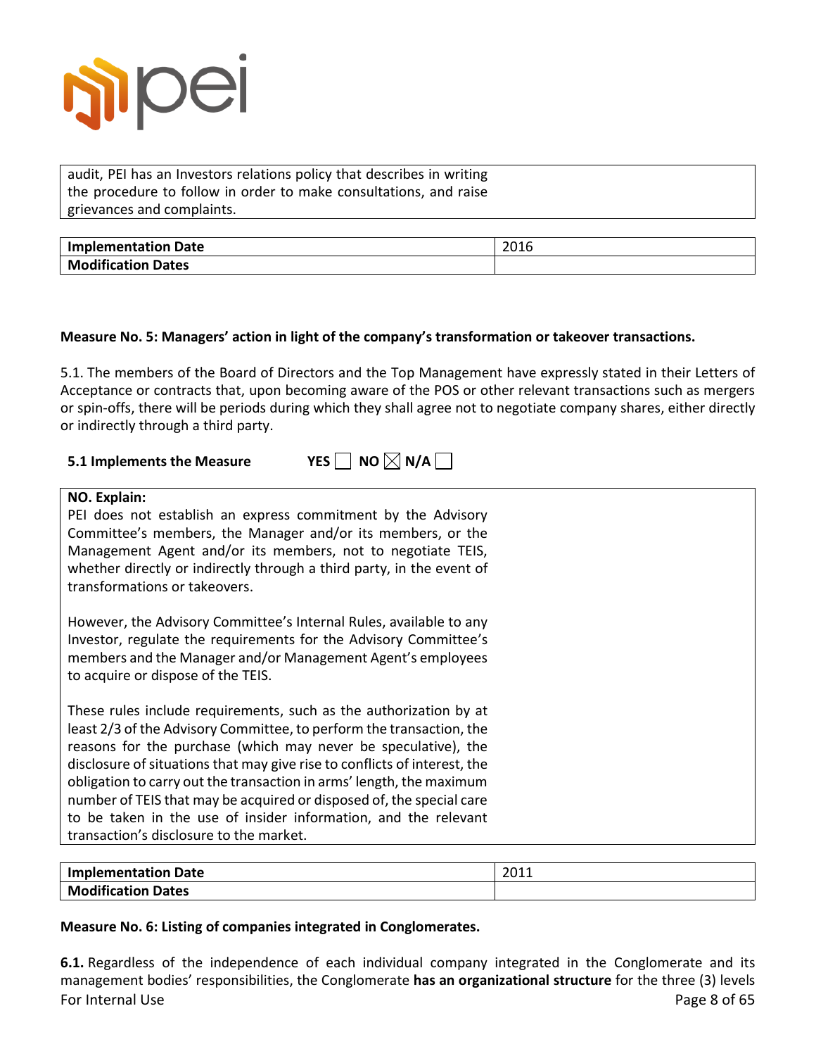audit, PEI has an Investors relations policy that describes in writing the procedure to follow in order to make consultations, and raise grievances and complaints.

| **Implementation Date** | 2016 |
|---|---|
| **Modification Dates** | |

**Measure No. 5: Managers' action in light of the company's transformation or takeover transactions.**

5.1. The members of the Board of Directors and the Top Management have expressly stated in their Letters of Acceptance or contracts that, upon becoming aware of the POS or other relevant transactions such as mergers or spin-offs, there will be periods during which they shall agree not to negotiate company shares, either directly or indirectly through a third party.

**5.1 Implements the Measure** **YES** ☐ **NO** ☒ **N/A** ☐

**NO. Explain:**

PEI does not establish an express commitment by the Advisory Committee's members, the Manager and/or its members, or the Management Agent and/or its members, not to negotiate TEIS, whether directly or indirectly through a third party, in the event of transformations or takeovers.

However, the Advisory Committee's Internal Rules, available to any Investor, regulate the requirements for the Advisory Committee's members and the Manager and/or Management Agent's employees to acquire or dispose of the TEIS.

These rules include requirements, such as the authorization by at least 2/3 of the Advisory Committee, to perform the transaction, the reasons for the purchase (which may never be speculative), the disclosure of situations that may give rise to conflicts of interest, the obligation to carry out the transaction in arms' length, the maximum number of TEIS that may be acquired or disposed of, the special care to be taken in the use of insider information, and the relevant transaction's disclosure to the market.

| **Implementation Date** | 2011 |
|---|---|
| **Modification Dates** | |

**Measure No. 6: Listing of companies integrated in Conglomerates.**

**6.1.** Regardless of the independence of each individual company integrated in the Conglomerate and its management bodies' responsibilities, the Conglomerate **has an organizational structure** for the three (3) levels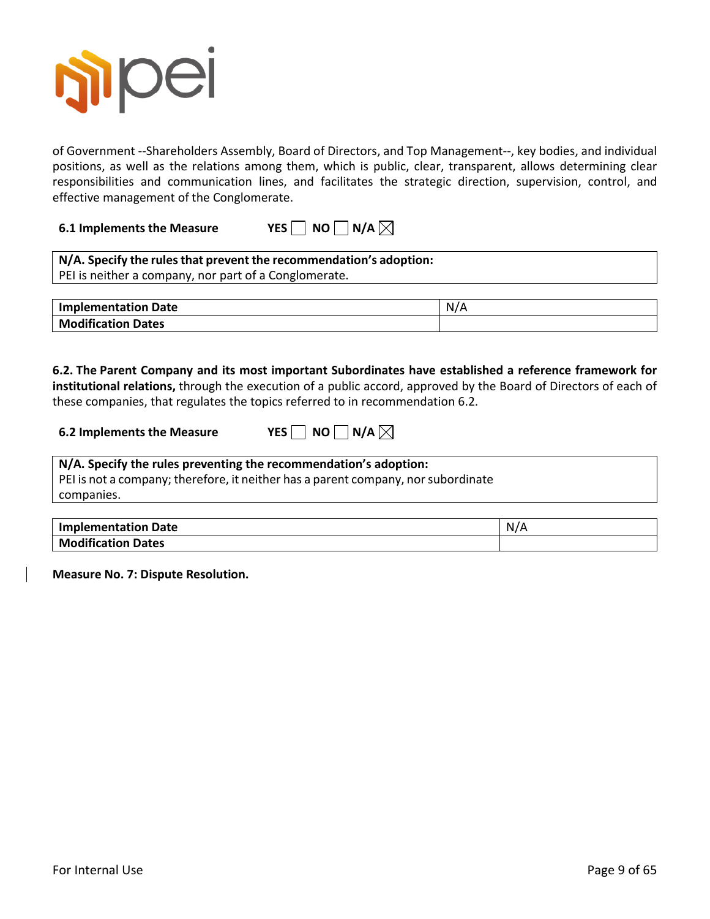of Government --Shareholders Assembly, Board of Directors, and Top Management--, key bodies, and individual positions, as well as the relations among them, which is public, clear, transparent, allows determining clear responsibilities and communication lines, and facilitates the strategic direction, supervision, control, and effective management of the Conglomerate.

**6.1 Implements the Measure** **YES** ☐ **NO** ☐ **N/A** ☒

| **N/A. Specify the rules that prevent the recommendation's adoption:**<br>PEI is neither a company, nor part of a Conglomerate. |
|---|

| **Implementation Date** | N/A |
|---|---|
| **Modification Dates** | |

**6.2. The Parent Company and its most important Subordinates have established a reference framework for institutional relations,** through the execution of a public accord, approved by the Board of Directors of each of these companies, that regulates the topics referred to in recommendation 6.2.

**6.2 Implements the Measure** **YES** ☐ **NO** ☐ **N/A** ☒

| **N/A. Specify the rules preventing the recommendation's adoption:**<br>PEI is not a company; therefore, it neither has a parent company, nor subordinate companies. |
|---|

| **Implementation Date** | N/A |
|---|---|
| **Modification Dates** | |

**Measure No. 7: Dispute Resolution.**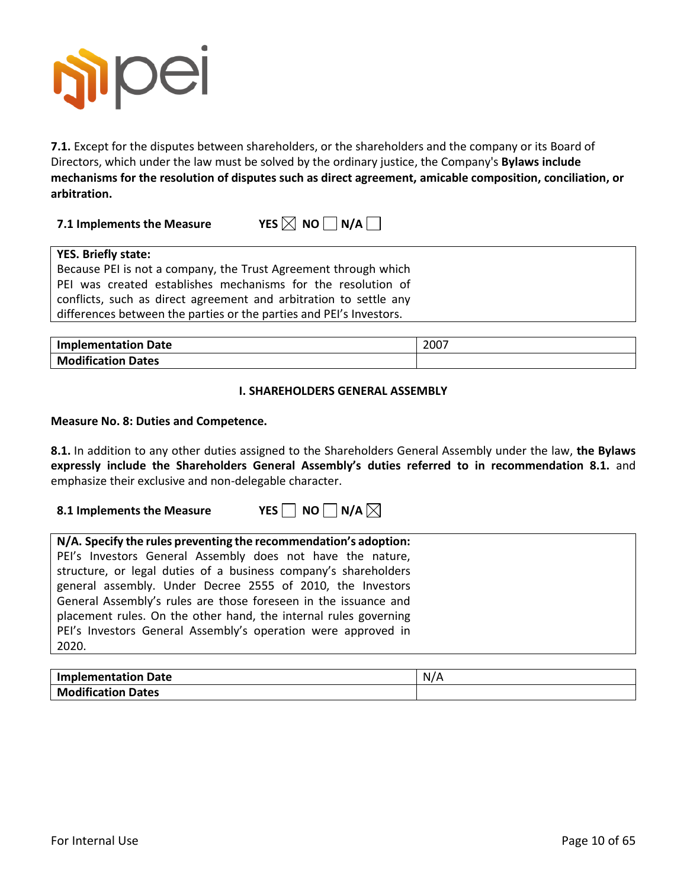**7.1.** Except for the disputes between shareholders, or the shareholders and the company or its Board of Directors, which under the law must be solved by the ordinary justice, the Company's **Bylaws include mechanisms for the resolution of disputes such as direct agreement, amicable composition, conciliation, or arbitration.**

**7.1 Implements the Measure** **YES** ☒ **NO** ☐ **N/A** ☐

| **YES. Briefly state:** Because PEI is not a company, the Trust Agreement through which PEI was created establishes mechanisms for the resolution of conflicts, such as direct agreement and arbitration to settle any differences between the parties or the parties and PEI's Investors. |
|---|

| **Implementation Date** | 2007 |
|---|---|
| **Modification Dates** | |

**I. SHAREHOLDERS GENERAL ASSEMBLY**

**Measure No. 8: Duties and Competence.**

**8.1.** In addition to any other duties assigned to the Shareholders General Assembly under the law, **the Bylaws expressly include the Shareholders General Assembly's duties referred to in recommendation 8.1.** and emphasize their exclusive and non-delegable character.

**8.1 Implements the Measure** **YES** ☐ **NO** ☐ **N/A** ☒

| **N/A. Specify the rules preventing the recommendation's adoption:** PEI's Investors General Assembly does not have the nature, structure, or legal duties of a business company's shareholders general assembly. Under Decree 2555 of 2010, the Investors General Assembly's rules are those foreseen in the issuance and placement rules. On the other hand, the internal rules governing PEI's Investors General Assembly's operation were approved in 2020. |
|---|

| **Implementation Date** | N/A |
|---|---|
| **Modification Dates** | |

For Internal Use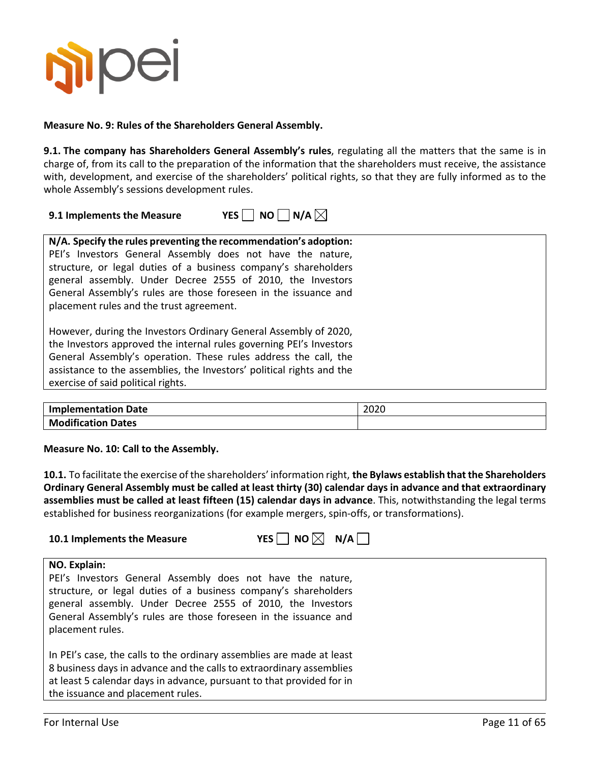**Measure No. 9: Rules of the Shareholders General Assembly.**

**9.1. The company has Shareholders General Assembly's rules**, regulating all the matters that the same is in charge of, from its call to the preparation of the information that the shareholders must receive, the assistance with, development, and exercise of the shareholders' political rights, so that they are fully informed as to the whole Assembly's sessions development rules.

**9.1 Implements the Measure** YES ☐ NO ☐ N/A ☒

| **N/A. Specify the rules preventing the recommendation's adoption:** PEI's Investors General Assembly does not have the nature, structure, or legal duties of a business company's shareholders general assembly. Under Decree 2555 of 2010, the Investors General Assembly's rules are those foreseen in the issuance and placement rules and the trust agreement.<br><br>However, during the Investors Ordinary General Assembly of 2020, the Investors approved the internal rules governing PEI's Investors General Assembly's operation. These rules address the call, the assistance to the assemblies, the Investors' political rights and the exercise of said political rights. |
|---|

| **Implementation Date** | 2020 |
|---|---|
| **Modification Dates** | |

**Measure No. 10: Call to the Assembly.**

**10.1.** To facilitate the exercise of the shareholders' information right, **the Bylaws establish that the Shareholders Ordinary General Assembly must be called at least thirty (30) calendar days in advance and that extraordinary assemblies must be called at least fifteen (15) calendar days in advance**. This, notwithstanding the legal terms established for business reorganizations (for example mergers, spin-offs, or transformations).

**10.1 Implements the Measure** YES ☐ NO ☒ N/A ☐

| **NO. Explain:** PEI's Investors General Assembly does not have the nature, structure, or legal duties of a business company's shareholders general assembly. Under Decree 2555 of 2010, the Investors General Assembly's rules are those foreseen in the issuance and placement rules.<br><br>In PEI's case, the calls to the ordinary assemblies are made at least 8 business days in advance and the calls to extraordinary assemblies at least 5 calendar days in advance, pursuant to that provided for in the issuance and placement rules. |
|---|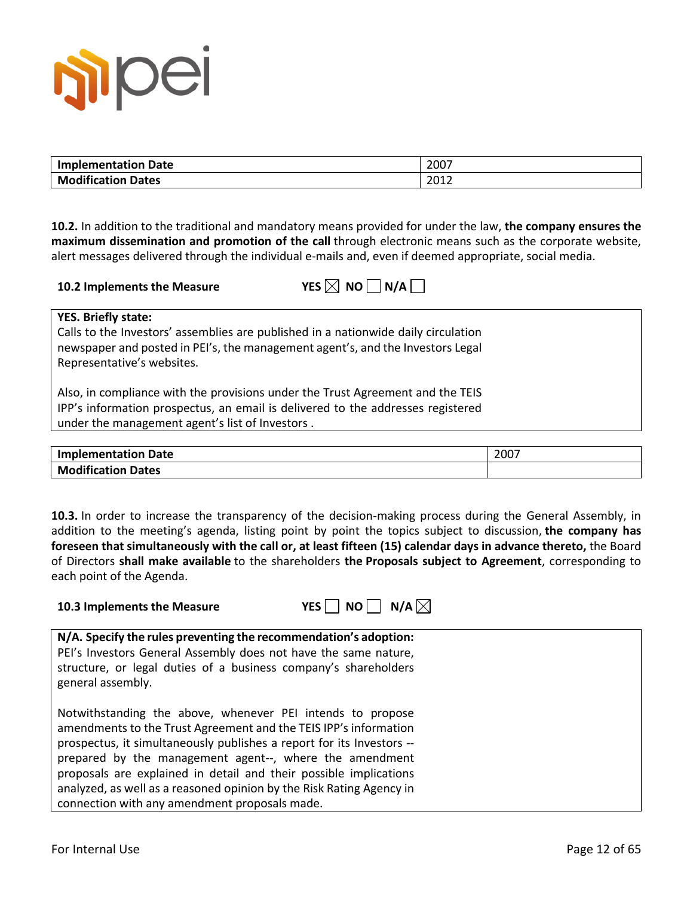| Implementation Date | 2007 |
| --- | --- |
| **Modification Dates** | 2012 |

**10.2.** In addition to the traditional and mandatory means provided for under the law, **the company ensures the maximum dissemination and promotion of the call** through electronic means such as the corporate website, alert messages delivered through the individual e-mails and, even if deemed appropriate, social media.

**10.2 Implements the Measure** YES ☒ NO ☐ N/A ☐

| **YES. Briefly state:**<br>Calls to the Investors' assemblies are published in a nationwide daily circulation newspaper and posted in PEI's, the management agent's, and the Investors Legal Representative's websites.<br><br>Also, in compliance with the provisions under the Trust Agreement and the TEIS IPP's information prospectus, an email is delivered to the addresses registered under the management agent's list of Investors . |
| --- |

| Implementation Date | 2007 |
| --- | --- |
| **Modification Dates** | |

**10.3.** In order to increase the transparency of the decision-making process during the General Assembly, in addition to the meeting's agenda, listing point by point the topics subject to discussion, **the company has foreseen that simultaneously with the call or, at least fifteen (15) calendar days in advance thereto,** the Board of Directors **shall make available** to the shareholders **the Proposals subject to Agreement**, corresponding to each point of the Agenda.

**10.3 Implements the Measure** YES ☐ NO ☐ N/A ☒

| **N/A. Specify the rules preventing the recommendation's adoption:**<br>PEI's Investors General Assembly does not have the same nature, structure, or legal duties of a business company's shareholders general assembly.<br><br>Notwithstanding the above, whenever PEI intends to propose amendments to the Trust Agreement and the TEIS IPP's information prospectus, it simultaneously publishes a report for its Investors -- prepared by the management agent--, where the amendment proposals are explained in detail and their possible implications analyzed, as well as a reasoned opinion by the Risk Rating Agency in connection with any amendment proposals made. |
| --- |

For Internal Use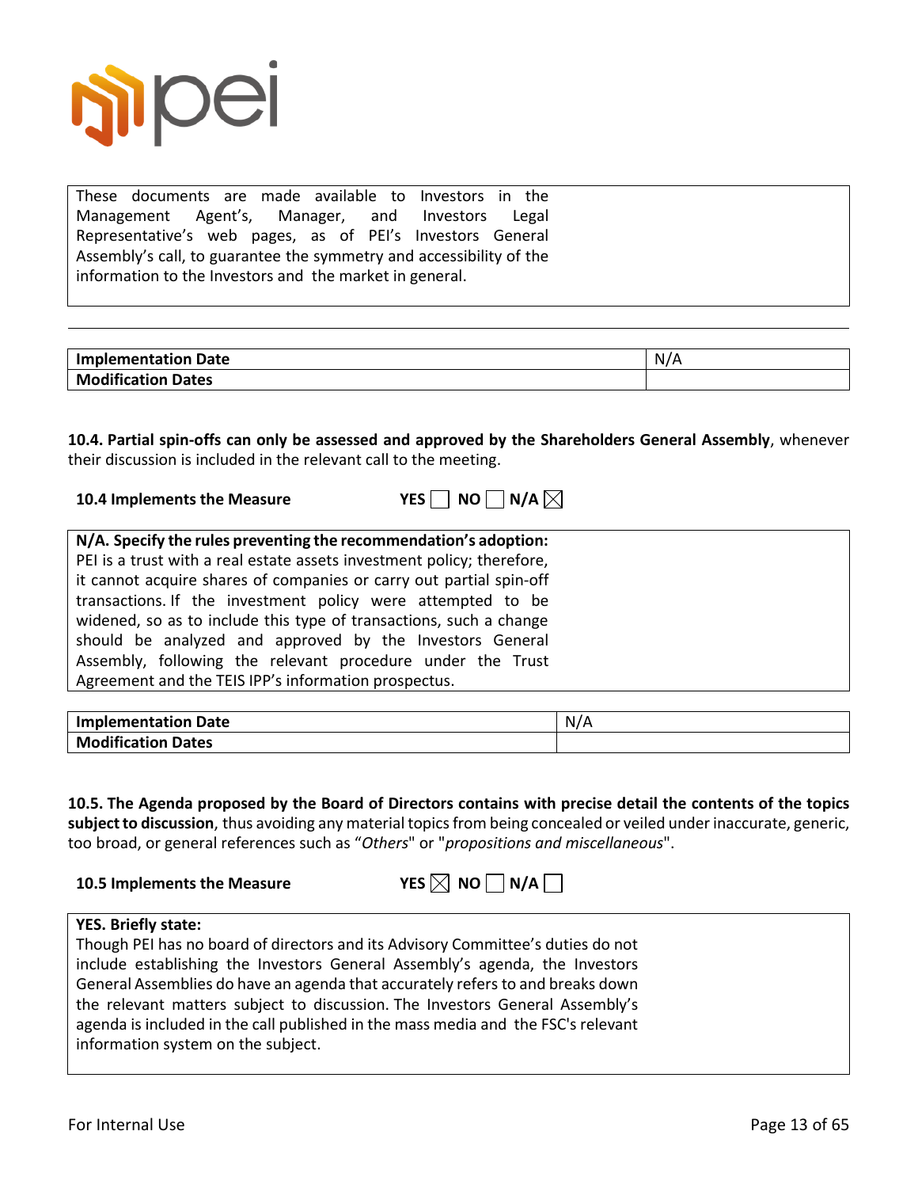These documents are made available to Investors in the Management Agent's, Manager, and Investors Legal Representative's web pages, as of PEI's Investors General Assembly's call, to guarantee the symmetry and accessibility of the information to the Investors and the market in general.

| Implementation Date | N/A |
|---|---|
| Modification Dates | |

**10.4. Partial spin-offs can only be assessed and approved by the Shareholders General Assembly**, whenever their discussion is included in the relevant call to the meeting.

**10.4 Implements the Measure** **YES** ☐ **NO** ☐ **N/A** ☒

**N/A. Specify the rules preventing the recommendation's adoption:**
PEI is a trust with a real estate assets investment policy; therefore, it cannot acquire shares of companies or carry out partial spin-off transactions. If the investment policy were attempted to be widened, so as to include this type of transactions, such a change should be analyzed and approved by the Investors General Assembly, following the relevant procedure under the Trust Agreement and the TEIS IPP's information prospectus.

| Implementation Date | N/A |
|---|---|
| Modification Dates | |

**10.5. The Agenda proposed by the Board of Directors contains with precise detail the contents of the topics subject to discussion**, thus avoiding any material topics from being concealed or veiled under inaccurate, generic, too broad, or general references such as "*Others*" or "*propositions and miscellaneous*".

**10.5 Implements the Measure** **YES** ☒ **NO** ☐ **N/A** ☐

**YES. Briefly state:**
Though PEI has no board of directors and its Advisory Committee's duties do not include establishing the Investors General Assembly's agenda, the Investors General Assemblies do have an agenda that accurately refers to and breaks down the relevant matters subject to discussion. The Investors General Assembly's agenda is included in the call published in the mass media and the FSC's relevant information system on the subject.

For Internal Use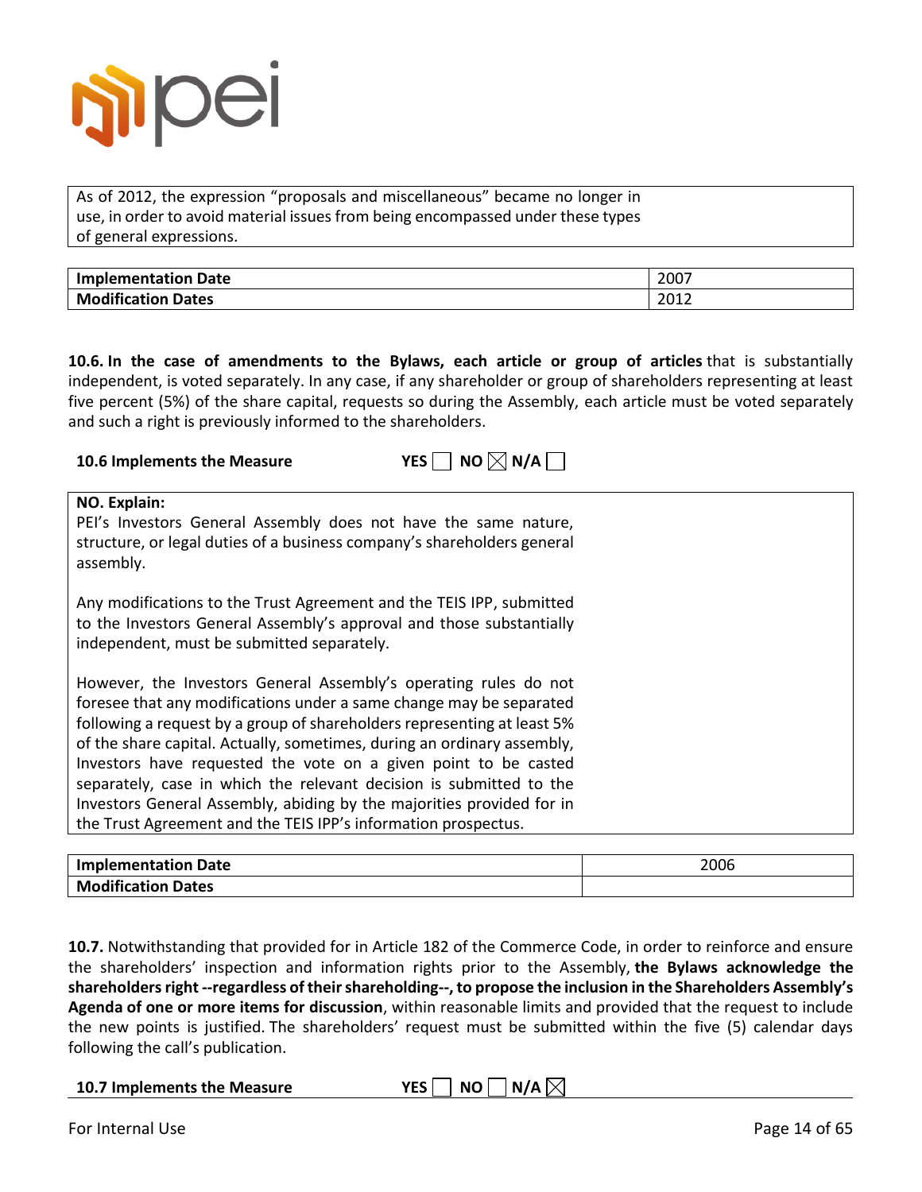| As of 2012, the expression "proposals and miscellaneous" became no longer in use, in order to avoid material issues from being encompassed under these types of general expressions. |
|---|

| Implementation Date | 2007 |
|---|---|
| **Modification Dates** | 2012 |

**10.6. In the case of amendments to the Bylaws, each article or group of articles** that is substantially independent, is voted separately. In any case, if any shareholder or group of shareholders representing at least five percent (5%) of the share capital, requests so during the Assembly, each article must be voted separately and such a right is previously informed to the shareholders.

**10.6 Implements the Measure** YES ☐ NO ☒ N/A ☐

**NO. Explain:**

PEI's Investors General Assembly does not have the same nature, structure, or legal duties of a business company's shareholders general assembly.

Any modifications to the Trust Agreement and the TEIS IPP, submitted to the Investors General Assembly's approval and those substantially independent, must be submitted separately.

However, the Investors General Assembly's operating rules do not foresee that any modifications under a same change may be separated following a request by a group of shareholders representing at least 5% of the share capital. Actually, sometimes, during an ordinary assembly, Investors have requested the vote on a given point to be casted separately, case in which the relevant decision is submitted to the Investors General Assembly, abiding by the majorities provided for in the Trust Agreement and the TEIS IPP's information prospectus.

| Implementation Date | 2006 |
|---|---|
| **Modification Dates** | |

**10.7.** Notwithstanding that provided for in Article 182 of the Commerce Code, in order to reinforce and ensure the shareholders' inspection and information rights prior to the Assembly, **the Bylaws acknowledge the shareholders right --regardless of their shareholding--, to propose the inclusion in the Shareholders Assembly's Agenda of one or more items for discussion**, within reasonable limits and provided that the request to include the new points is justified. The shareholders' request must be submitted within the five (5) calendar days following the call's publication.

**10.7 Implements the Measure** YES ☐ NO ☐ N/A ☒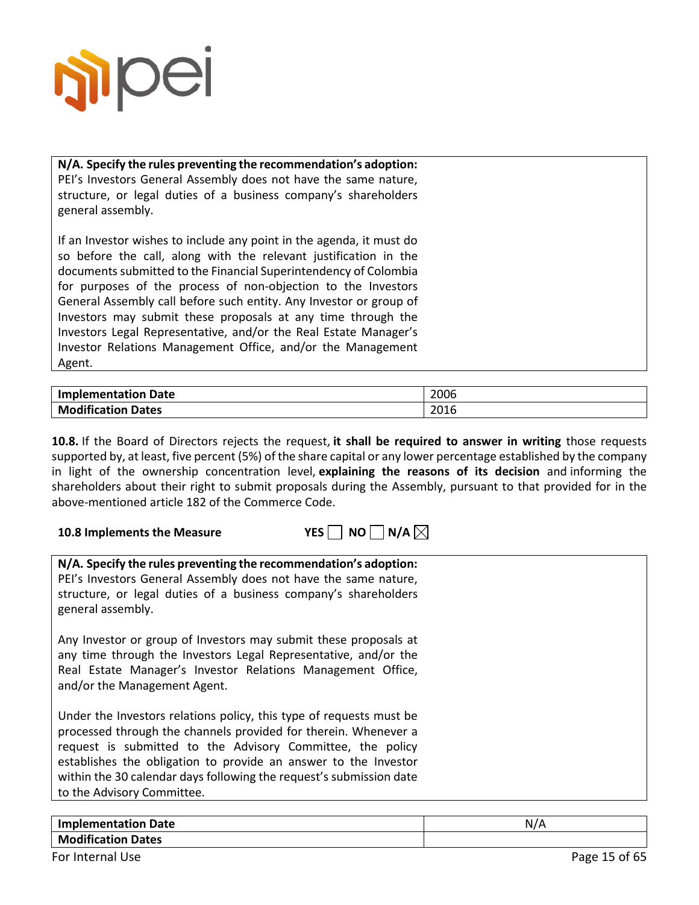**N/A. Specify the rules preventing the recommendation's adoption:**
PEI's Investors General Assembly does not have the same nature, structure, or legal duties of a business company's shareholders general assembly.

If an Investor wishes to include any point in the agenda, it must do so before the call, along with the relevant justification in the documents submitted to the Financial Superintendency of Colombia for purposes of the process of non-objection to the Investors General Assembly call before such entity. Any Investor or group of Investors may submit these proposals at any time through the Investors Legal Representative, and/or the Real Estate Manager's Investor Relations Management Office, and/or the Management Agent.

| **Implementation Date** | 2006 |
|---|---|
| **Modification Dates** | 2016 |

**10.8.** If the Board of Directors rejects the request, **it shall be required to answer in writing** those requests supported by, at least, five percent (5%) of the share capital or any lower percentage established by the company in light of the ownership concentration level, **explaining the reasons of its decision** and informing the shareholders about their right to submit proposals during the Assembly, pursuant to that provided for in the above-mentioned article 182 of the Commerce Code.

**10.8 Implements the Measure** **YES** ☐ **NO** ☐ **N/A** ☒

**N/A. Specify the rules preventing the recommendation's adoption:**
PEI's Investors General Assembly does not have the same nature, structure, or legal duties of a business company's shareholders general assembly.

Any Investor or group of Investors may submit these proposals at any time through the Investors Legal Representative, and/or the Real Estate Manager's Investor Relations Management Office, and/or the Management Agent.

Under the Investors relations policy, this type of requests must be processed through the channels provided for therein. Whenever a request is submitted to the Advisory Committee, the policy establishes the obligation to provide an answer to the Investor within the 30 calendar days following the request's submission date to the Advisory Committee.

| **Implementation Date** | N/A |
|---|---|
| **Modification Dates** | |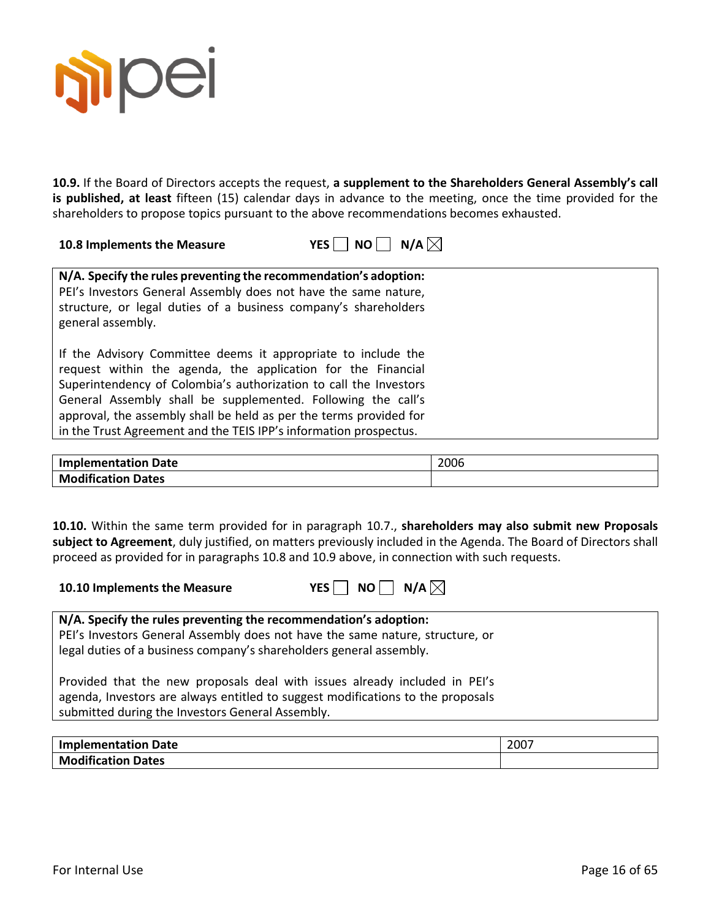**10.9.** If the Board of Directors accepts the request, **a supplement to the Shareholders General Assembly's call is published, at least** fifteen (15) calendar days in advance to the meeting, once the time provided for the shareholders to propose topics pursuant to the above recommendations becomes exhausted.

**10.8 Implements the Measure** YES ☐ NO ☐ N/A ☒

| **N/A. Specify the rules preventing the recommendation's adoption:** PEI's Investors General Assembly does not have the same nature, structure, or legal duties of a business company's shareholders general assembly.<br><br>If the Advisory Committee deems it appropriate to include the request within the agenda, the application for the Financial Superintendency of Colombia's authorization to call the Investors General Assembly shall be supplemented. Following the call's approval, the assembly shall be held as per the terms provided for in the Trust Agreement and the TEIS IPP's information prospectus. |
|---|

| **Implementation Date** | 2006 |
|---|---|
| **Modification Dates** | |

**10.10.** Within the same term provided for in paragraph 10.7., **shareholders may also submit new Proposals subject to Agreement**, duly justified, on matters previously included in the Agenda. The Board of Directors shall proceed as provided for in paragraphs 10.8 and 10.9 above, in connection with such requests.

**10.10 Implements the Measure** YES ☐ NO ☐ N/A ☒

| **N/A. Specify the rules preventing the recommendation's adoption:** PEI's Investors General Assembly does not have the same nature, structure, or legal duties of a business company's shareholders general assembly.<br><br>Provided that the new proposals deal with issues already included in PEI's agenda, Investors are always entitled to suggest modifications to the proposals submitted during the Investors General Assembly. |
|---|

| **Implementation Date** | 2007 |
|---|---|
| **Modification Dates** | |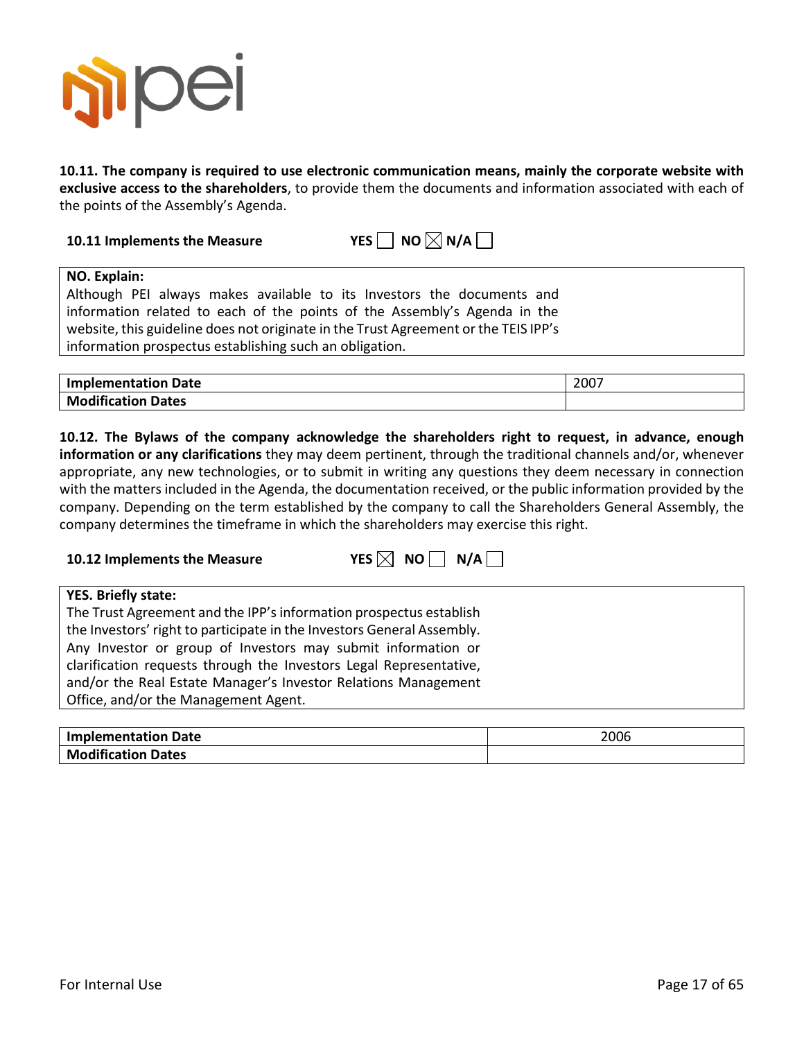**10.11. The company is required to use electronic communication means, mainly the corporate website with exclusive access to the shareholders**, to provide them the documents and information associated with each of the points of the Assembly's Agenda.

**10.11 Implements the Measure** YES ☐ NO ☒ N/A ☐

| **NO. Explain:** |
|---|
| Although PEI always makes available to its Investors the documents and information related to each of the points of the Assembly's Agenda in the website, this guideline does not originate in the Trust Agreement or the TEIS IPP's information prospectus establishing such an obligation. |

| **Implementation Date** | 2007 |
|---|---|
| **Modification Dates** | |

**10.12. The Bylaws of the company acknowledge the shareholders right to request, in advance, enough information or any clarifications** they may deem pertinent, through the traditional channels and/or, whenever appropriate, any new technologies, or to submit in writing any questions they deem necessary in connection with the matters included in the Agenda, the documentation received, or the public information provided by the company. Depending on the term established by the company to call the Shareholders General Assembly, the company determines the timeframe in which the shareholders may exercise this right.

**10.12 Implements the Measure** YES ☒ NO ☐ N/A ☐

| **YES. Briefly state:** |
|---|
| The Trust Agreement and the IPP's information prospectus establish the Investors' right to participate in the Investors General Assembly. Any Investor or group of Investors may submit information or clarification requests through the Investors Legal Representative, and/or the Real Estate Manager's Investor Relations Management Office, and/or the Management Agent. |

| **Implementation Date** | 2006 |
|---|---|
| **Modification Dates** | |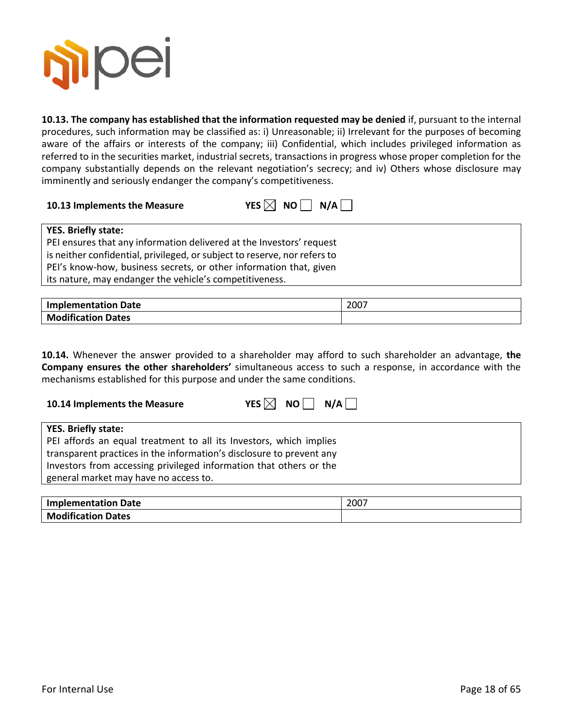**10.13. The company has established that the information requested may be denied** if, pursuant to the internal procedures, such information may be classified as: i) Unreasonable; ii) Irrelevant for the purposes of becoming aware of the affairs or interests of the company; iii) Confidential, which includes privileged information as referred to in the securities market, industrial secrets, transactions in progress whose proper completion for the company substantially depends on the relevant negotiation's secrecy; and iv) Others whose disclosure may imminently and seriously endanger the company's competitiveness.

**10.13 Implements the Measure** **YES** ☒ **NO** ☐ **N/A** ☐

| **YES. Briefly state:** |
|---|
| PEI ensures that any information delivered at the Investors' request is neither confidential, privileged, or subject to reserve, nor refers to PEI's know-how, business secrets, or other information that, given its nature, may endanger the vehicle's competitiveness. |

| **Implementation Date** | 2007 |
|---|---|
| **Modification Dates** | |

**10.14.** Whenever the answer provided to a shareholder may afford to such shareholder an advantage, **the Company ensures the other shareholders'** simultaneous access to such a response, in accordance with the mechanisms established for this purpose and under the same conditions.

**10.14 Implements the Measure** **YES** ☒ **NO** ☐ **N/A** ☐

| **YES. Briefly state:** |
|---|
| PEI affords an equal treatment to all its Investors, which implies transparent practices in the information's disclosure to prevent any Investors from accessing privileged information that others or the general market may have no access to. |

| **Implementation Date** | 2007 |
|---|---|
| **Modification Dates** | |

For Internal Use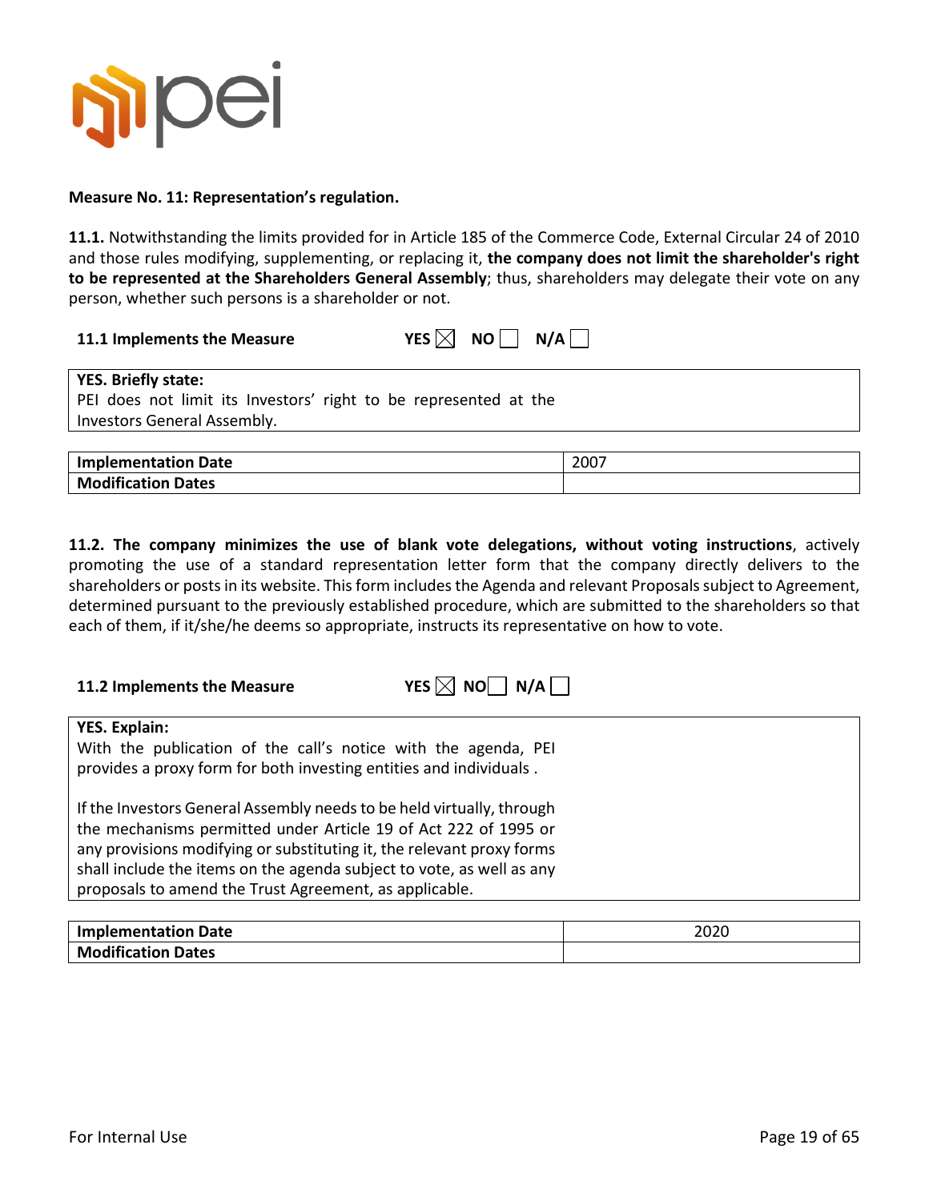**Measure No. 11: Representation's regulation.**

**11.1.** Notwithstanding the limits provided for in Article 185 of the Commerce Code, External Circular 24 of 2010 and those rules modifying, supplementing, or replacing it, **the company does not limit the shareholder's right to be represented at the Shareholders General Assembly**; thus, shareholders may delegate their vote on any person, whether such persons is a shareholder or not.

**11.1 Implements the Measure** YES ☒ NO ☐ N/A ☐

| **YES. Briefly state:**<br>PEI does not limit its Investors' right to be represented at the Investors General Assembly. |
|---|

| **Implementation Date** | 2007 |
|---|---|
| **Modification Dates** | |

**11.2. The company minimizes the use of blank vote delegations, without voting instructions**, actively promoting the use of a standard representation letter form that the company directly delivers to the shareholders or posts in its website. This form includes the Agenda and relevant Proposals subject to Agreement, determined pursuant to the previously established procedure, which are submitted to the shareholders so that each of them, if it/she/he deems so appropriate, instructs its representative on how to vote.

**11.2 Implements the Measure** YES ☒ NO ☐ N/A ☐

| **YES. Explain:**<br>With the publication of the call's notice with the agenda, PEI provides a proxy form for both investing entities and individuals .<br><br>If the Investors General Assembly needs to be held virtually, through the mechanisms permitted under Article 19 of Act 222 of 1995 or any provisions modifying or substituting it, the relevant proxy forms shall include the items on the agenda subject to vote, as well as any proposals to amend the Trust Agreement, as applicable. |
|---|

| **Implementation Date** | 2020 |
|---|---|
| **Modification Dates** | |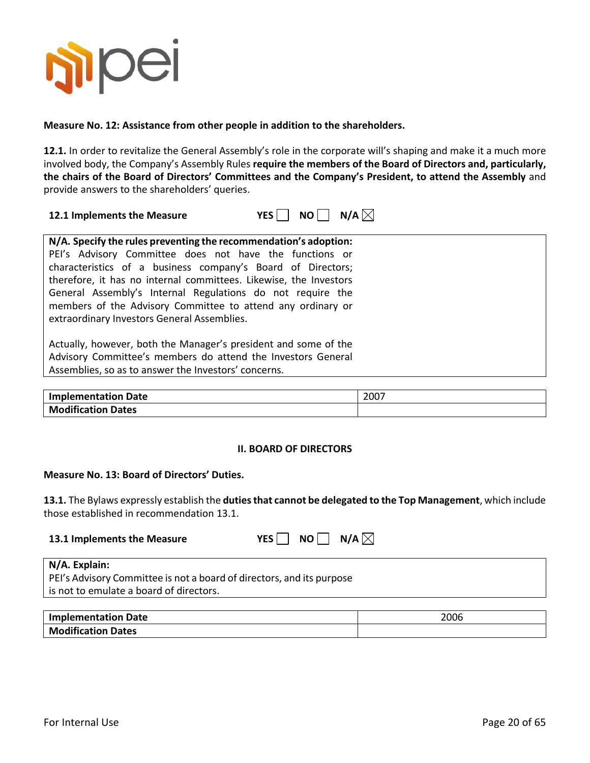**Measure No. 12: Assistance from other people in addition to the shareholders.**

**12.1.** In order to revitalize the General Assembly's role in the corporate will's shaping and make it a much more involved body, the Company's Assembly Rules **require the members of the Board of Directors and, particularly, the chairs of the Board of Directors' Committees and the Company's President, to attend the Assembly** and provide answers to the shareholders' queries.

**12.1 Implements the Measure** YES ☐ NO ☐ N/A ☒

| **N/A. Specify the rules preventing the recommendation's adoption:** |
|---|
| PEI's Advisory Committee does not have the functions or characteristics of a business company's Board of Directors; therefore, it has no internal committees. Likewise, the Investors General Assembly's Internal Regulations do not require the members of the Advisory Committee to attend any ordinary or extraordinary Investors General Assemblies.<br><br>Actually, however, both the Manager's president and some of the Advisory Committee's members do attend the Investors General Assemblies, so as to answer the Investors' concerns. |

| **Implementation Date** | 2007 |
|---|---|
| **Modification Dates** | |

## II. BOARD OF DIRECTORS

**Measure No. 13: Board of Directors' Duties.**

**13.1.** The Bylaws expressly establish the **duties that cannot be delegated to the Top Management**, which include those established in recommendation 13.1.

**13.1 Implements the Measure** YES ☐ NO ☐ N/A ☒

| **N/A. Explain:** |
|---|
| PEI's Advisory Committee is not a board of directors, and its purpose is not to emulate a board of directors. |

| **Implementation Date** | 2006 |
|---|---|
| **Modification Dates** | |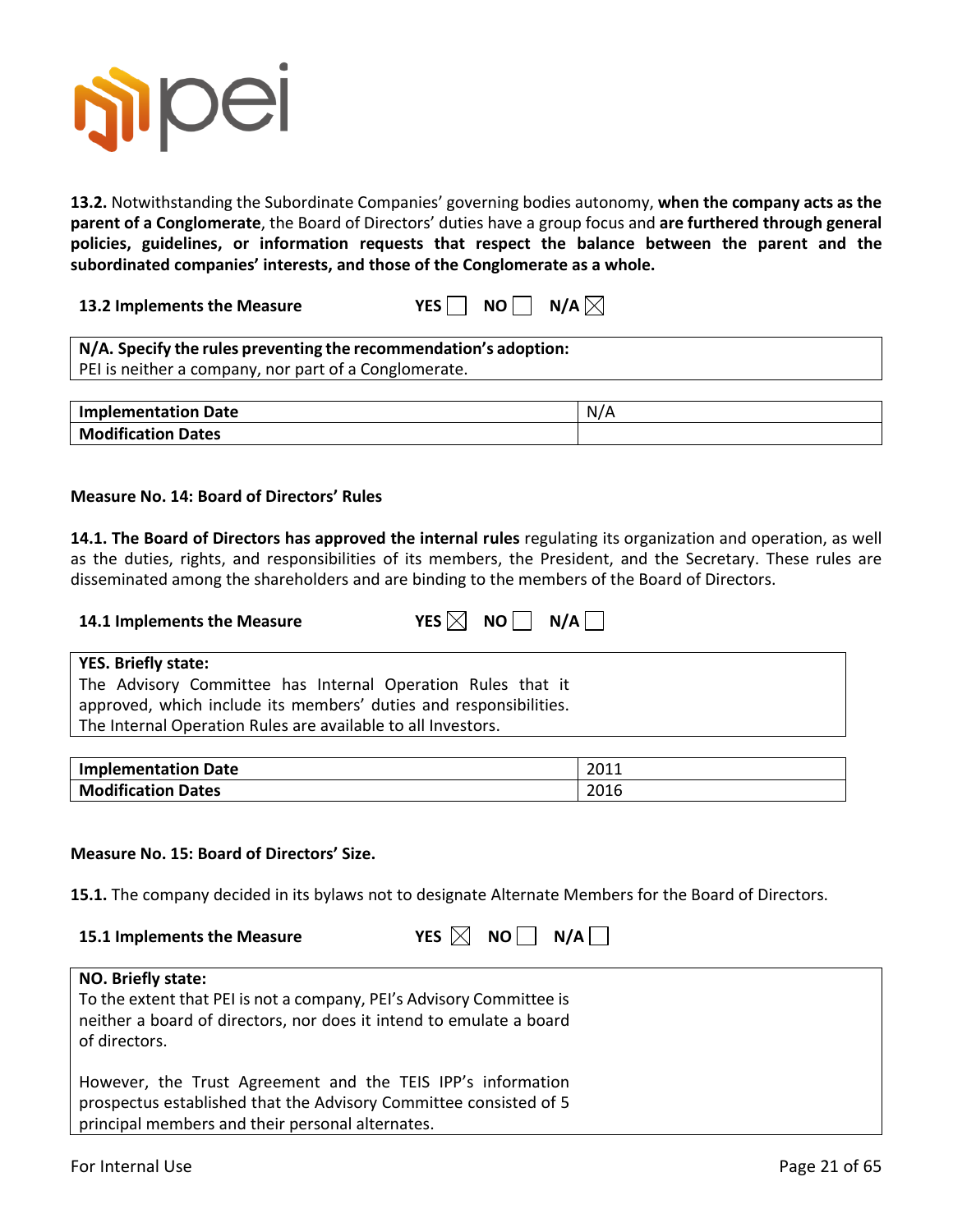**13.2.** Notwithstanding the Subordinate Companies' governing bodies autonomy, **when the company acts as the parent of a Conglomerate**, the Board of Directors' duties have a group focus and **are furthered through general policies, guidelines, or information requests that respect the balance between the parent and the subordinated companies' interests, and those of the Conglomerate as a whole.**

**13.2 Implements the Measure** YES ☐ NO ☐ N/A ☒

| **N/A. Specify the rules preventing the recommendation's adoption:** |
|---|
| PEI is neither a company, nor part of a Conglomerate. |

| **Implementation Date** | N/A |
|---|---|
| **Modification Dates** | |

**Measure No. 14: Board of Directors' Rules**

**14.1. The Board of Directors has approved the internal rules** regulating its organization and operation, as well as the duties, rights, and responsibilities of its members, the President, and the Secretary. These rules are disseminated among the shareholders and are binding to the members of the Board of Directors.

**14.1 Implements the Measure** YES ☒ NO ☐ N/A ☐

| **YES. Briefly state:** |
|---|
| The Advisory Committee has Internal Operation Rules that it approved, which include its members' duties and responsibilities. The Internal Operation Rules are available to all Investors. |

| **Implementation Date** | 2011 |
|---|---|
| **Modification Dates** | 2016 |

**Measure No. 15: Board of Directors' Size.**

**15.1.** The company decided in its bylaws not to designate Alternate Members for the Board of Directors.

**15.1 Implements the Measure** YES ☒ NO ☐ N/A ☐

| **NO. Briefly state:** |
|---|
| To the extent that PEI is not a company, PEI's Advisory Committee is neither a board of directors, nor does it intend to emulate a board of directors.<br><br>However, the Trust Agreement and the TEIS IPP's information prospectus established that the Advisory Committee consisted of 5 principal members and their personal alternates. |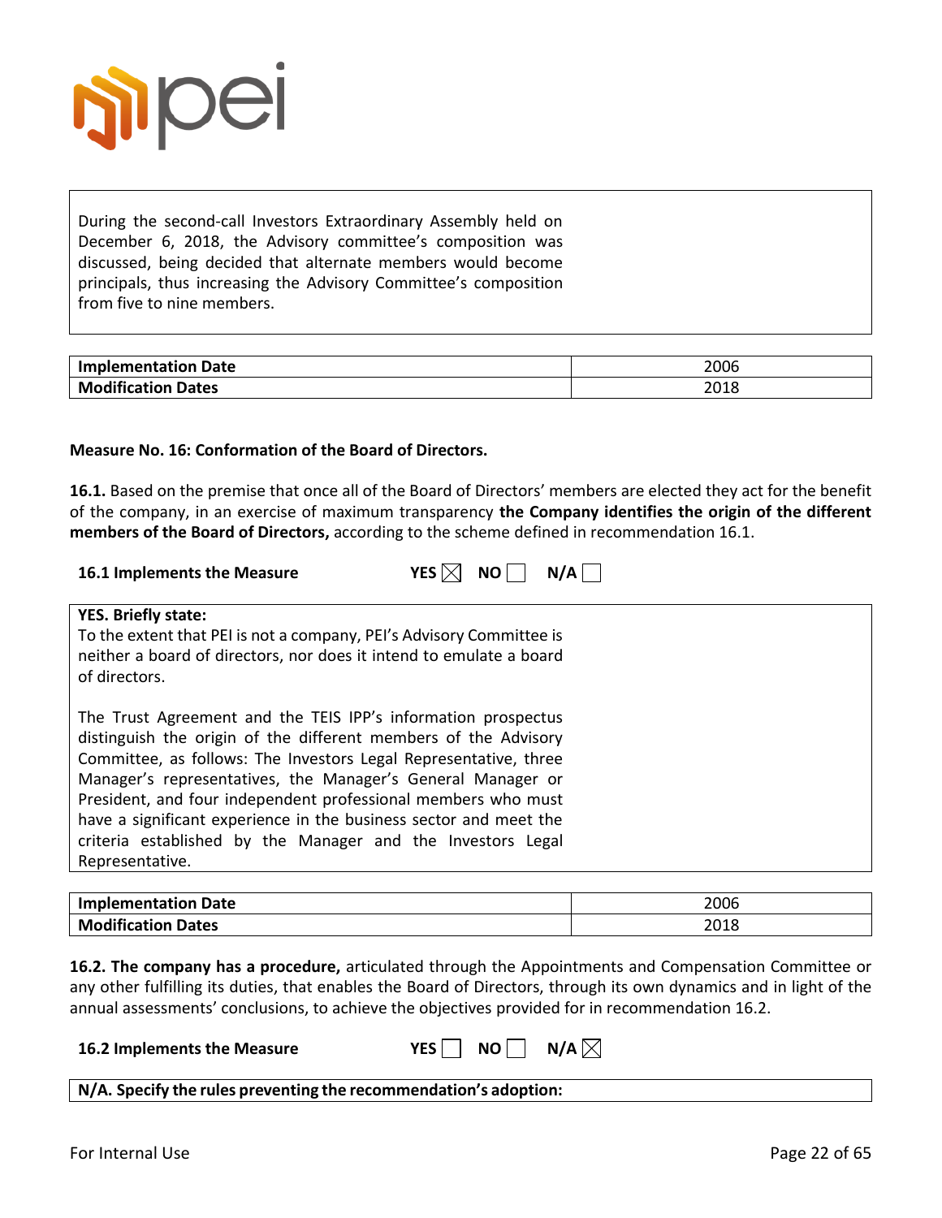During the second-call Investors Extraordinary Assembly held on December 6, 2018, the Advisory committee's composition was discussed, being decided that alternate members would become principals, thus increasing the Advisory Committee's composition from five to nine members.

| **Implementation Date** | 2006 |
|---|---|
| **Modification Dates** | 2018 |

**Measure No. 16: Conformation of the Board of Directors.**

**16.1.** Based on the premise that once all of the Board of Directors' members are elected they act for the benefit of the company, in an exercise of maximum transparency **the Company identifies the origin of the different members of the Board of Directors,** according to the scheme defined in recommendation 16.1.

**16.1 Implements the Measure** YES ☒ NO ☐ N/A ☐

**YES. Briefly state:**

To the extent that PEI is not a company, PEI's Advisory Committee is neither a board of directors, nor does it intend to emulate a board of directors.

The Trust Agreement and the TEIS IPP's information prospectus distinguish the origin of the different members of the Advisory Committee, as follows: The Investors Legal Representative, three Manager's representatives, the Manager's General Manager or President, and four independent professional members who must have a significant experience in the business sector and meet the criteria established by the Manager and the Investors Legal Representative.

| **Implementation Date** | 2006 |
|---|---|
| **Modification Dates** | 2018 |

**16.2. The company has a procedure,** articulated through the Appointments and Compensation Committee or any other fulfilling its duties, that enables the Board of Directors, through its own dynamics and in light of the annual assessments' conclusions, to achieve the objectives provided for in recommendation 16.2.

**16.2 Implements the Measure** YES ☐ NO ☐ N/A ☒

**N/A. Specify the rules preventing the recommendation's adoption:**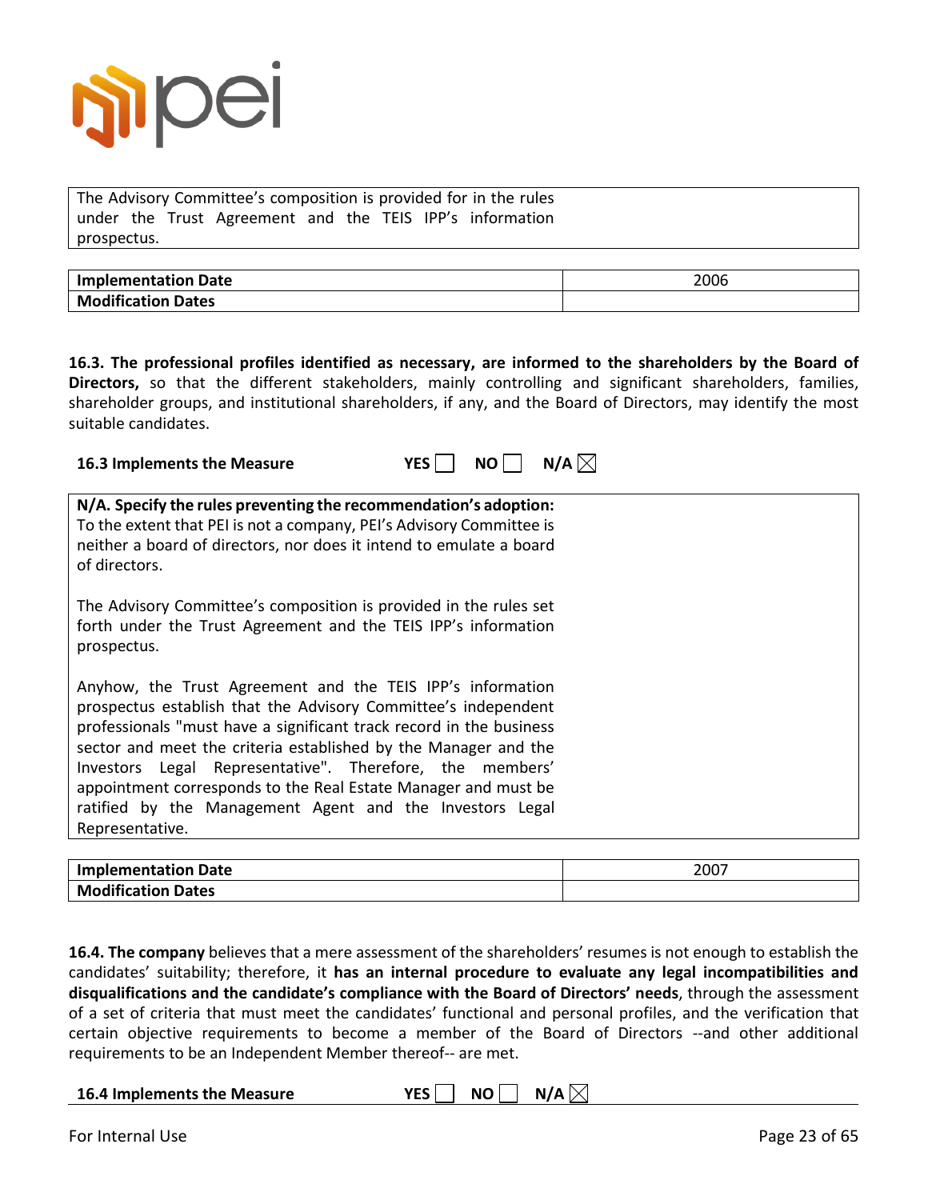The Advisory Committee's composition is provided for in the rules under the Trust Agreement and the TEIS IPP's information prospectus.

| Implementation Date | 2006 |
|---|---|
| Modification Dates | |

**16.3. The professional profiles identified as necessary, are informed to the shareholders by the Board of Directors,** so that the different stakeholders, mainly controlling and significant shareholders, families, shareholder groups, and institutional shareholders, if any, and the Board of Directors, may identify the most suitable candidates.

**16.3 Implements the Measure** **YES** ☐ **NO** ☐ **N/A** ☒

**N/A. Specify the rules preventing the recommendation's adoption:**
To the extent that PEI is not a company, PEI's Advisory Committee is neither a board of directors, nor does it intend to emulate a board of directors.

The Advisory Committee's composition is provided in the rules set forth under the Trust Agreement and the TEIS IPP's information prospectus.

Anyhow, the Trust Agreement and the TEIS IPP's information prospectus establish that the Advisory Committee's independent professionals "must have a significant track record in the business sector and meet the criteria established by the Manager and the Investors Legal Representative". Therefore, the members' appointment corresponds to the Real Estate Manager and must be ratified by the Management Agent and the Investors Legal Representative.

| Implementation Date | 2007 |
|---|---|
| Modification Dates | |

**16.4. The company** believes that a mere assessment of the shareholders' resumes is not enough to establish the candidates' suitability; therefore, it **has an internal procedure to evaluate any legal incompatibilities and disqualifications and the candidate's compliance with the Board of Directors' needs**, through the assessment of a set of criteria that must meet the candidates' functional and personal profiles, and the verification that certain objective requirements to become a member of the Board of Directors --and other additional requirements to be an Independent Member thereof-- are met.

**16.4 Implements the Measure** **YES** ☐ **NO** ☐ **N/A** ☒

For Internal Use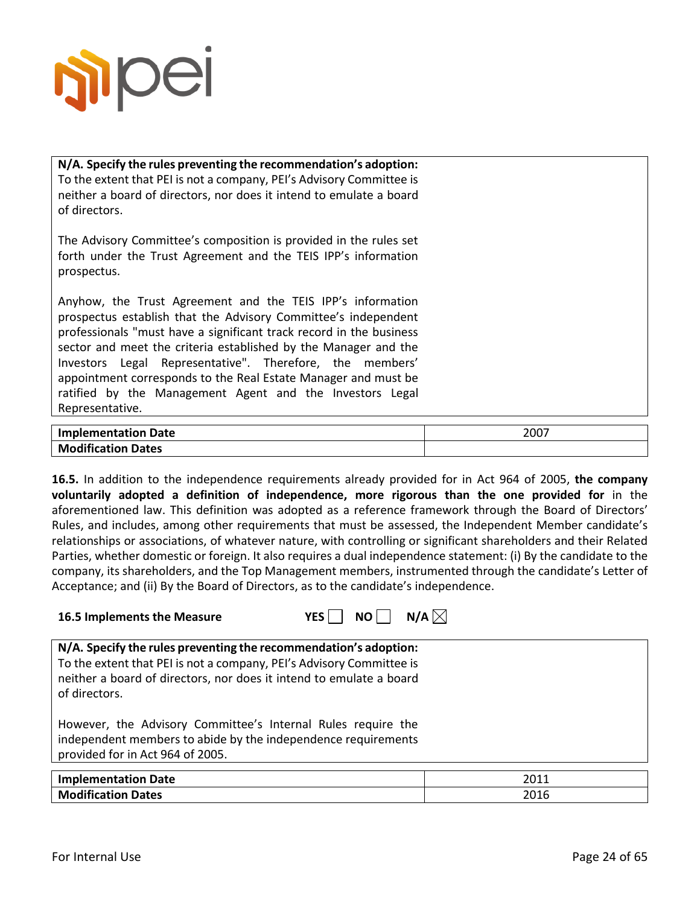**N/A. Specify the rules preventing the recommendation's adoption:**
To the extent that PEI is not a company, PEI's Advisory Committee is neither a board of directors, nor does it intend to emulate a board of directors.

The Advisory Committee's composition is provided in the rules set forth under the Trust Agreement and the TEIS IPP's information prospectus.

Anyhow, the Trust Agreement and the TEIS IPP's information prospectus establish that the Advisory Committee's independent professionals "must have a significant track record in the business sector and meet the criteria established by the Manager and the Investors Legal Representative". Therefore, the members' appointment corresponds to the Real Estate Manager and must be ratified by the Management Agent and the Investors Legal Representative.

| | |
|---|---|
| **Implementation Date** | 2007 |
| **Modification Dates** | |

**16.5.** In addition to the independence requirements already provided for in Act 964 of 2005, **the company voluntarily adopted a definition of independence, more rigorous than the one provided for** in the aforementioned law. This definition was adopted as a reference framework through the Board of Directors' Rules, and includes, among other requirements that must be assessed, the Independent Member candidate's relationships or associations, of whatever nature, with controlling or significant shareholders and their Related Parties, whether domestic or foreign. It also requires a dual independence statement: (i) By the candidate to the company, its shareholders, and the Top Management members, instrumented through the candidate's Letter of Acceptance; and (ii) By the Board of Directors, as to the candidate's independence.

**16.5 Implements the Measure** **YES** ☐ **NO** ☐ **N/A** ☒

**N/A. Specify the rules preventing the recommendation's adoption:**
To the extent that PEI is not a company, PEI's Advisory Committee is neither a board of directors, nor does it intend to emulate a board of directors.

However, the Advisory Committee's Internal Rules require the independent members to abide by the independence requirements provided for in Act 964 of 2005.

| | |
|---|---|
| **Implementation Date** | 2011 |
| **Modification Dates** | 2016 |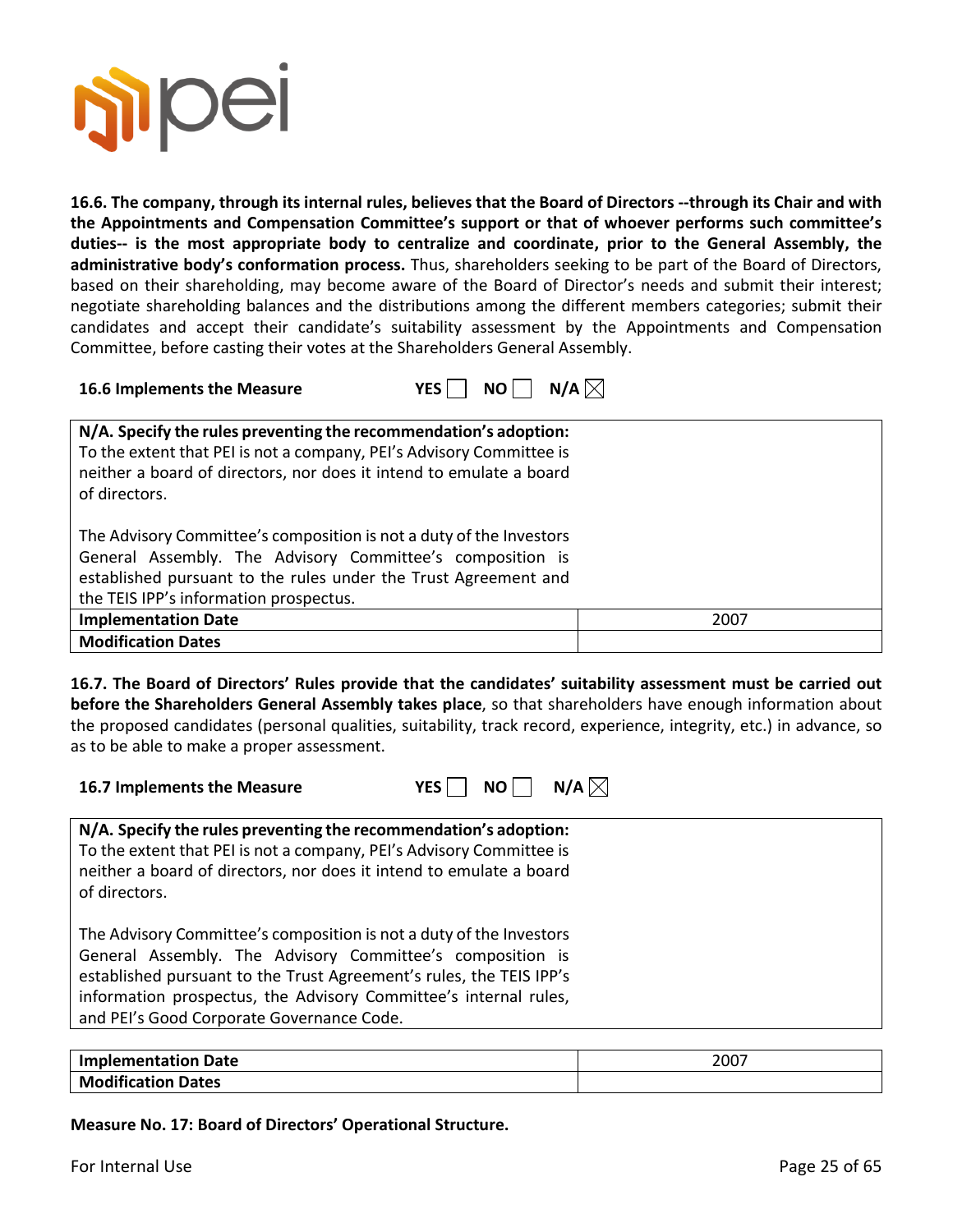**16.6. The company, through its internal rules, believes that the Board of Directors --through its Chair and with the Appointments and Compensation Committee's support or that of whoever performs such committee's duties-- is the most appropriate body to centralize and coordinate, prior to the General Assembly, the administrative body's conformation process.** Thus, shareholders seeking to be part of the Board of Directors, based on their shareholding, may become aware of the Board of Director's needs and submit their interest; negotiate shareholding balances and the distributions among the different members categories; submit their candidates and accept their candidate's suitability assessment by the Appointments and Compensation Committee, before casting their votes at the Shareholders General Assembly.

**16.6 Implements the Measure** **YES** ☐ **NO** ☐ **N/A** ☒

| **N/A. Specify the rules preventing the recommendation's adoption:** To the extent that PEI is not a company, PEI's Advisory Committee is neither a board of directors, nor does it intend to emulate a board of directors. <br><br> The Advisory Committee's composition is not a duty of the Investors General Assembly. The Advisory Committee's composition is established pursuant to the rules under the Trust Agreement and the TEIS IPP's information prospectus. | |
|---|---|
| **Implementation Date** | 2007 |
| **Modification Dates** | |

**16.7. The Board of Directors' Rules provide that the candidates' suitability assessment must be carried out before the Shareholders General Assembly takes place**, so that shareholders have enough information about the proposed candidates (personal qualities, suitability, track record, experience, integrity, etc.) in advance, so as to be able to make a proper assessment.

**16.7 Implements the Measure** **YES** ☐ **NO** ☐ **N/A** ☒

| **N/A. Specify the rules preventing the recommendation's adoption:** To the extent that PEI is not a company, PEI's Advisory Committee is neither a board of directors, nor does it intend to emulate a board of directors. <br><br> The Advisory Committee's composition is not a duty of the Investors General Assembly. The Advisory Committee's composition is established pursuant to the Trust Agreement's rules, the TEIS IPP's information prospectus, the Advisory Committee's internal rules, and PEI's Good Corporate Governance Code. |
|---|

| **Implementation Date** | 2007 |
|---|---|
| **Modification Dates** | |

**Measure No. 17: Board of Directors' Operational Structure.**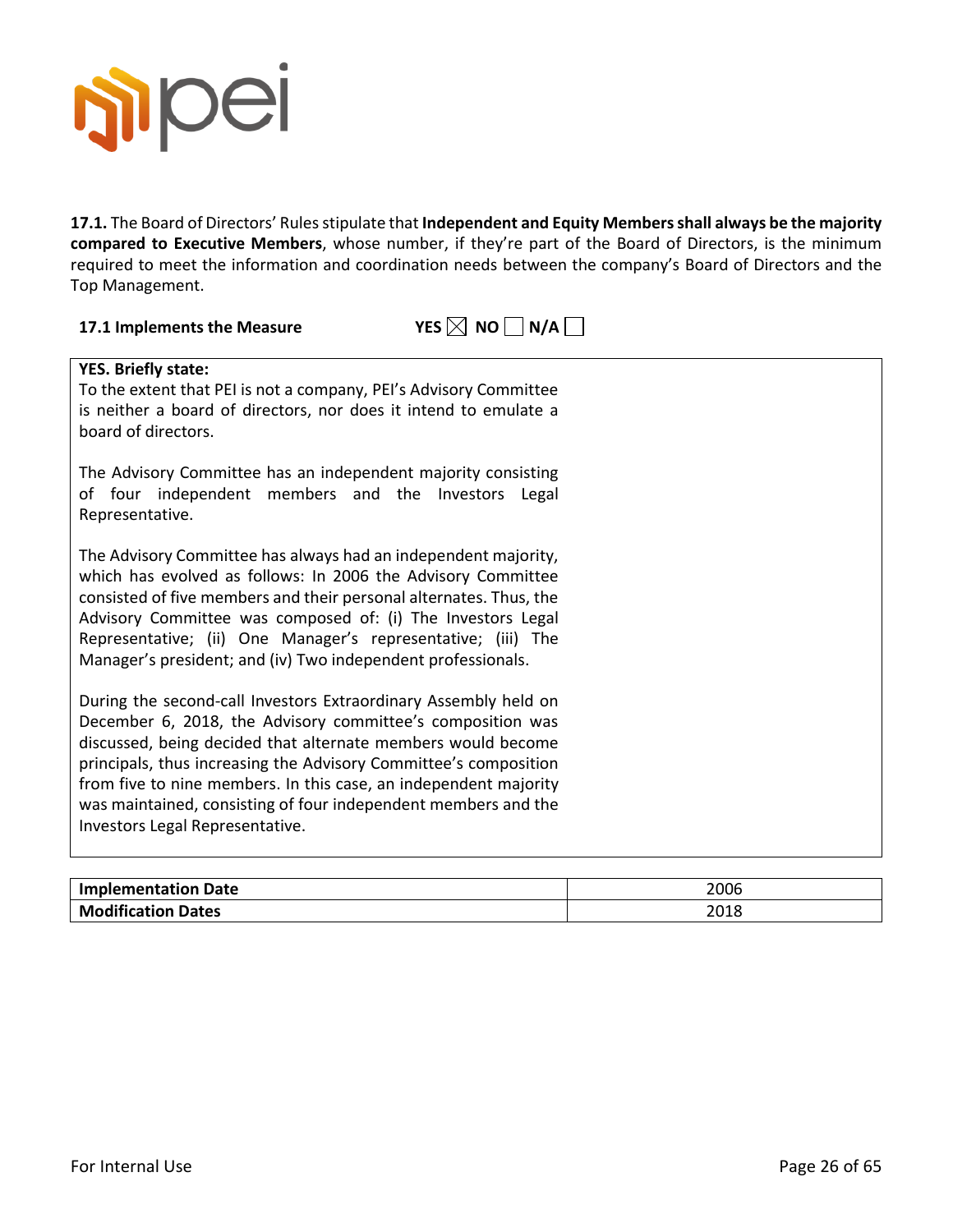**17.1.** The Board of Directors' Rules stipulate that **Independent and Equity Members shall always be the majority compared to Executive Members**, whose number, if they're part of the Board of Directors, is the minimum required to meet the information and coordination needs between the company's Board of Directors and the Top Management.

**17.1 Implements the Measure** YES ☒ NO ☐ N/A ☐

**YES. Briefly state:**

To the extent that PEI is not a company, PEI's Advisory Committee is neither a board of directors, nor does it intend to emulate a board of directors.

The Advisory Committee has an independent majority consisting of four independent members and the Investors Legal Representative.

The Advisory Committee has always had an independent majority, which has evolved as follows: In 2006 the Advisory Committee consisted of five members and their personal alternates. Thus, the Advisory Committee was composed of: (i) The Investors Legal Representative; (ii) One Manager's representative; (iii) The Manager's president; and (iv) Two independent professionals.

During the second-call Investors Extraordinary Assembly held on December 6, 2018, the Advisory committee's composition was discussed, being decided that alternate members would become principals, thus increasing the Advisory Committee's composition from five to nine members. In this case, an independent majority was maintained, consisting of four independent members and the Investors Legal Representative.

| **Implementation Date** | 2006 |
|---|---|
| **Modification Dates** | 2018 |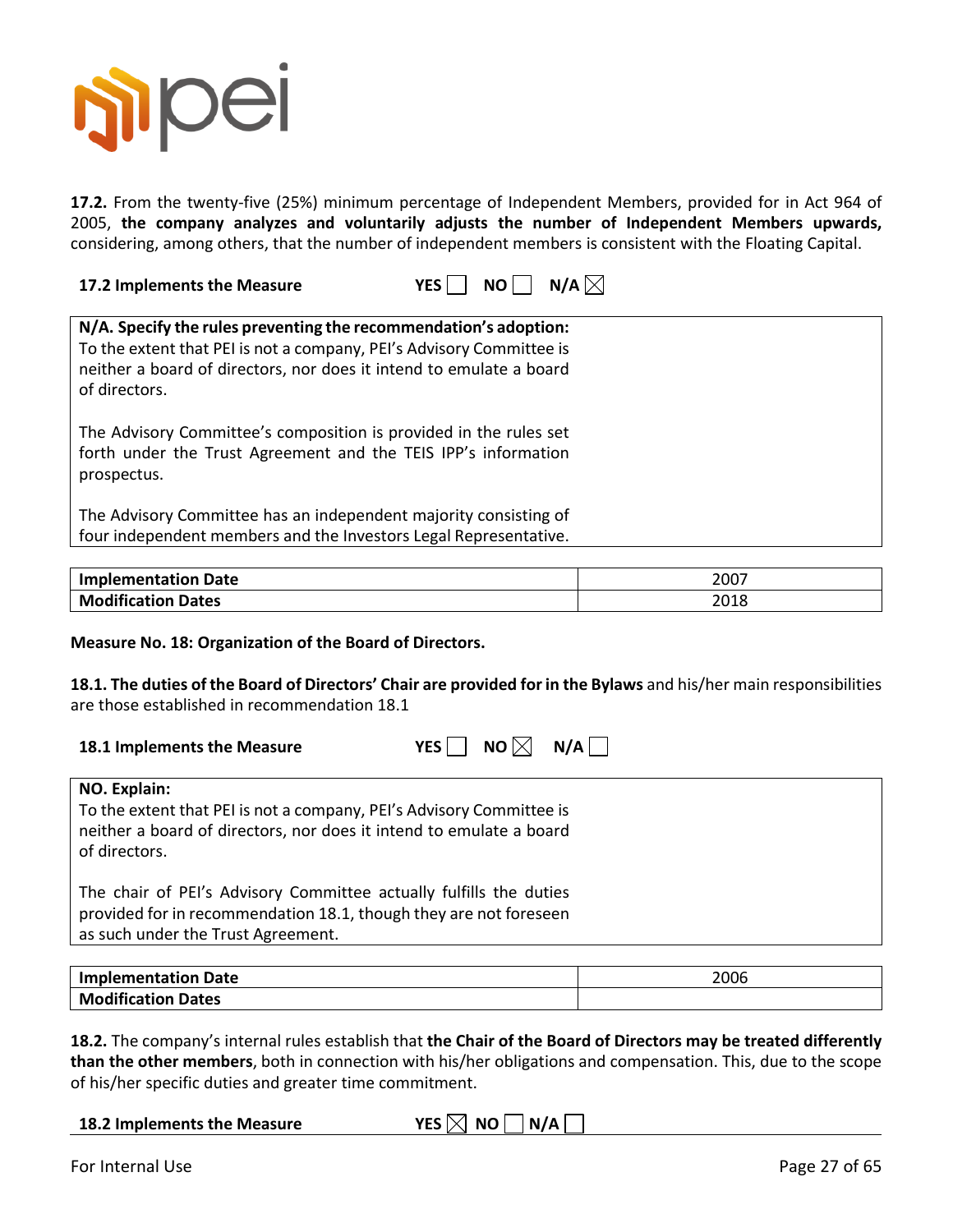**17.2.** From the twenty-five (25%) minimum percentage of Independent Members, provided for in Act 964 of 2005, **the company analyzes and voluntarily adjusts the number of Independent Members upwards,** considering, among others, that the number of independent members is consistent with the Floating Capital.

**17.2 Implements the Measure** YES ☐ NO ☐ N/A ☒

**N/A. Specify the rules preventing the recommendation's adoption:**
To the extent that PEI is not a company, PEI's Advisory Committee is neither a board of directors, nor does it intend to emulate a board of directors.

The Advisory Committee's composition is provided in the rules set forth under the Trust Agreement and the TEIS IPP's information prospectus.

The Advisory Committee has an independent majority consisting of four independent members and the Investors Legal Representative.

| **Implementation Date** | 2007 |
|---|---|
| **Modification Dates** | 2018 |

**Measure No. 18: Organization of the Board of Directors.**

**18.1. The duties of the Board of Directors' Chair are provided for in the Bylaws** and his/her main responsibilities are those established in recommendation 18.1

**18.1 Implements the Measure** YES ☐ NO ☒ N/A ☐

**NO. Explain:**
To the extent that PEI is not a company, PEI's Advisory Committee is neither a board of directors, nor does it intend to emulate a board of directors.

The chair of PEI's Advisory Committee actually fulfills the duties provided for in recommendation 18.1, though they are not foreseen as such under the Trust Agreement.

| **Implementation Date** | 2006 |
|---|---|
| **Modification Dates** | |

**18.2.** The company's internal rules establish that **the Chair of the Board of Directors may be treated differently than the other members**, both in connection with his/her obligations and compensation. This, due to the scope of his/her specific duties and greater time commitment.

**18.2 Implements the Measure** YES ☒ NO ☐ N/A ☐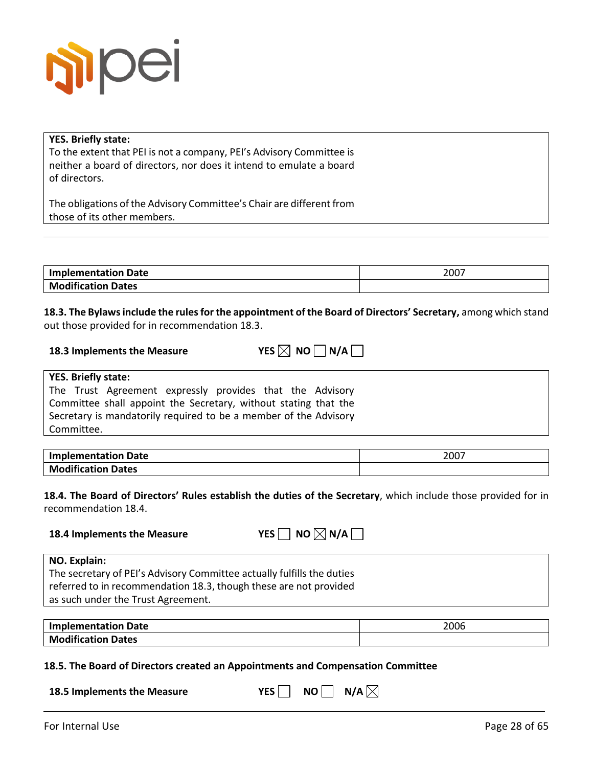| **YES. Briefly state:** |
|---|
| To the extent that PEI is not a company, PEI's Advisory Committee is neither a board of directors, nor does it intend to emulate a board of directors.<br><br>The obligations of the Advisory Committee's Chair are different from those of its other members. |

| **Implementation Date** | 2007 |
|---|---|
| **Modification Dates** | |

**18.3. The Bylaws include the rules for the appointment of the Board of Directors' Secretary,** among which stand out those provided for in recommendation 18.3.

**18.3 Implements the Measure** YES ☒ NO ☐ N/A ☐

| **YES. Briefly state:** |
|---|
| The Trust Agreement expressly provides that the Advisory Committee shall appoint the Secretary, without stating that the Secretary is mandatorily required to be a member of the Advisory Committee. |

| **Implementation Date** | 2007 |
|---|---|
| **Modification Dates** | |

**18.4. The Board of Directors' Rules establish the duties of the Secretary**, which include those provided for in recommendation 18.4.

**18.4 Implements the Measure** YES ☐ NO ☒ N/A ☐

| **NO. Explain:** |
|---|
| The secretary of PEI's Advisory Committee actually fulfills the duties referred to in recommendation 18.3, though these are not provided as such under the Trust Agreement. |

| **Implementation Date** | 2006 |
|---|---|
| **Modification Dates** | |

**18.5. The Board of Directors created an Appointments and Compensation Committee**

**18.5 Implements the Measure** YES ☐ NO ☐ N/A ☒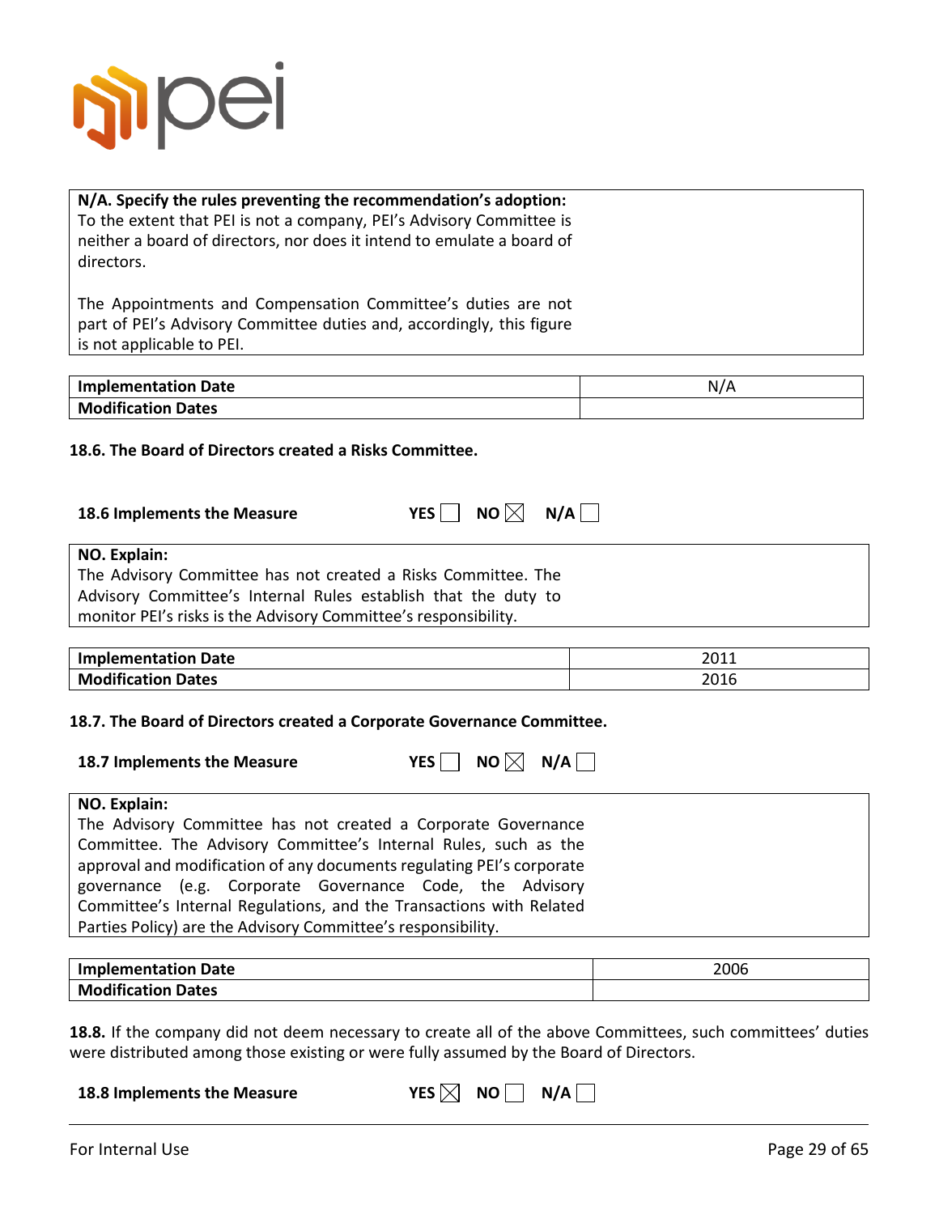**N/A. Specify the rules preventing the recommendation's adoption:**
To the extent that PEI is not a company, PEI's Advisory Committee is neither a board of directors, nor does it intend to emulate a board of directors.

The Appointments and Compensation Committee's duties are not part of PEI's Advisory Committee duties and, accordingly, this figure is not applicable to PEI.

| Implementation Date | N/A |
|---|---|
| Modification Dates | |

**18.6. The Board of Directors created a Risks Committee.**

**18.6 Implements the Measure** YES ☐ NO ☒ N/A ☐

**NO. Explain:**
The Advisory Committee has not created a Risks Committee. The Advisory Committee's Internal Rules establish that the duty to monitor PEI's risks is the Advisory Committee's responsibility.

| Implementation Date | 2011 |
|---|---|
| Modification Dates | 2016 |

**18.7. The Board of Directors created a Corporate Governance Committee.**

**18.7 Implements the Measure** YES ☐ NO ☒ N/A ☐

**NO. Explain:**
The Advisory Committee has not created a Corporate Governance Committee. The Advisory Committee's Internal Rules, such as the approval and modification of any documents regulating PEI's corporate governance (e.g. Corporate Governance Code, the Advisory Committee's Internal Regulations, and the Transactions with Related Parties Policy) are the Advisory Committee's responsibility.

| Implementation Date | 2006 |
|---|---|
| Modification Dates | |

**18.8.** If the company did not deem necessary to create all of the above Committees, such committees' duties were distributed among those existing or were fully assumed by the Board of Directors.

**18.8 Implements the Measure** YES ☒ NO ☐ N/A ☐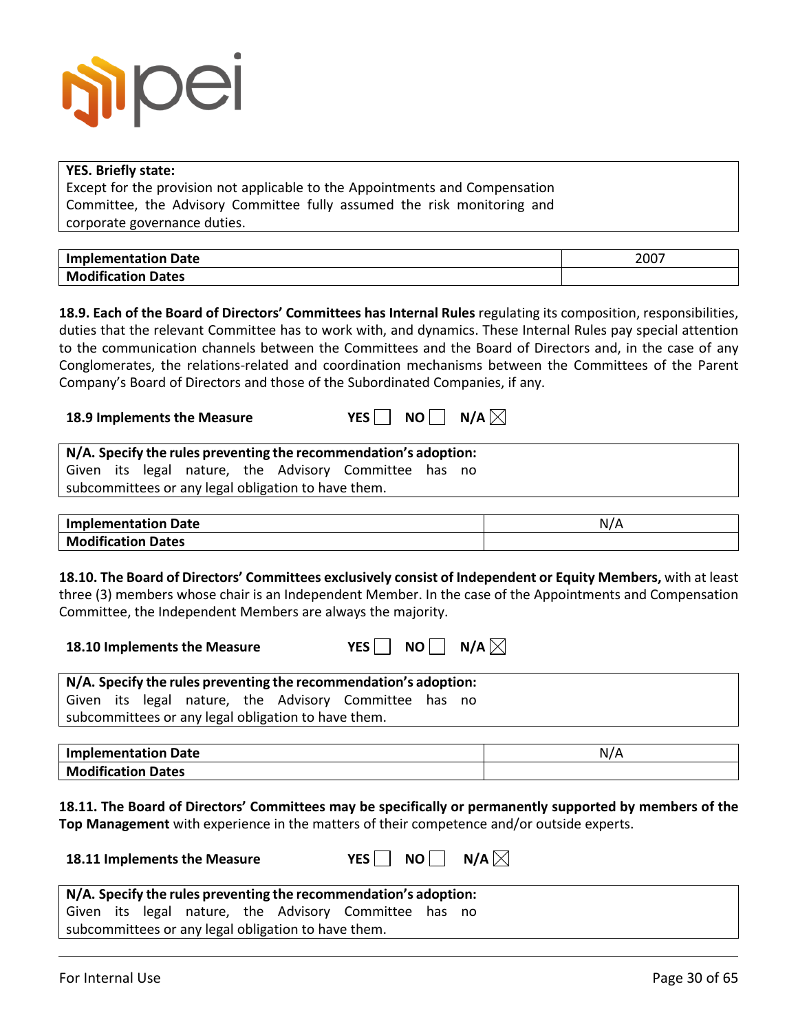| **YES. Briefly state:** |
| --- |
| Except for the provision not applicable to the Appointments and Compensation Committee, the Advisory Committee fully assumed the risk monitoring and corporate governance duties. |

| **Implementation Date** | 2007 |
| --- | --- |
| **Modification Dates** | |

**18.9. Each of the Board of Directors' Committees has Internal Rules** regulating its composition, responsibilities, duties that the relevant Committee has to work with, and dynamics. These Internal Rules pay special attention to the communication channels between the Committees and the Board of Directors and, in the case of any Conglomerates, the relations-related and coordination mechanisms between the Committees of the Parent Company's Board of Directors and those of the Subordinated Companies, if any.

**18.9 Implements the Measure** **YES** ☐ **NO** ☐ **N/A** ☒

| **N/A. Specify the rules preventing the recommendation's adoption:** |
| --- |
| Given its legal nature, the Advisory Committee has no subcommittees or any legal obligation to have them. |

| **Implementation Date** | N/A |
| --- | --- |
| **Modification Dates** | |

**18.10. The Board of Directors' Committees exclusively consist of Independent or Equity Members,** with at least three (3) members whose chair is an Independent Member. In the case of the Appointments and Compensation Committee, the Independent Members are always the majority.

**18.10 Implements the Measure** **YES** ☐ **NO** ☐ **N/A** ☒

| **N/A. Specify the rules preventing the recommendation's adoption:** |
| --- |
| Given its legal nature, the Advisory Committee has no subcommittees or any legal obligation to have them. |

| **Implementation Date** | N/A |
| --- | --- |
| **Modification Dates** | |

**18.11. The Board of Directors' Committees may be specifically or permanently supported by members of the Top Management** with experience in the matters of their competence and/or outside experts.

**18.11 Implements the Measure** **YES** ☐ **NO** ☐ **N/A** ☒

| **N/A. Specify the rules preventing the recommendation's adoption:** |
| --- |
| Given its legal nature, the Advisory Committee has no subcommittees or any legal obligation to have them. |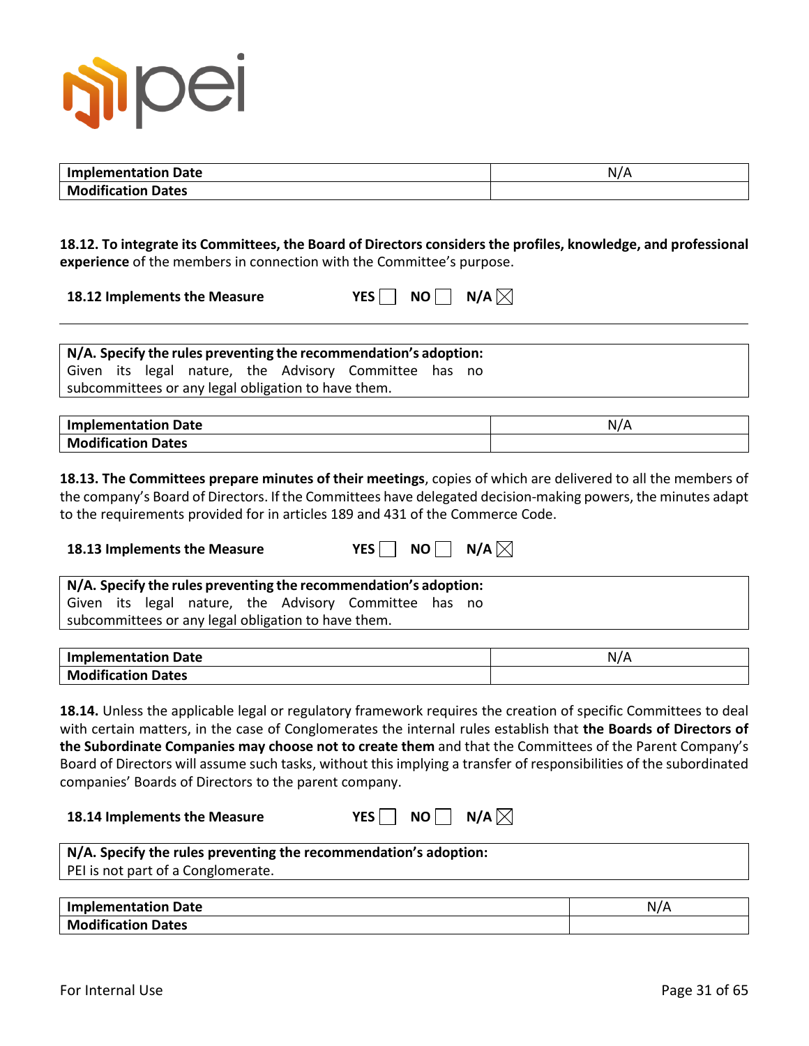| Implementation Date | N/A |
|---|---|
| Modification Dates | |

**18.12. To integrate its Committees, the Board of Directors considers the profiles, knowledge, and professional experience** of the members in connection with the Committee's purpose.

**18.12 Implements the Measure** YES ☐ NO ☐ N/A ☒

---

**N/A. Specify the rules preventing the recommendation's adoption:**
Given its legal nature, the Advisory Committee has no subcommittees or any legal obligation to have them.

| Implementation Date | N/A |
|---|---|
| Modification Dates | |

**18.13. The Committees prepare minutes of their meetings**, copies of which are delivered to all the members of the company's Board of Directors. If the Committees have delegated decision-making powers, the minutes adapt to the requirements provided for in articles 189 and 431 of the Commerce Code.

**18.13 Implements the Measure** YES ☐ NO ☐ N/A ☒

**N/A. Specify the rules preventing the recommendation's adoption:**
Given its legal nature, the Advisory Committee has no subcommittees or any legal obligation to have them.

| Implementation Date | N/A |
|---|---|
| Modification Dates | |

**18.14.** Unless the applicable legal or regulatory framework requires the creation of specific Committees to deal with certain matters, in the case of Conglomerates the internal rules establish that **the Boards of Directors of the Subordinate Companies may choose not to create them** and that the Committees of the Parent Company's Board of Directors will assume such tasks, without this implying a transfer of responsibilities of the subordinated companies' Boards of Directors to the parent company.

**18.14 Implements the Measure** YES ☐ NO ☐ N/A ☒

**N/A. Specify the rules preventing the recommendation's adoption:**
PEI is not part of a Conglomerate.

| Implementation Date | N/A |
|---|---|
| Modification Dates | |

For Internal Use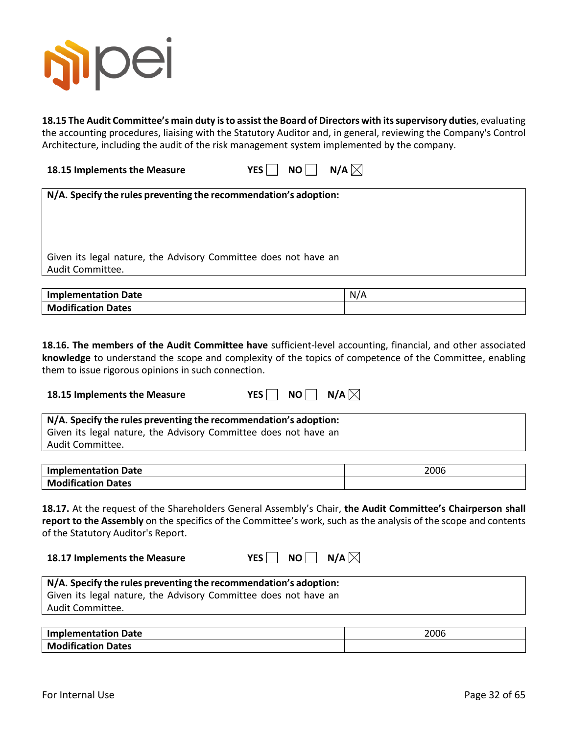**18.15 The Audit Committee's main duty is to assist the Board of Directors with its supervisory duties**, evaluating the accounting procedures, liaising with the Statutory Auditor and, in general, reviewing the Company's Control Architecture, including the audit of the risk management system implemented by the company.

**18.15 Implements the Measure** **YES** ☐ **NO** ☐ **N/A** ☒

| **N/A. Specify the rules preventing the recommendation's adoption:** |
|---|
| Given its legal nature, the Advisory Committee does not have an Audit Committee. |

| **Implementation Date** | N/A |
|---|---|
| **Modification Dates** | |

**18.16. The members of the Audit Committee have** sufficient-level accounting, financial, and other associated **knowledge** to understand the scope and complexity of the topics of competence of the Committee, enabling them to issue rigorous opinions in such connection.

**18.15 Implements the Measure** **YES** ☐ **NO** ☐ **N/A** ☒

| **N/A. Specify the rules preventing the recommendation's adoption:** |
|---|
| Given its legal nature, the Advisory Committee does not have an Audit Committee. |

| **Implementation Date** | 2006 |
|---|---|
| **Modification Dates** | |

**18.17.** At the request of the Shareholders General Assembly's Chair, **the Audit Committee's Chairperson shall report to the Assembly** on the specifics of the Committee's work, such as the analysis of the scope and contents of the Statutory Auditor's Report.

**18.17 Implements the Measure** **YES** ☐ **NO** ☐ **N/A** ☒

| **N/A. Specify the rules preventing the recommendation's adoption:** |
|---|
| Given its legal nature, the Advisory Committee does not have an Audit Committee. |

| **Implementation Date** | 2006 |
|---|---|
| **Modification Dates** | |

For Internal Use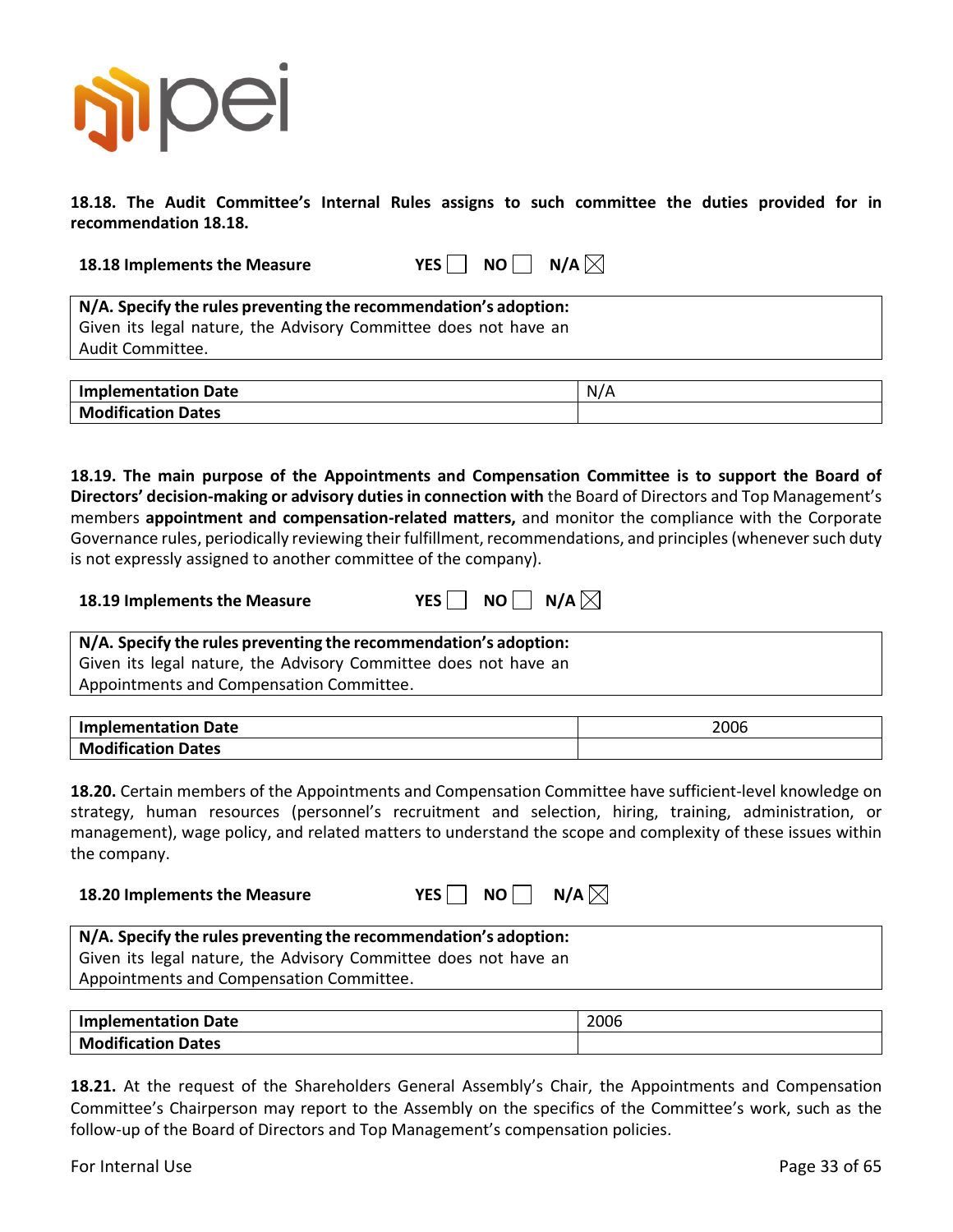**18.18. The Audit Committee's Internal Rules assigns to such committee the duties provided for in recommendation 18.18.**

**18.18 Implements the Measure** YES ☐ NO ☐ N/A ☒

| **N/A. Specify the rules preventing the recommendation's adoption:** |
|---|
| Given its legal nature, the Advisory Committee does not have an Audit Committee. |

| **Implementation Date** | N/A |
|---|---|
| **Modification Dates** | |

**18.19. The main purpose of the Appointments and Compensation Committee is to support the Board of Directors' decision-making or advisory duties in connection with** the Board of Directors and Top Management's members **appointment and compensation-related matters,** and monitor the compliance with the Corporate Governance rules, periodically reviewing their fulfillment, recommendations, and principles (whenever such duty is not expressly assigned to another committee of the company).

**18.19 Implements the Measure** YES ☐ NO ☐ N/A ☒

| **N/A. Specify the rules preventing the recommendation's adoption:** |
|---|
| Given its legal nature, the Advisory Committee does not have an Appointments and Compensation Committee. |

| **Implementation Date** | 2006 |
|---|---|
| **Modification Dates** | |

**18.20.** Certain members of the Appointments and Compensation Committee have sufficient-level knowledge on strategy, human resources (personnel's recruitment and selection, hiring, training, administration, or management), wage policy, and related matters to understand the scope and complexity of these issues within the company.

**18.20 Implements the Measure** YES ☐ NO ☐ N/A ☒

| **N/A. Specify the rules preventing the recommendation's adoption:** |
|---|
| Given its legal nature, the Advisory Committee does not have an Appointments and Compensation Committee. |

| **Implementation Date** | 2006 |
|---|---|
| **Modification Dates** | |

**18.21.** At the request of the Shareholders General Assembly's Chair, the Appointments and Compensation Committee's Chairperson may report to the Assembly on the specifics of the Committee's work, such as the follow-up of the Board of Directors and Top Management's compensation policies.

For Internal Use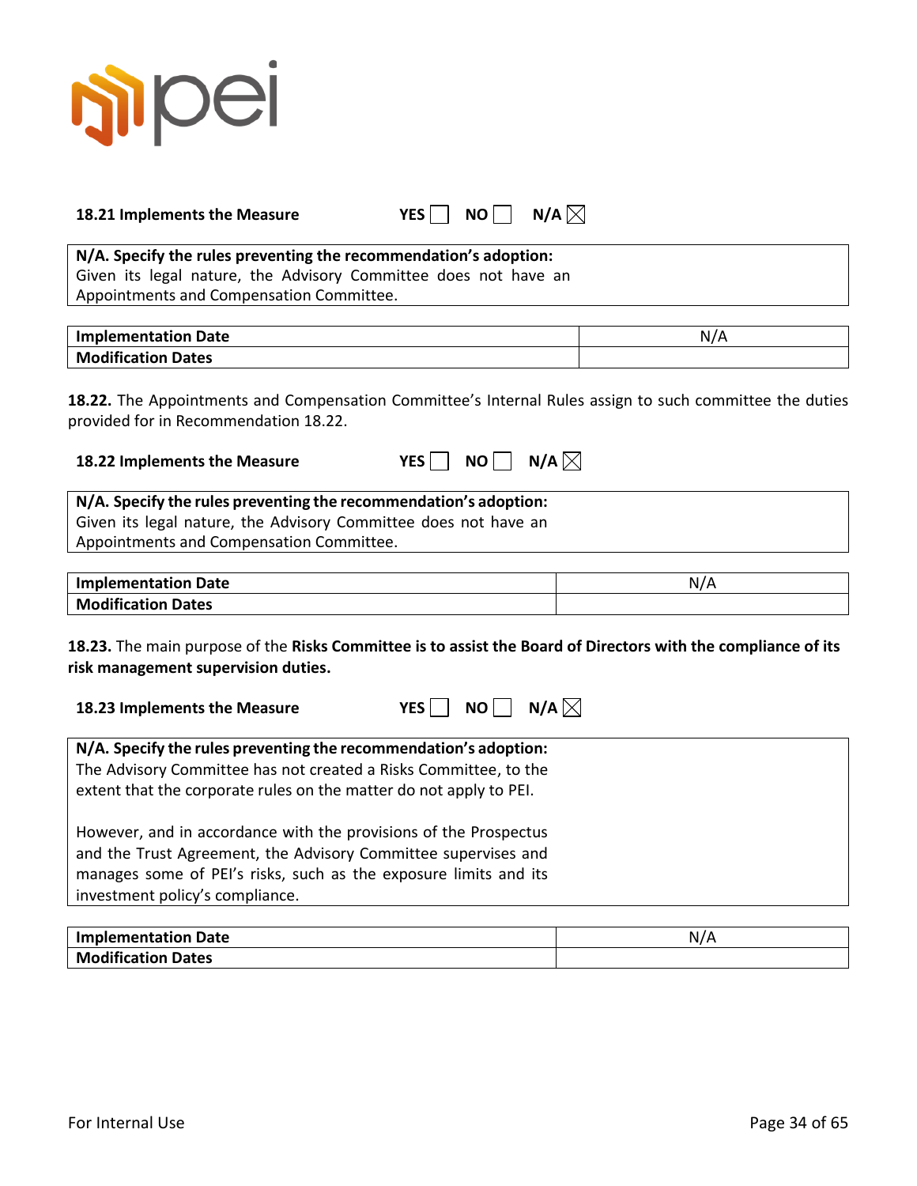**18.21 Implements the Measure** YES ☐ NO ☐ N/A ☒

| **N/A. Specify the rules preventing the recommendation's adoption:** |
| --- |
| Given its legal nature, the Advisory Committee does not have an Appointments and Compensation Committee. |

| **Implementation Date** | N/A |
| --- | --- |
| **Modification Dates** | |

**18.22.** The Appointments and Compensation Committee's Internal Rules assign to such committee the duties provided for in Recommendation 18.22.

**18.22 Implements the Measure** YES ☐ NO ☐ N/A ☒

| **N/A. Specify the rules preventing the recommendation's adoption:** |
| --- |
| Given its legal nature, the Advisory Committee does not have an Appointments and Compensation Committee. |

| **Implementation Date** | N/A |
| --- | --- |
| **Modification Dates** | |

**18.23.** The main purpose of the **Risks Committee is to assist the Board of Directors with the compliance of its risk management supervision duties.**

**18.23 Implements the Measure** YES ☐ NO ☐ N/A ☒

| **N/A. Specify the rules preventing the recommendation's adoption:** |
| --- |
| The Advisory Committee has not created a Risks Committee, to the extent that the corporate rules on the matter do not apply to PEI.<br><br>However, and in accordance with the provisions of the Prospectus and the Trust Agreement, the Advisory Committee supervises and manages some of PEI's risks, such as the exposure limits and its investment policy's compliance. |

| **Implementation Date** | N/A |
| --- | --- |
| **Modification Dates** | |

For Internal Use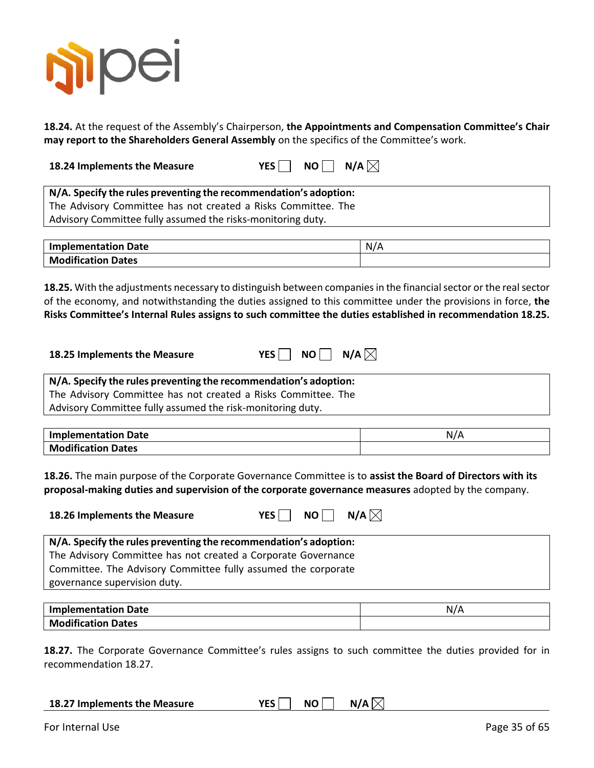**18.24.** At the request of the Assembly's Chairperson, **the Appointments and Compensation Committee's Chair may report to the Shareholders General Assembly** on the specifics of the Committee's work.

**18.24 Implements the Measure** YES ☐ NO ☐ N/A ☒

| **N/A. Specify the rules preventing the recommendation's adoption:** The Advisory Committee has not created a Risks Committee. The Advisory Committee fully assumed the risks-monitoring duty. |
|---|

| **Implementation Date** | N/A |
|---|---|
| **Modification Dates** | |

**18.25.** With the adjustments necessary to distinguish between companies in the financial sector or the real sector of the economy, and notwithstanding the duties assigned to this committee under the provisions in force, **the Risks Committee's Internal Rules assigns to such committee the duties established in recommendation 18.25.**

**18.25 Implements the Measure** YES ☐ NO ☐ N/A ☒

| **N/A. Specify the rules preventing the recommendation's adoption:** The Advisory Committee has not created a Risks Committee. The Advisory Committee fully assumed the risk-monitoring duty. |
|---|

| **Implementation Date** | N/A |
|---|---|
| **Modification Dates** | |

**18.26.** The main purpose of the Corporate Governance Committee is to **assist the Board of Directors with its proposal-making duties and supervision of the corporate governance measures** adopted by the company.

**18.26 Implements the Measure** YES ☐ NO ☐ N/A ☒

| **N/A. Specify the rules preventing the recommendation's adoption:** The Advisory Committee has not created a Corporate Governance Committee. The Advisory Committee fully assumed the corporate governance supervision duty. |
|---|

| **Implementation Date** | N/A |
|---|---|
| **Modification Dates** | |

**18.27.** The Corporate Governance Committee's rules assigns to such committee the duties provided for in recommendation 18.27.

**18.27 Implements the Measure** YES ☐ NO ☐ N/A ☒

For Internal Use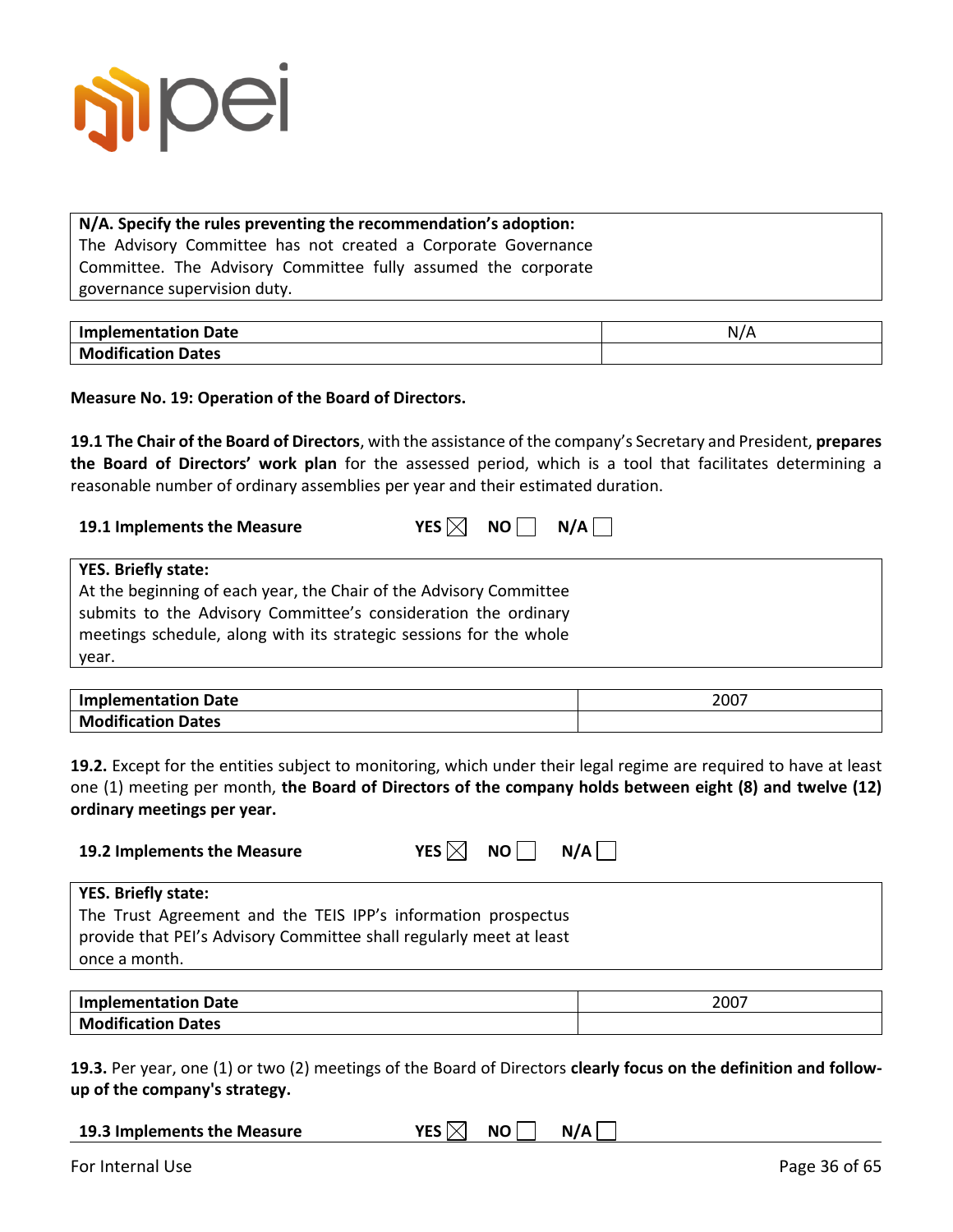| **N/A. Specify the rules preventing the recommendation's adoption:** |
| --- |
| The Advisory Committee has not created a Corporate Governance Committee. The Advisory Committee fully assumed the corporate governance supervision duty. |

| **Implementation Date** | N/A |
| --- | --- |
| **Modification Dates** | |

**Measure No. 19: Operation of the Board of Directors.**

**19.1 The Chair of the Board of Directors**, with the assistance of the company's Secretary and President, **prepares the Board of Directors' work plan** for the assessed period, which is a tool that facilitates determining a reasonable number of ordinary assemblies per year and their estimated duration.

**19.1 Implements the Measure** **YES** ☒ **NO** ☐ **N/A** ☐

| **YES. Briefly state:** |
| --- |
| At the beginning of each year, the Chair of the Advisory Committee submits to the Advisory Committee's consideration the ordinary meetings schedule, along with its strategic sessions for the whole year. |

| **Implementation Date** | 2007 |
| --- | --- |
| **Modification Dates** | |

**19.2.** Except for the entities subject to monitoring, which under their legal regime are required to have at least one (1) meeting per month, **the Board of Directors of the company holds between eight (8) and twelve (12) ordinary meetings per year.**

**19.2 Implements the Measure** **YES** ☒ **NO** ☐ **N/A** ☐

| **YES. Briefly state:** |
| --- |
| The Trust Agreement and the TEIS IPP's information prospectus provide that PEI's Advisory Committee shall regularly meet at least once a month. |

| **Implementation Date** | 2007 |
| --- | --- |
| **Modification Dates** | |

**19.3.** Per year, one (1) or two (2) meetings of the Board of Directors **clearly focus on the definition and follow-up of the company's strategy.**

**19.3 Implements the Measure** **YES** ☒ **NO** ☐ **N/A** ☐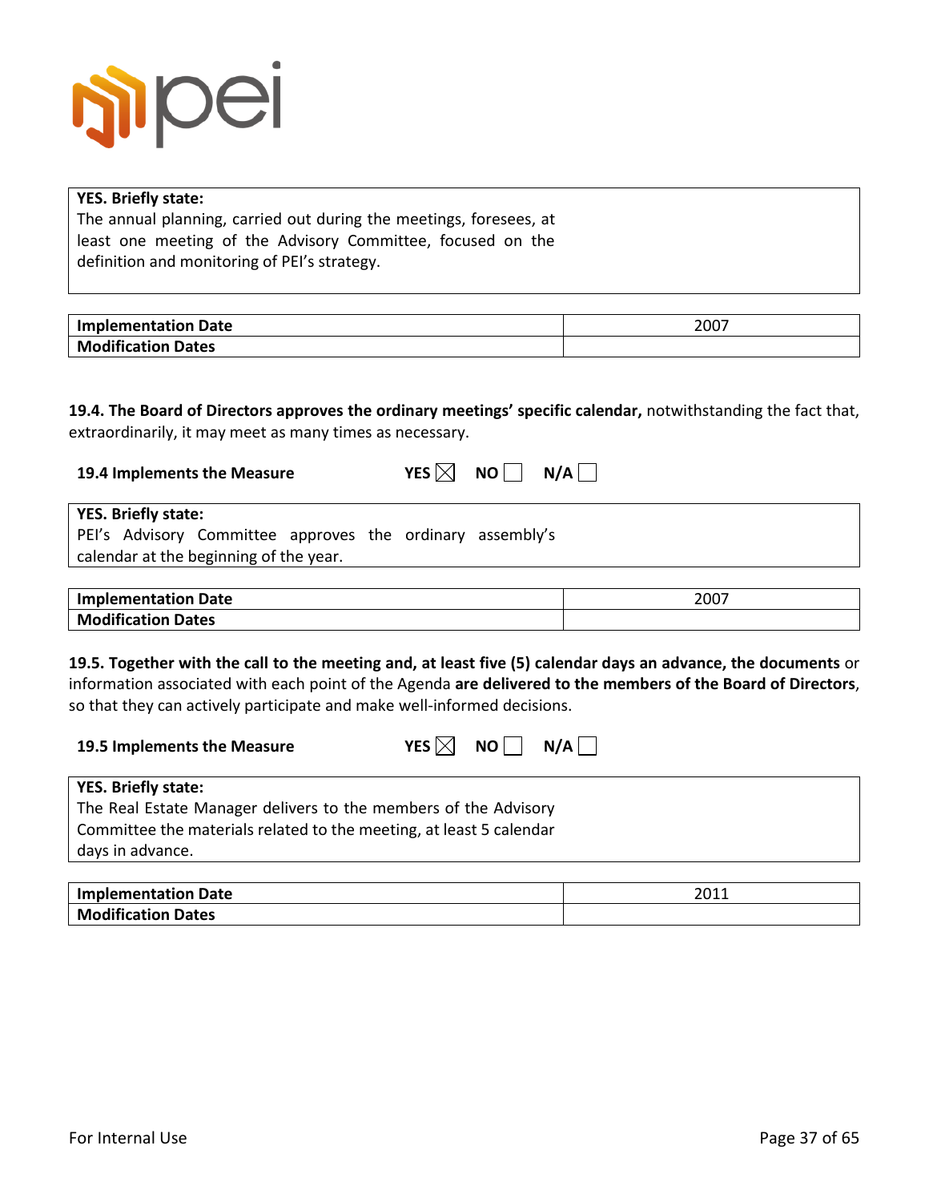| **YES. Briefly state:** The annual planning, carried out during the meetings, foresees, at least one meeting of the Advisory Committee, focused on the definition and monitoring of PEI's strategy. |
|---|

| **Implementation Date** | 2007 |
|---|---|
| **Modification Dates** | |

**19.4. The Board of Directors approves the ordinary meetings' specific calendar,** notwithstanding the fact that, extraordinarily, it may meet as many times as necessary.

**19.4 Implements the Measure** **YES** ☒ **NO** ☐ **N/A** ☐

| **YES. Briefly state:** PEI's Advisory Committee approves the ordinary assembly's calendar at the beginning of the year. |
|---|

| **Implementation Date** | 2007 |
|---|---|
| **Modification Dates** | |

**19.5. Together with the call to the meeting and, at least five (5) calendar days an advance, the documents** or information associated with each point of the Agenda **are delivered to the members of the Board of Directors**, so that they can actively participate and make well-informed decisions.

**19.5 Implements the Measure** **YES** ☒ **NO** ☐ **N/A** ☐

| **YES. Briefly state:** The Real Estate Manager delivers to the members of the Advisory Committee the materials related to the meeting, at least 5 calendar days in advance. |
|---|

| **Implementation Date** | 2011 |
|---|---|
| **Modification Dates** | |

For Internal Use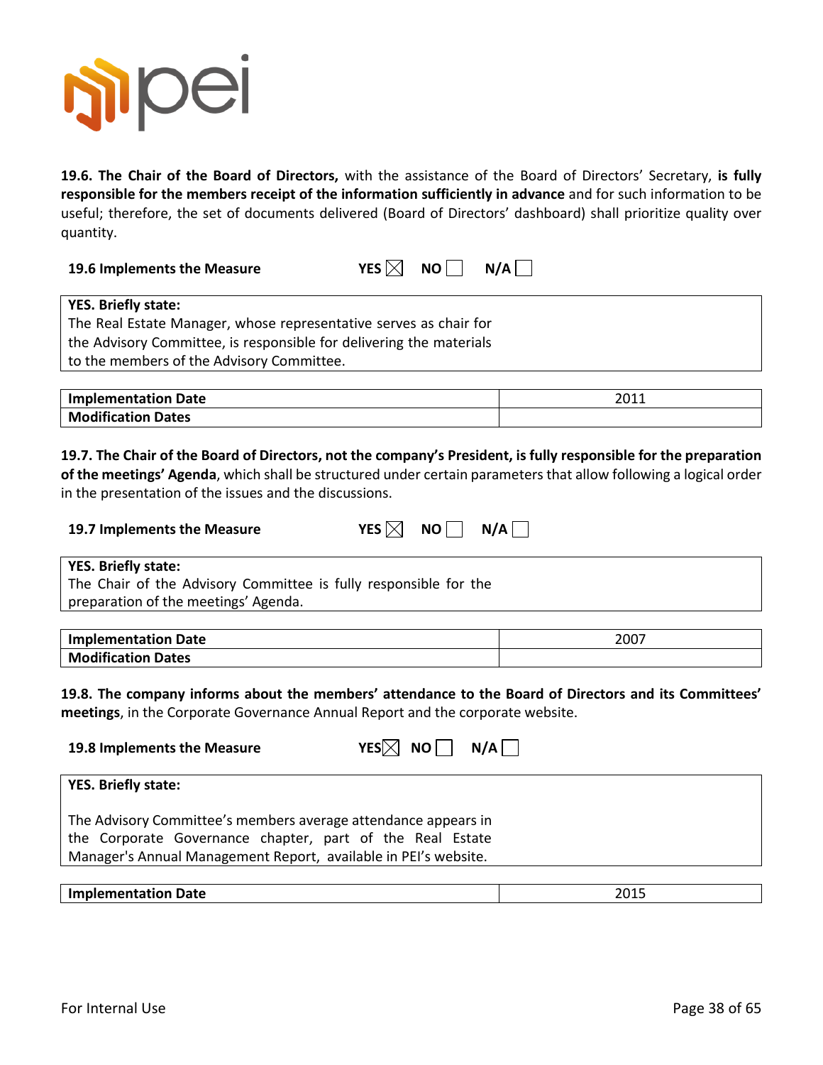**19.6. The Chair of the Board of Directors,** with the assistance of the Board of Directors' Secretary, **is fully responsible for the members receipt of the information sufficiently in advance** and for such information to be useful; therefore, the set of documents delivered (Board of Directors' dashboard) shall prioritize quality over quantity.

**19.6 Implements the Measure** YES ☒ NO ☐ N/A ☐

| **YES. Briefly state:** |
|---|
| The Real Estate Manager, whose representative serves as chair for the Advisory Committee, is responsible for delivering the materials to the members of the Advisory Committee. |

| **Implementation Date** | 2011 |
|---|---|
| **Modification Dates** | |

**19.7. The Chair of the Board of Directors, not the company's President, is fully responsible for the preparation of the meetings' Agenda**, which shall be structured under certain parameters that allow following a logical order in the presentation of the issues and the discussions.

**19.7 Implements the Measure** YES ☒ NO ☐ N/A ☐

| **YES. Briefly state:** |
|---|
| The Chair of the Advisory Committee is fully responsible for the preparation of the meetings' Agenda. |

| **Implementation Date** | 2007 |
|---|---|
| **Modification Dates** | |

**19.8. The company informs about the members' attendance to the Board of Directors and its Committees' meetings**, in the Corporate Governance Annual Report and the corporate website.

**19.8 Implements the Measure** YES ☒ NO ☐ N/A ☐

| **YES. Briefly state:** |
|---|
| The Advisory Committee's members average attendance appears in the Corporate Governance chapter, part of the Real Estate Manager's Annual Management Report, available in PEI's website. |

| **Implementation Date** | 2015 |
|---|---|

For Internal Use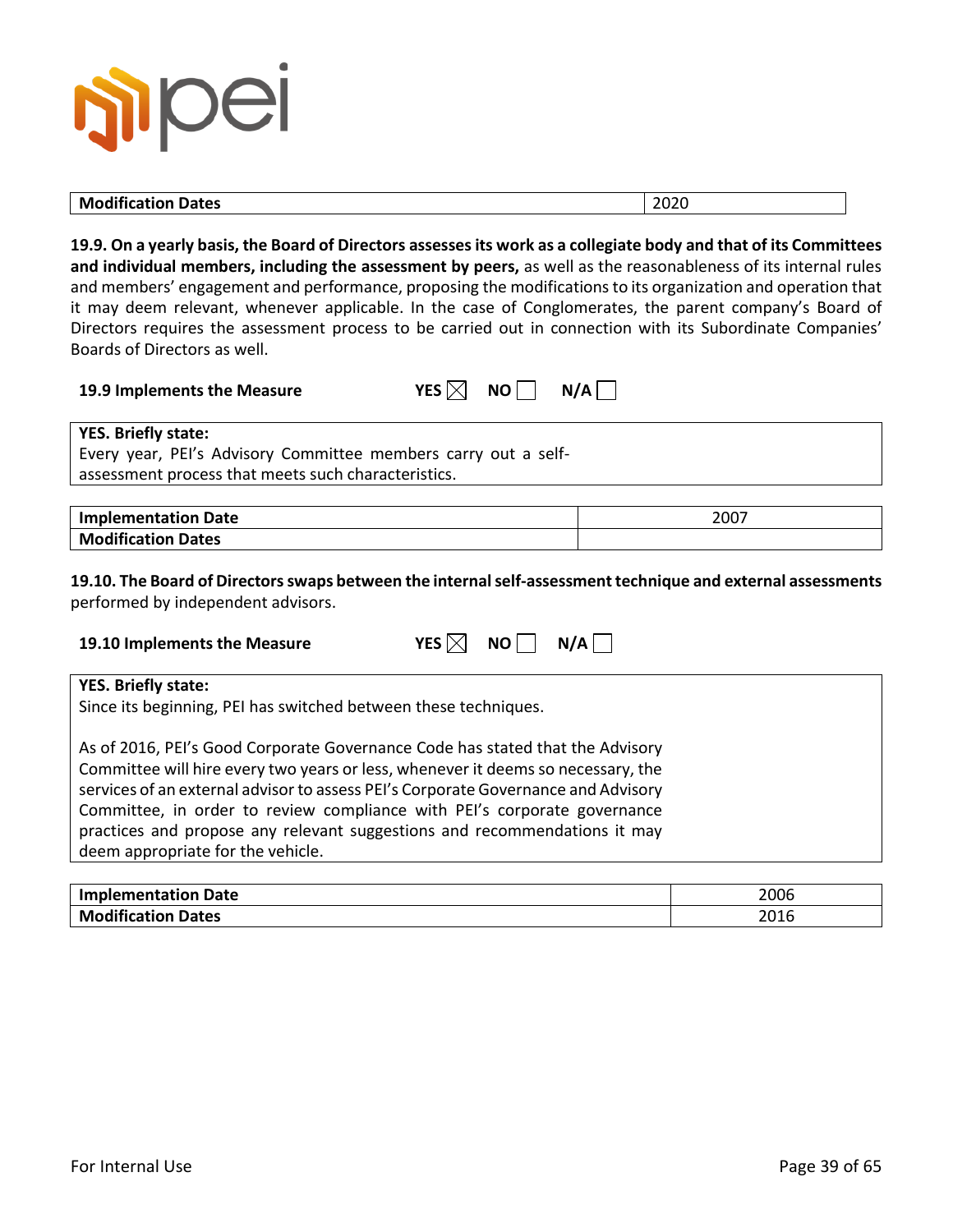| Modification Dates | 2020 |
|---|---|

**19.9. On a yearly basis, the Board of Directors assesses its work as a collegiate body and that of its Committees and individual members, including the assessment by peers,** as well as the reasonableness of its internal rules and members' engagement and performance, proposing the modifications to its organization and operation that it may deem relevant, whenever applicable. In the case of Conglomerates, the parent company's Board of Directors requires the assessment process to be carried out in connection with its Subordinate Companies' Boards of Directors as well.

**19.9 Implements the Measure** YES ☒ NO ☐ N/A ☐

**YES. Briefly state:**
Every year, PEI's Advisory Committee members carry out a self-assessment process that meets such characteristics.

| Implementation Date | 2007 |
|---|---|
| **Modification Dates** | |

**19.10. The Board of Directors swaps between the internal self-assessment technique and external assessments** performed by independent advisors.

**19.10 Implements the Measure** YES ☒ NO ☐ N/A ☐

**YES. Briefly state:**
Since its beginning, PEI has switched between these techniques.

As of 2016, PEI's Good Corporate Governance Code has stated that the Advisory Committee will hire every two years or less, whenever it deems so necessary, the services of an external advisor to assess PEI's Corporate Governance and Advisory Committee, in order to review compliance with PEI's corporate governance practices and propose any relevant suggestions and recommendations it may deem appropriate for the vehicle.

| Implementation Date | 2006 |
|---|---|
| **Modification Dates** | 2016 |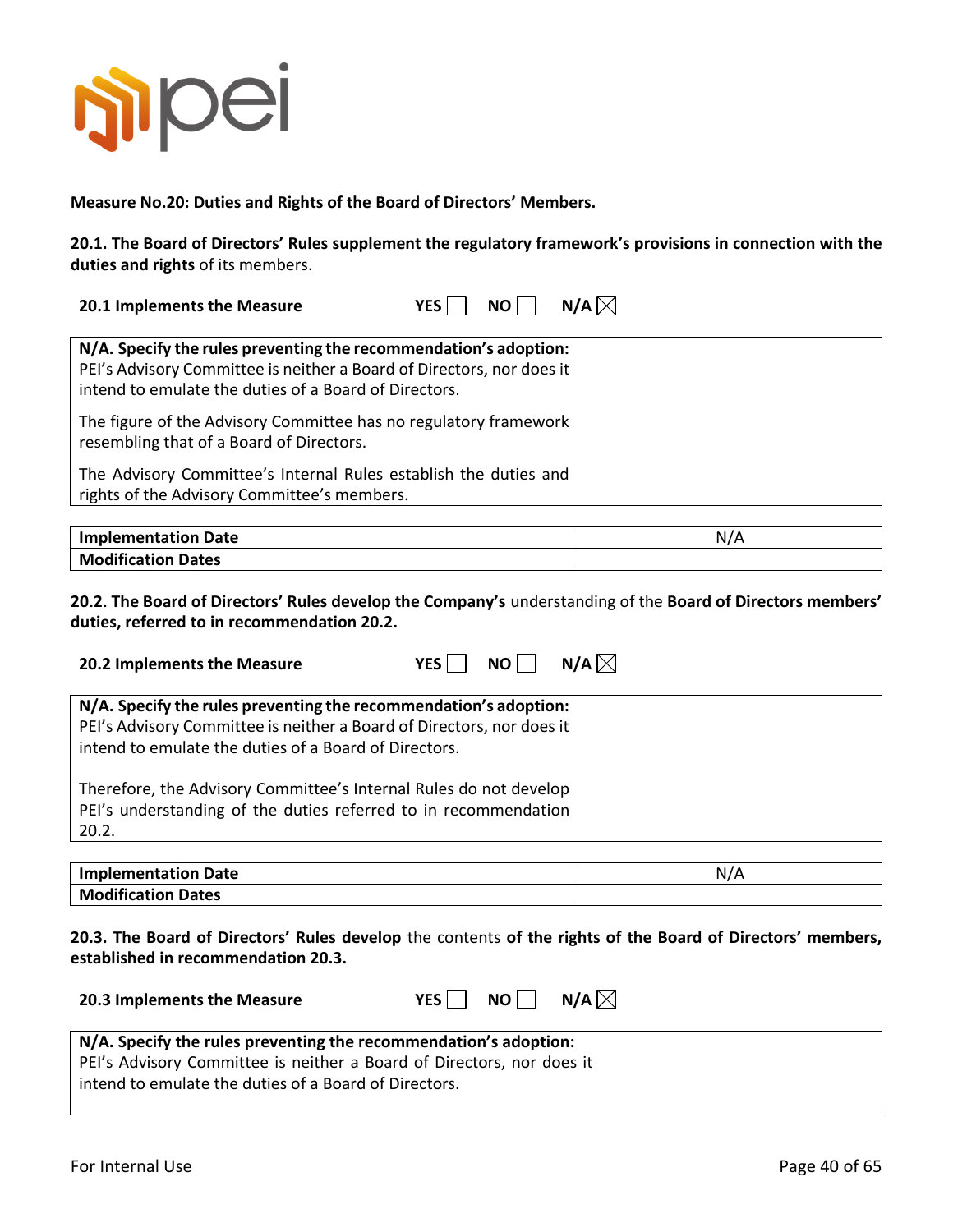**Measure No.20: Duties and Rights of the Board of Directors' Members.**

**20.1. The Board of Directors' Rules supplement the regulatory framework's provisions in connection with the duties and rights** of its members.

**20.1 Implements the Measure** — **YES** ☐ **NO** ☐ **N/A** ☒

**N/A. Specify the rules preventing the recommendation's adoption:**
PEI's Advisory Committee is neither a Board of Directors, nor does it intend to emulate the duties of a Board of Directors.

The figure of the Advisory Committee has no regulatory framework resembling that of a Board of Directors.

The Advisory Committee's Internal Rules establish the duties and rights of the Advisory Committee's members.

| | |
|---|---|
| **Implementation Date** | N/A |
| **Modification Dates** | |

**20.2. The Board of Directors' Rules develop the Company's** understanding of the **Board of Directors members' duties, referred to in recommendation 20.2.**

**20.2 Implements the Measure** — **YES** ☐ **NO** ☐ **N/A** ☒

**N/A. Specify the rules preventing the recommendation's adoption:**
PEI's Advisory Committee is neither a Board of Directors, nor does it intend to emulate the duties of a Board of Directors.

Therefore, the Advisory Committee's Internal Rules do not develop PEI's understanding of the duties referred to in recommendation 20.2.

| | |
|---|---|
| **Implementation Date** | N/A |
| **Modification Dates** | |

**20.3. The Board of Directors' Rules develop** the contents **of the rights of the Board of Directors' members, established in recommendation 20.3.**

**20.3 Implements the Measure** — **YES** ☐ **NO** ☐ **N/A** ☒

**N/A. Specify the rules preventing the recommendation's adoption:**
PEI's Advisory Committee is neither a Board of Directors, nor does it intend to emulate the duties of a Board of Directors.

For Internal Use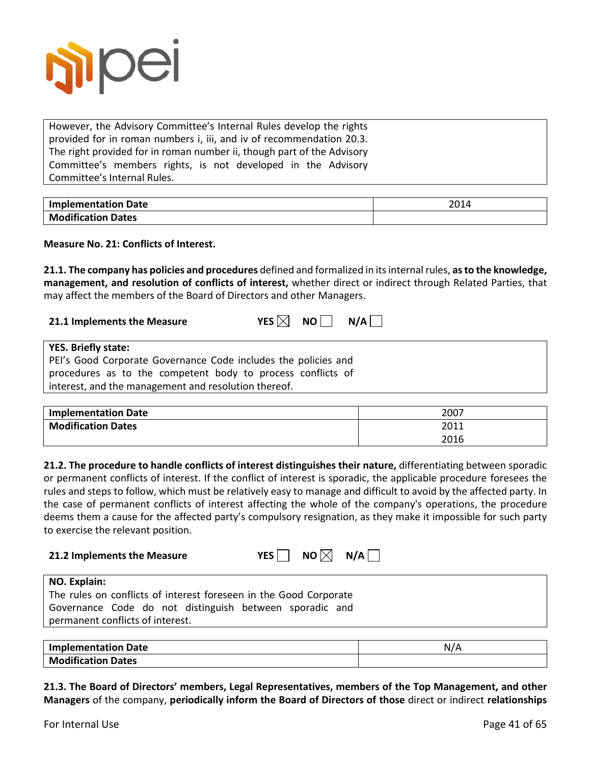However, the Advisory Committee's Internal Rules develop the rights provided for in roman numbers i, iii, and iv of recommendation 20.3. The right provided for in roman number ii, though part of the Advisory Committee's members rights, is not developed in the Advisory Committee's Internal Rules.

| **Implementation Date** | 2014 |
|---|---|
| **Modification Dates** | |

**Measure No. 21: Conflicts of Interest.**

**21.1. The company has policies and procedures** defined and formalized in its internal rules, **as to the knowledge, management, and resolution of conflicts of interest,** whether direct or indirect through Related Parties, that may affect the members of the Board of Directors and other Managers.

**21.1 Implements the Measure** YES ☒ NO ☐ N/A ☐

**YES. Briefly state:**
PEI's Good Corporate Governance Code includes the policies and procedures as to the competent body to process conflicts of interest, and the management and resolution thereof.

| **Implementation Date** | 2007 |
|---|---|
| **Modification Dates** | 2011<br>2016 |

**21.2. The procedure to handle conflicts of interest distinguishes their nature,** differentiating between sporadic or permanent conflicts of interest. If the conflict of interest is sporadic, the applicable procedure foresees the rules and steps to follow, which must be relatively easy to manage and difficult to avoid by the affected party. In the case of permanent conflicts of interest affecting the whole of the company's operations, the procedure deems them a cause for the affected party's compulsory resignation, as they make it impossible for such party to exercise the relevant position.

**21.2 Implements the Measure** YES ☐ NO ☒ N/A ☐

**NO. Explain:**
The rules on conflicts of interest foreseen in the Good Corporate Governance Code do not distinguish between sporadic and permanent conflicts of interest.

| **Implementation Date** | N/A |
|---|---|
| **Modification Dates** | |

**21.3. The Board of Directors' members, Legal Representatives, members of the Top Management, and other Managers** of the company, **periodically inform the Board of Directors of those** direct or indirect **relationships**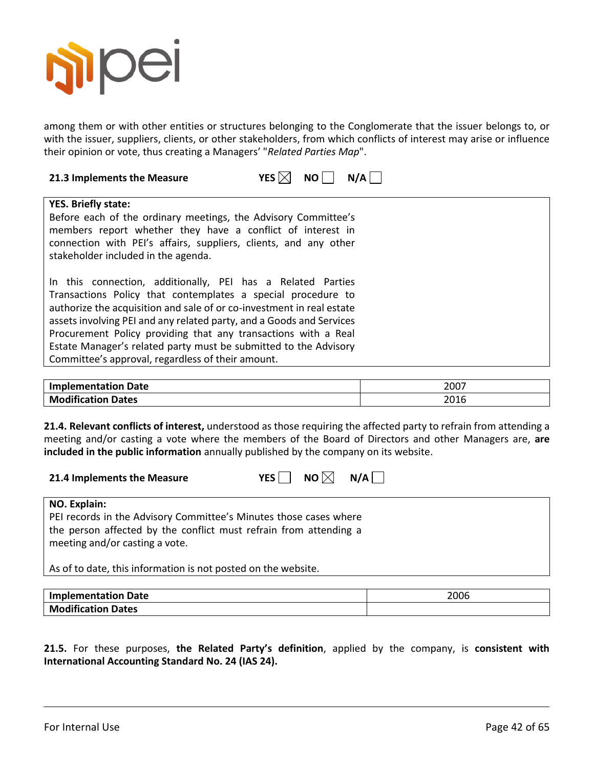among them or with other entities or structures belonging to the Conglomerate that the issuer belongs to, or with the issuer, suppliers, clients, or other stakeholders, from which conflicts of interest may arise or influence their opinion or vote, thus creating a Managers' "*Related Parties Map*".

**21.3 Implements the Measure** YES ☒ NO ☐ N/A ☐

**YES. Briefly state:**
Before each of the ordinary meetings, the Advisory Committee's members report whether they have a conflict of interest in connection with PEI's affairs, suppliers, clients, and any other stakeholder included in the agenda.

In this connection, additionally, PEI has a Related Parties Transactions Policy that contemplates a special procedure to authorize the acquisition and sale of or co-investment in real estate assets involving PEI and any related party, and a Goods and Services Procurement Policy providing that any transactions with a Real Estate Manager's related party must be submitted to the Advisory Committee's approval, regardless of their amount.

| **Implementation Date** | 2007 |
|---|---|
| **Modification Dates** | 2016 |

**21.4. Relevant conflicts of interest,** understood as those requiring the affected party to refrain from attending a meeting and/or casting a vote where the members of the Board of Directors and other Managers are, **are included in the public information** annually published by the company on its website.

**21.4 Implements the Measure** YES ☐ NO ☒ N/A ☐

**NO. Explain:**
PEI records in the Advisory Committee's Minutes those cases where the person affected by the conflict must refrain from attending a meeting and/or casting a vote.

As of to date, this information is not posted on the website.

| **Implementation Date** | 2006 |
|---|---|
| **Modification Dates** | |

**21.5.** For these purposes, **the Related Party's definition**, applied by the company, is **consistent with International Accounting Standard No. 24 (IAS 24).**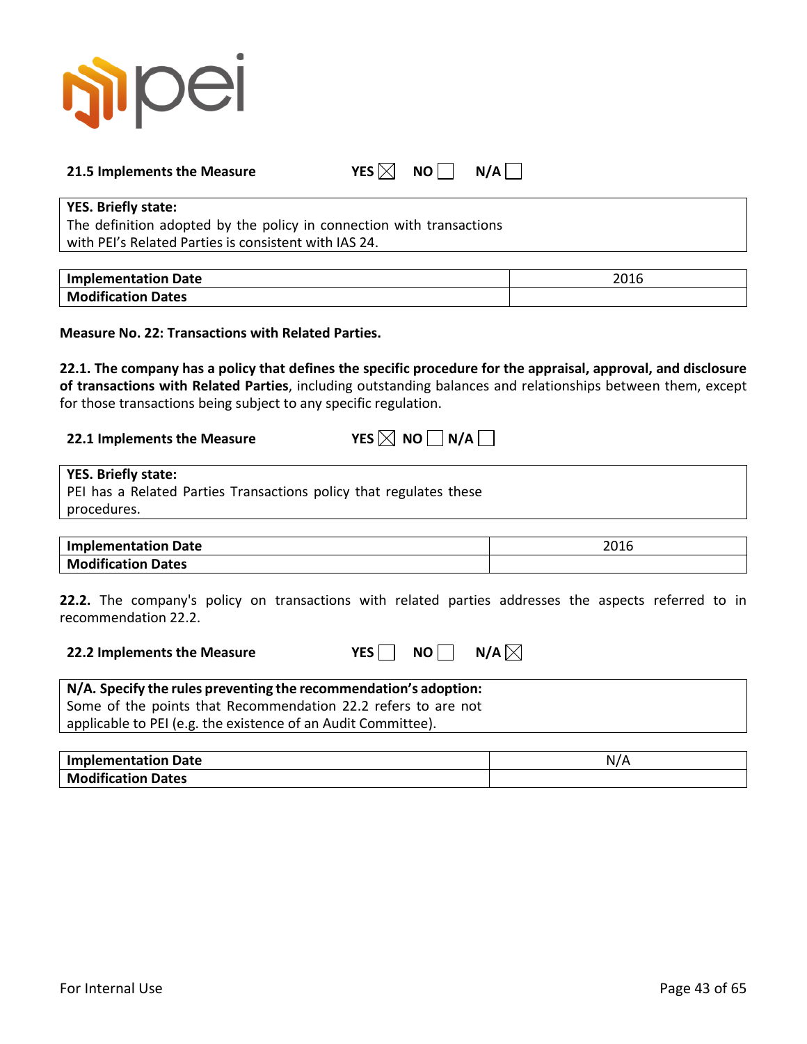**21.5 Implements the Measure** YES ☒ NO ☐ N/A ☐

**YES. Briefly state:**
The definition adopted by the policy in connection with transactions with PEI's Related Parties is consistent with IAS 24.

| Implementation Date | 2016 |
|---|---|
| **Modification Dates** | |

**Measure No. 22: Transactions with Related Parties.**

**22.1. The company has a policy that defines the specific procedure for the appraisal, approval, and disclosure of transactions with Related Parties**, including outstanding balances and relationships between them, except for those transactions being subject to any specific regulation.

**22.1 Implements the Measure** YES ☒ NO ☐ N/A ☐

**YES. Briefly state:**
PEI has a Related Parties Transactions policy that regulates these procedures.

| Implementation Date | 2016 |
|---|---|
| **Modification Dates** | |

**22.2.** The company's policy on transactions with related parties addresses the aspects referred to in recommendation 22.2.

**22.2 Implements the Measure** YES ☐ NO ☐ N/A ☒

**N/A. Specify the rules preventing the recommendation's adoption:**
Some of the points that Recommendation 22.2 refers to are not applicable to PEI (e.g. the existence of an Audit Committee).

| Implementation Date | N/A |
|---|---|
| **Modification Dates** | |

For Internal Use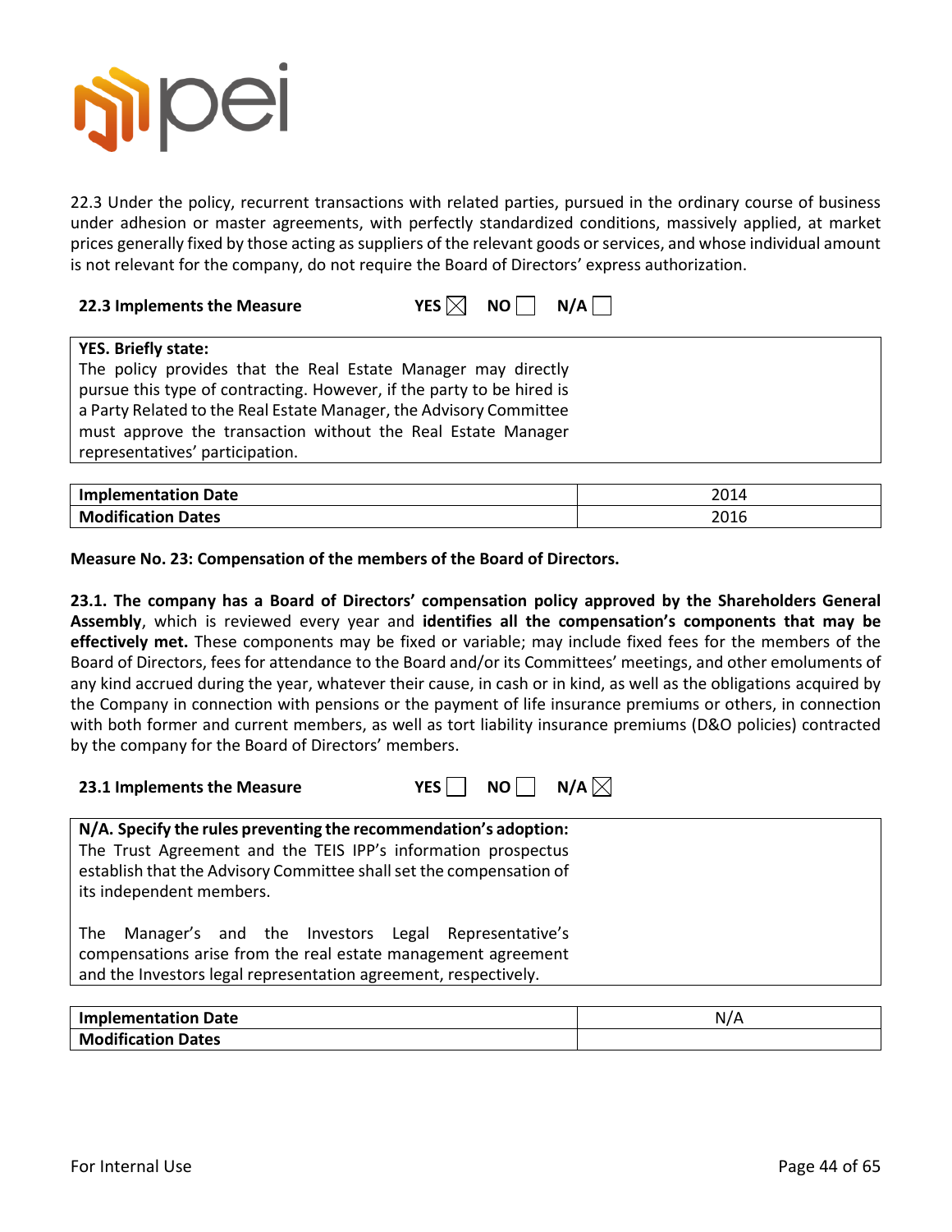22.3 Under the policy, recurrent transactions with related parties, pursued in the ordinary course of business under adhesion or master agreements, with perfectly standardized conditions, massively applied, at market prices generally fixed by those acting as suppliers of the relevant goods or services, and whose individual amount is not relevant for the company, do not require the Board of Directors' express authorization.

**22.3 Implements the Measure** YES ☒ NO ☐ N/A ☐

**YES. Briefly state:**
The policy provides that the Real Estate Manager may directly pursue this type of contracting. However, if the party to be hired is a Party Related to the Real Estate Manager, the Advisory Committee must approve the transaction without the Real Estate Manager representatives' participation.

| **Implementation Date** | 2014 |
|---|---|
| **Modification Dates** | 2016 |

**Measure No. 23: Compensation of the members of the Board of Directors.**

**23.1. The company has a Board of Directors' compensation policy approved by the Shareholders General Assembly**, which is reviewed every year and **identifies all the compensation's components that may be effectively met.** These components may be fixed or variable; may include fixed fees for the members of the Board of Directors, fees for attendance to the Board and/or its Committees' meetings, and other emoluments of any kind accrued during the year, whatever their cause, in cash or in kind, as well as the obligations acquired by the Company in connection with pensions or the payment of life insurance premiums or others, in connection with both former and current members, as well as tort liability insurance premiums (D&O policies) contracted by the company for the Board of Directors' members.

**23.1 Implements the Measure** YES ☐ NO ☐ N/A ☒

**N/A. Specify the rules preventing the recommendation's adoption:**
The Trust Agreement and the TEIS IPP's information prospectus establish that the Advisory Committee shall set the compensation of its independent members.

The Manager's and the Investors Legal Representative's compensations arise from the real estate management agreement and the Investors legal representation agreement, respectively.

| **Implementation Date** | N/A |
|---|---|
| **Modification Dates** | |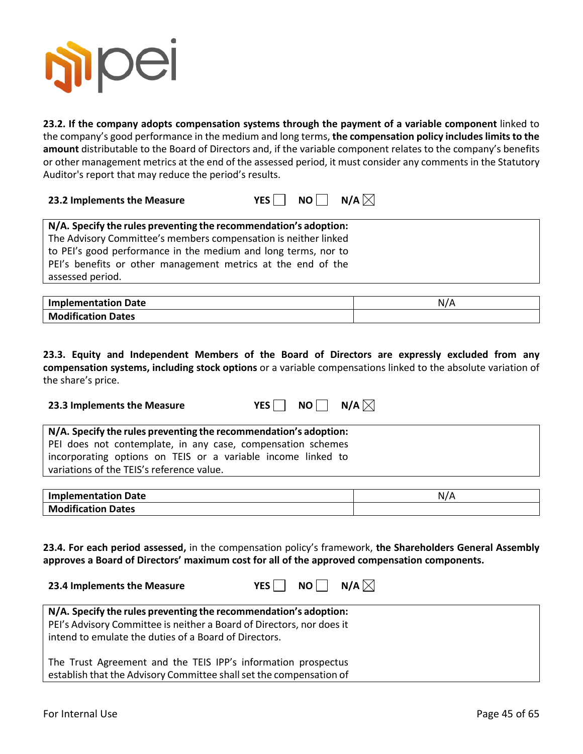**23.2. If the company adopts compensation systems through the payment of a variable component** linked to the company's good performance in the medium and long terms, **the compensation policy includes limits to the amount** distributable to the Board of Directors and, if the variable component relates to the company's benefits or other management metrics at the end of the assessed period, it must consider any comments in the Statutory Auditor's report that may reduce the period's results.

**23.2 Implements the Measure** **YES** ☐ **NO** ☐ **N/A** ☒

| **N/A. Specify the rules preventing the recommendation's adoption:** The Advisory Committee's members compensation is neither linked to PEI's good performance in the medium and long terms, nor to PEI's benefits or other management metrics at the end of the assessed period. |
|---|

| **Implementation Date** | N/A |
|---|---|
| **Modification Dates** | |

**23.3. Equity and Independent Members of the Board of Directors are expressly excluded from any compensation systems, including stock options** or a variable compensations linked to the absolute variation of the share's price.

**23.3 Implements the Measure** **YES** ☐ **NO** ☐ **N/A** ☒

| **N/A. Specify the rules preventing the recommendation's adoption:** PEI does not contemplate, in any case, compensation schemes incorporating options on TEIS or a variable income linked to variations of the TEIS's reference value. |
|---|

| **Implementation Date** | N/A |
|---|---|
| **Modification Dates** | |

**23.4. For each period assessed,** in the compensation policy's framework, **the Shareholders General Assembly approves a Board of Directors' maximum cost for all of the approved compensation components.**

**23.4 Implements the Measure** **YES** ☐ **NO** ☐ **N/A** ☒

| **N/A. Specify the rules preventing the recommendation's adoption:** PEI's Advisory Committee is neither a Board of Directors, nor does it intend to emulate the duties of a Board of Directors.<br><br>The Trust Agreement and the TEIS IPP's information prospectus establish that the Advisory Committee shall set the compensation of |
|---|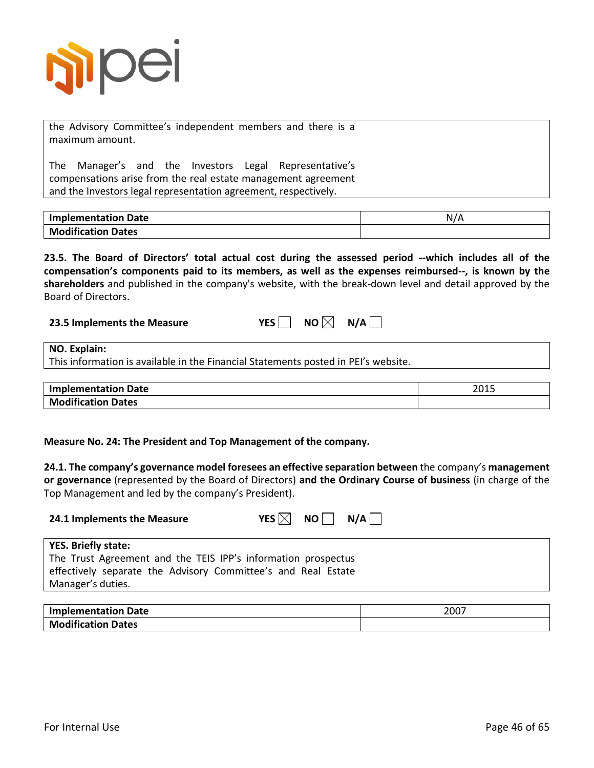| the Advisory Committee's independent members and there is a maximum amount.<br><br>The Manager's and the Investors Legal Representative's compensations arise from the real estate management agreement and the Investors legal representation agreement, respectively. |
|---|

| **Implementation Date** | N/A |
|---|---|
| **Modification Dates** | |

**23.5. The Board of Directors' total actual cost during the assessed period --which includes all of the compensation's components paid to its members, as well as the expenses reimbursed--, is known by the shareholders** and published in the company's website, with the break-down level and detail approved by the Board of Directors.

**23.5 Implements the Measure** **YES** ☐ **NO** ☒ **N/A** ☐

| **NO. Explain:**<br>This information is available in the Financial Statements posted in PEI's website. |
|---|

| **Implementation Date** | 2015 |
|---|---|
| **Modification Dates** | |

**Measure No. 24: The President and Top Management of the company.**

**24.1. The company's governance model foresees an effective separation between** the company's **management or governance** (represented by the Board of Directors) **and the Ordinary Course of business** (in charge of the Top Management and led by the company's President).

**24.1 Implements the Measure** **YES** ☒ **NO** ☐ **N/A** ☐

| **YES. Briefly state:**<br>The Trust Agreement and the TEIS IPP's information prospectus effectively separate the Advisory Committee's and Real Estate Manager's duties. |
|---|

| **Implementation Date** | 2007 |
|---|---|
| **Modification Dates** | |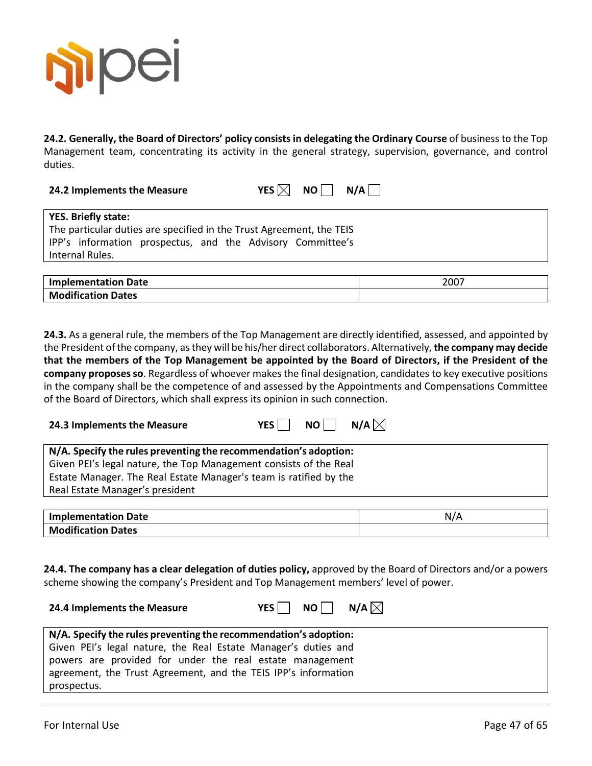**24.2. Generally, the Board of Directors' policy consists in delegating the Ordinary Course** of business to the Top Management team, concentrating its activity in the general strategy, supervision, governance, and control duties.

**24.2 Implements the Measure** YES ☒ NO ☐ N/A ☐

| **YES. Briefly state:**<br>The particular duties are specified in the Trust Agreement, the TEIS IPP's information prospectus, and the Advisory Committee's Internal Rules. |
|---|

| **Implementation Date** | 2007 |
|---|---|
| **Modification Dates** | |

**24.3.** As a general rule, the members of the Top Management are directly identified, assessed, and appointed by the President of the company, as they will be his/her direct collaborators. Alternatively, **the company may decide that the members of the Top Management be appointed by the Board of Directors, if the President of the company proposes so**. Regardless of whoever makes the final designation, candidates to key executive positions in the company shall be the competence of and assessed by the Appointments and Compensations Committee of the Board of Directors, which shall express its opinion in such connection.

**24.3 Implements the Measure** YES ☐ NO ☐ N/A ☒

| **N/A. Specify the rules preventing the recommendation's adoption:**<br>Given PEI's legal nature, the Top Management consists of the Real Estate Manager. The Real Estate Manager's team is ratified by the Real Estate Manager's president |
|---|

| **Implementation Date** | N/A |
|---|---|
| **Modification Dates** | |

**24.4. The company has a clear delegation of duties policy,** approved by the Board of Directors and/or a powers scheme showing the company's President and Top Management members' level of power.

**24.4 Implements the Measure** YES ☐ NO ☐ N/A ☒

| **N/A. Specify the rules preventing the recommendation's adoption:**<br>Given PEI's legal nature, the Real Estate Manager's duties and powers are provided for under the real estate management agreement, the Trust Agreement, and the TEIS IPP's information prospectus. |
|---|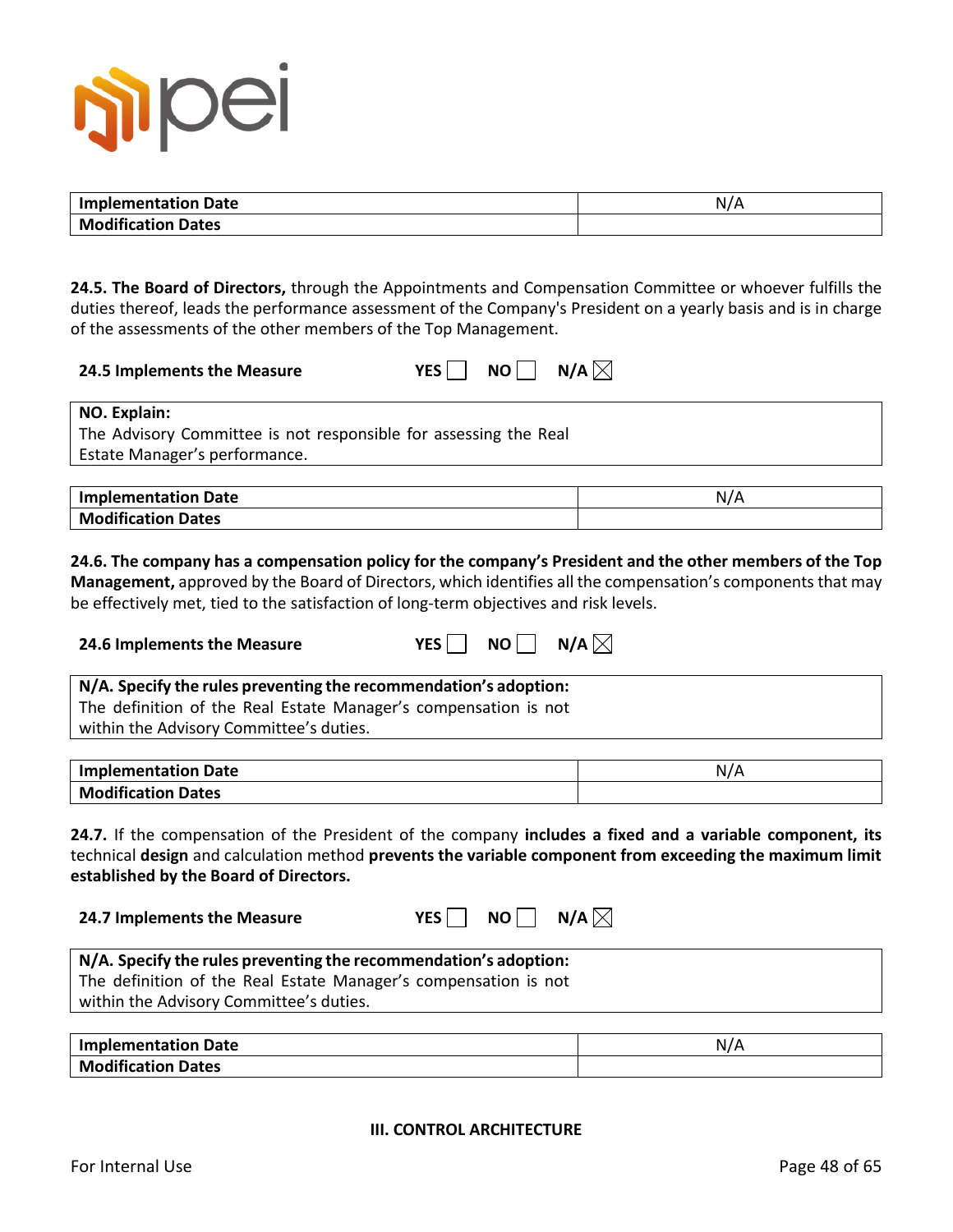| Implementation Date | N/A |
|---|---|
| Modification Dates | |

**24.5. The Board of Directors,** through the Appointments and Compensation Committee or whoever fulfills the duties thereof, leads the performance assessment of the Company's President on a yearly basis and is in charge of the assessments of the other members of the Top Management.

**24.5 Implements the Measure** **YES** ☐ **NO** ☐ **N/A** ☒

| **NO. Explain:** |
|---|
| The Advisory Committee is not responsible for assessing the Real Estate Manager's performance. |

| Implementation Date | N/A |
|---|---|
| Modification Dates | |

**24.6. The company has a compensation policy for the company's President and the other members of the Top Management,** approved by the Board of Directors, which identifies all the compensation's components that may be effectively met, tied to the satisfaction of long-term objectives and risk levels.

**24.6 Implements the Measure** **YES** ☐ **NO** ☐ **N/A** ☒

| **N/A. Specify the rules preventing the recommendation's adoption:** |
|---|
| The definition of the Real Estate Manager's compensation is not within the Advisory Committee's duties. |

| Implementation Date | N/A |
|---|---|
| Modification Dates | |

**24.7.** If the compensation of the President of the company **includes a fixed and a variable component, its** technical **design** and calculation method **prevents the variable component from exceeding the maximum limit established by the Board of Directors.**

**24.7 Implements the Measure** **YES** ☐ **NO** ☐ **N/A** ☒

| **N/A. Specify the rules preventing the recommendation's adoption:** |
|---|
| The definition of the Real Estate Manager's compensation is not within the Advisory Committee's duties. |

| Implementation Date | N/A |
|---|---|
| Modification Dates | |

## III. CONTROL ARCHITECTURE

For Internal Use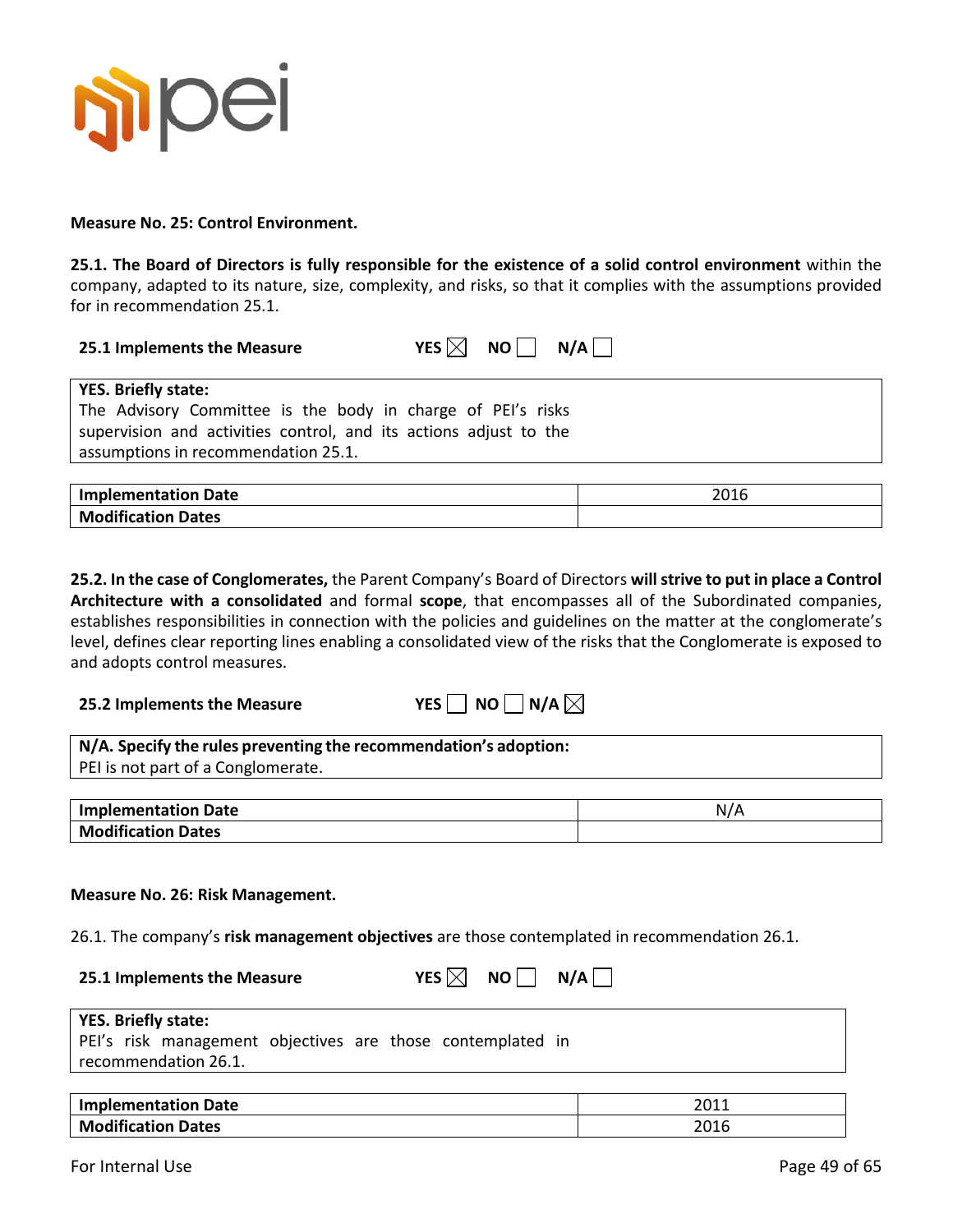**Measure No. 25: Control Environment.**

**25.1. The Board of Directors is fully responsible for the existence of a solid control environment** within the company, adapted to its nature, size, complexity, and risks, so that it complies with the assumptions provided for in recommendation 25.1.

**25.1 Implements the Measure** YES ☒ NO ☐ N/A ☐

| **YES. Briefly state:** |
|---|
| The Advisory Committee is the body in charge of PEI's risks supervision and activities control, and its actions adjust to the assumptions in recommendation 25.1. |

| **Implementation Date** | 2016 |
|---|---|
| **Modification Dates** | |

**25.2. In the case of Conglomerates,** the Parent Company's Board of Directors **will strive to put in place a Control Architecture with a consolidated** and formal **scope**, that encompasses all of the Subordinated companies, establishes responsibilities in connection with the policies and guidelines on the matter at the conglomerate's level, defines clear reporting lines enabling a consolidated view of the risks that the Conglomerate is exposed to and adopts control measures.

**25.2 Implements the Measure** YES ☐ NO ☐ N/A ☒

| **N/A. Specify the rules preventing the recommendation's adoption:** |
|---|
| PEI is not part of a Conglomerate. |

| **Implementation Date** | N/A |
|---|---|
| **Modification Dates** | |

**Measure No. 26: Risk Management.**

26.1. The company's **risk management objectives** are those contemplated in recommendation 26.1.

**25.1 Implements the Measure** YES ☒ NO ☐ N/A ☐

| **YES. Briefly state:** |
|---|
| PEI's risk management objectives are those contemplated in recommendation 26.1. |

| **Implementation Date** | 2011 |
|---|---|
| **Modification Dates** | 2016 |

For Internal Use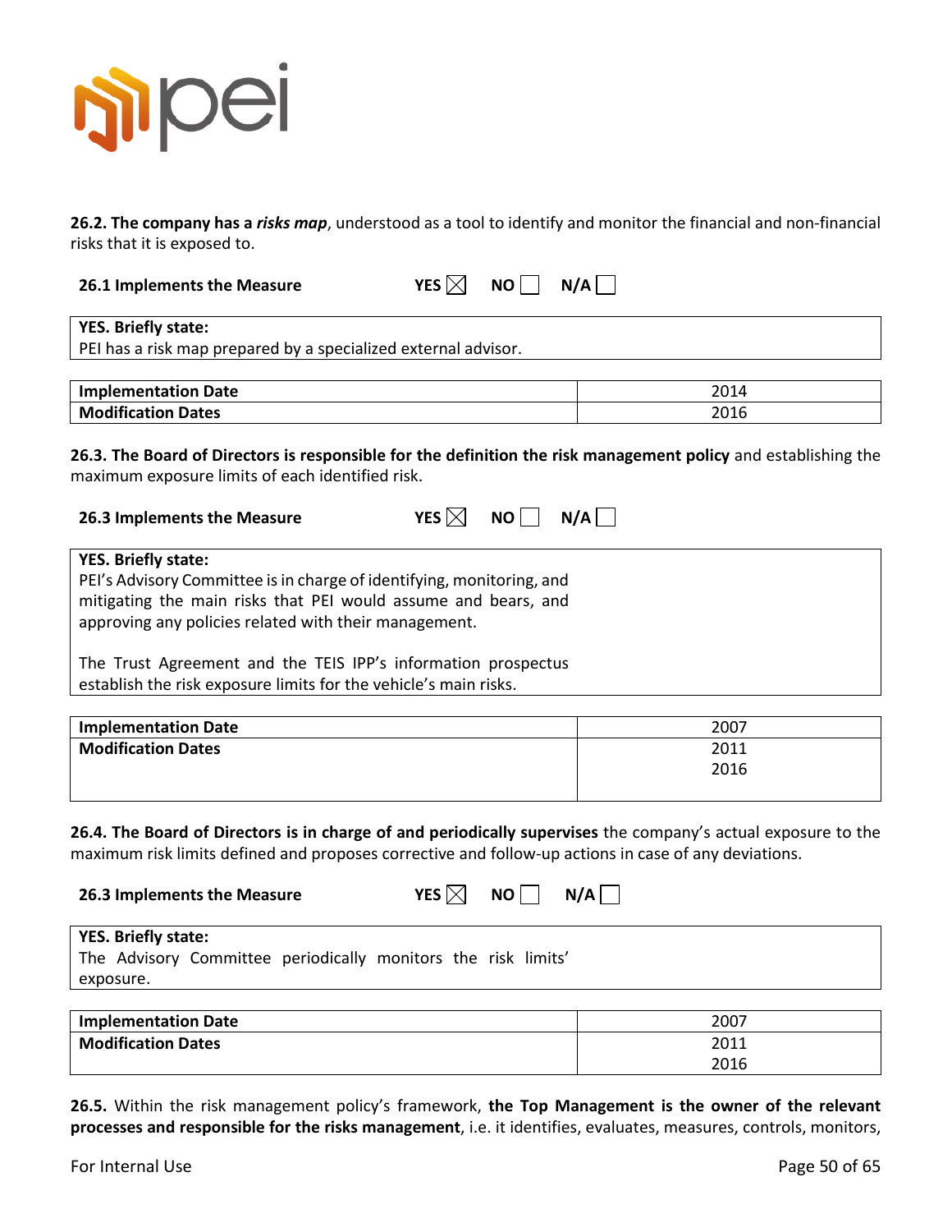**26.2. The company has a *risks map***, understood as a tool to identify and monitor the financial and non-financial risks that it is exposed to.

**26.1 Implements the Measure** **YES** ☒ **NO** ☐ **N/A** ☐

| **YES. Briefly state:** |
|---|
| PEI has a risk map prepared by a specialized external advisor. |

| | |
|---|---|
| **Implementation Date** | 2014 |
| **Modification Dates** | 2016 |

**26.3. The Board of Directors is responsible for the definition the risk management policy** and establishing the maximum exposure limits of each identified risk.

**26.3 Implements the Measure** **YES** ☒ **NO** ☐ **N/A** ☐

| **YES. Briefly state:** |
|---|
| PEI's Advisory Committee is in charge of identifying, monitoring, and mitigating the main risks that PEI would assume and bears, and approving any policies related with their management.<br><br>The Trust Agreement and the TEIS IPP's information prospectus establish the risk exposure limits for the vehicle's main risks. |

| | |
|---|---|
| **Implementation Date** | 2007 |
| **Modification Dates** | 2011<br>2016 |

**26.4. The Board of Directors is in charge of and periodically supervises** the company's actual exposure to the maximum risk limits defined and proposes corrective and follow-up actions in case of any deviations.

**26.3 Implements the Measure** **YES** ☒ **NO** ☐ **N/A** ☐

| **YES. Briefly state:** |
|---|
| The Advisory Committee periodically monitors the risk limits' exposure. |

| | |
|---|---|
| **Implementation Date** | 2007 |
| **Modification Dates** | 2011<br>2016 |

**26.5.** Within the risk management policy's framework, **the Top Management is the owner of the relevant processes and responsible for the risks management**, i.e. it identifies, evaluates, measures, controls, monitors,

For Internal Use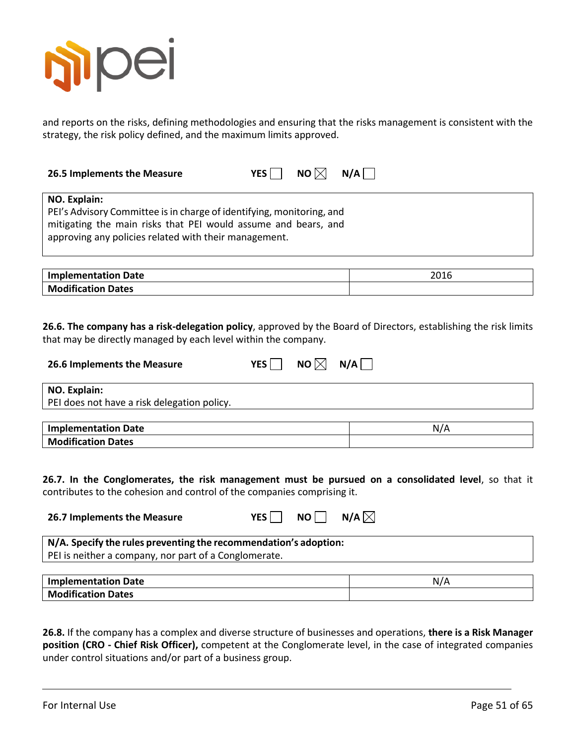and reports on the risks, defining methodologies and ensuring that the risks management is consistent with the strategy, the risk policy defined, and the maximum limits approved.

**26.5 Implements the Measure** YES ☐ NO ☒ N/A ☐

**NO. Explain:**
PEI's Advisory Committee is in charge of identifying, monitoring, and mitigating the main risks that PEI would assume and bears, and approving any policies related with their management.

| **Implementation Date** | 2016 |
|---|---|
| **Modification Dates** | |

**26.6. The company has a risk-delegation policy**, approved by the Board of Directors, establishing the risk limits that may be directly managed by each level within the company.

**26.6 Implements the Measure** YES ☐ NO ☒ N/A ☐

**NO. Explain:**
PEI does not have a risk delegation policy.

| **Implementation Date** | N/A |
|---|---|
| **Modification Dates** | |

**26.7. In the Conglomerates, the risk management must be pursued on a consolidated level**, so that it contributes to the cohesion and control of the companies comprising it.

**26.7 Implements the Measure** YES ☐ NO ☐ N/A ☒

**N/A. Specify the rules preventing the recommendation's adoption:**
PEI is neither a company, nor part of a Conglomerate.

| **Implementation Date** | N/A |
|---|---|
| **Modification Dates** | |

**26.8.** If the company has a complex and diverse structure of businesses and operations, **there is a Risk Manager position (CRO - Chief Risk Officer),** competent at the Conglomerate level, in the case of integrated companies under control situations and/or part of a business group.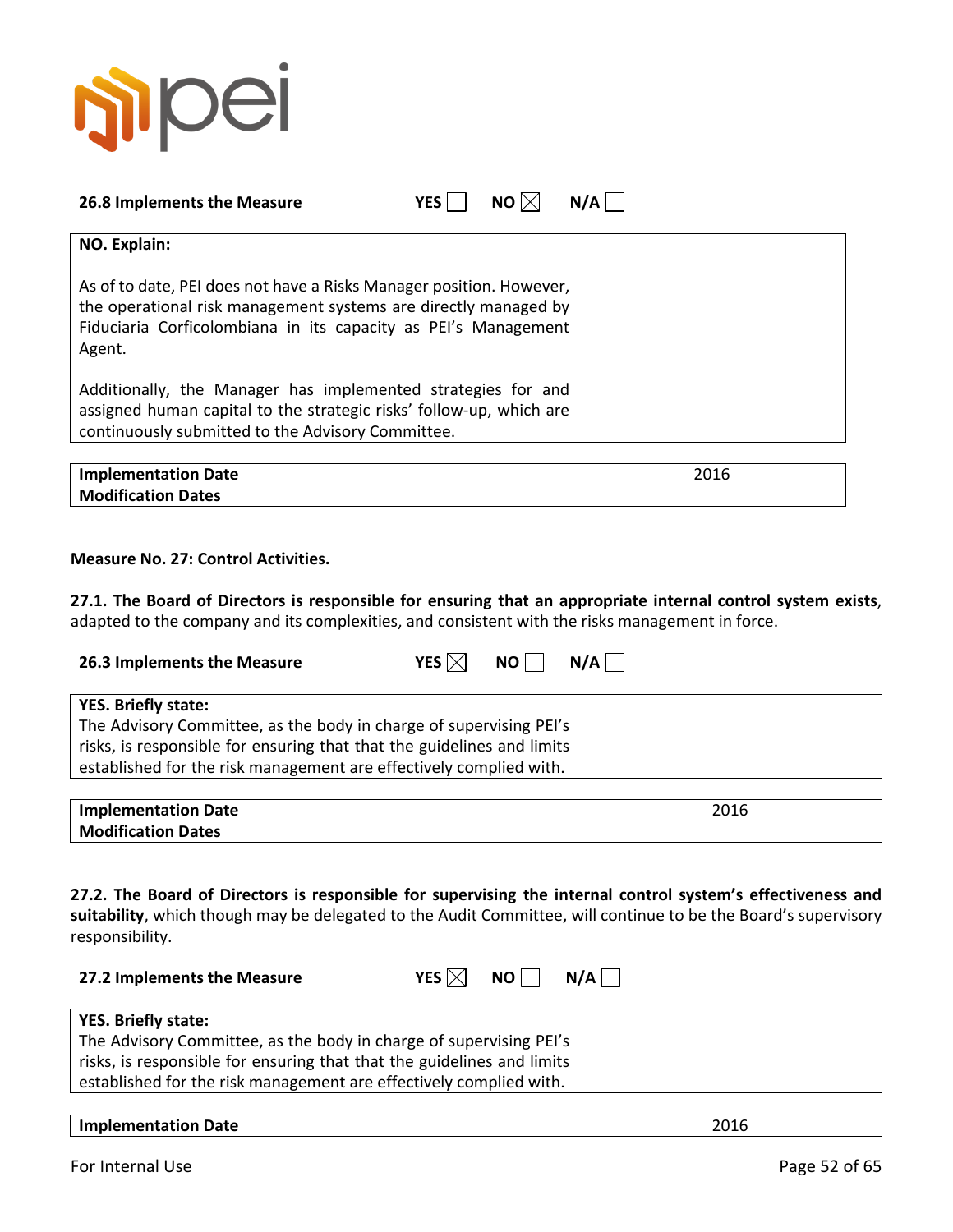**26.8 Implements the Measure** YES ☐ NO ☒ N/A ☐

**NO. Explain:**

As of to date, PEI does not have a Risks Manager position. However, the operational risk management systems are directly managed by Fiduciaria Corficolombiana in its capacity as PEI's Management Agent.

Additionally, the Manager has implemented strategies for and assigned human capital to the strategic risks' follow-up, which are continuously submitted to the Advisory Committee.

| **Implementation Date** | 2016 |
|---|---|
| **Modification Dates** | |

**Measure No. 27: Control Activities.**

**27.1. The Board of Directors is responsible for ensuring that an appropriate internal control system exists**, adapted to the company and its complexities, and consistent with the risks management in force.

**26.3 Implements the Measure** YES ☒ NO ☐ N/A ☐

**YES. Briefly state:**
The Advisory Committee, as the body in charge of supervising PEI's risks, is responsible for ensuring that that the guidelines and limits established for the risk management are effectively complied with.

| **Implementation Date** | 2016 |
|---|---|
| **Modification Dates** | |

**27.2. The Board of Directors is responsible for supervising the internal control system's effectiveness and suitability**, which though may be delegated to the Audit Committee, will continue to be the Board's supervisory responsibility.

**27.2 Implements the Measure** YES ☒ NO ☐ N/A ☐

**YES. Briefly state:**
The Advisory Committee, as the body in charge of supervising PEI's risks, is responsible for ensuring that that the guidelines and limits established for the risk management are effectively complied with.

| **Implementation Date** | 2016 |
|---|---|

For Internal Use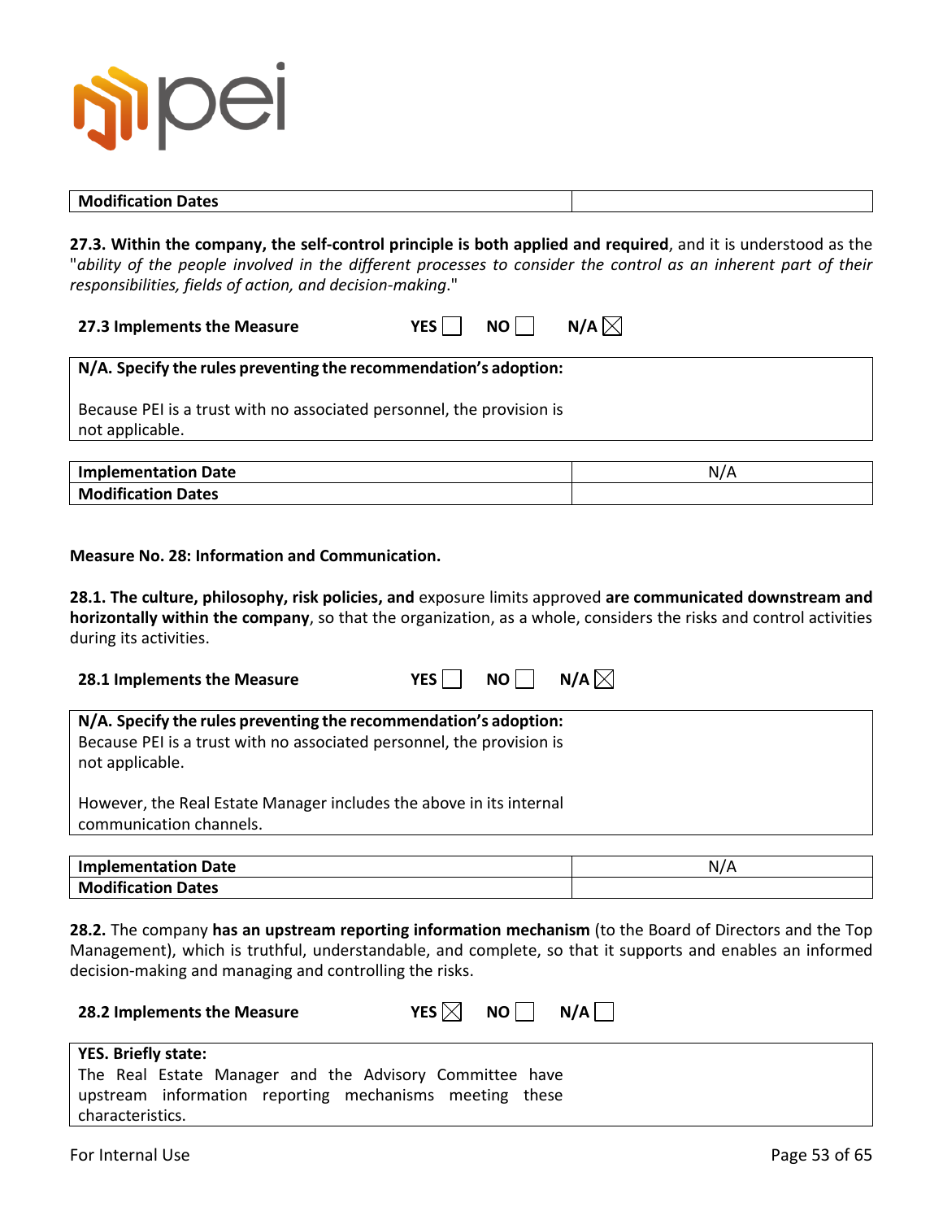| Modification Dates | |
|---|---|

**27.3. Within the company, the self-control principle is both applied and required**, and it is understood as the "*ability of the people involved in the different processes to consider the control as an inherent part of their responsibilities, fields of action, and decision-making*."

**27.3 Implements the Measure** **YES** ☐ **NO** ☐ **N/A** ☒

| **N/A. Specify the rules preventing the recommendation's adoption:** |
|---|
| Because PEI is a trust with no associated personnel, the provision is not applicable. |

| Implementation Date | N/A |
|---|---|
| **Modification Dates** | |

**Measure No. 28: Information and Communication.**

**28.1. The culture, philosophy, risk policies, and** exposure limits approved **are communicated downstream and horizontally within the company**, so that the organization, as a whole, considers the risks and control activities during its activities.

**28.1 Implements the Measure** **YES** ☐ **NO** ☐ **N/A** ☒

| **N/A. Specify the rules preventing the recommendation's adoption:** |
|---|
| Because PEI is a trust with no associated personnel, the provision is not applicable.<br><br>However, the Real Estate Manager includes the above in its internal communication channels. |

| Implementation Date | N/A |
|---|---|
| **Modification Dates** | |

**28.2.** The company **has an upstream reporting information mechanism** (to the Board of Directors and the Top Management), which is truthful, understandable, and complete, so that it supports and enables an informed decision-making and managing and controlling the risks.

**28.2 Implements the Measure** **YES** ☒ **NO** ☐ **N/A** ☐

| **YES. Briefly state:** |
|---|
| The Real Estate Manager and the Advisory Committee have upstream information reporting mechanisms meeting these characteristics. |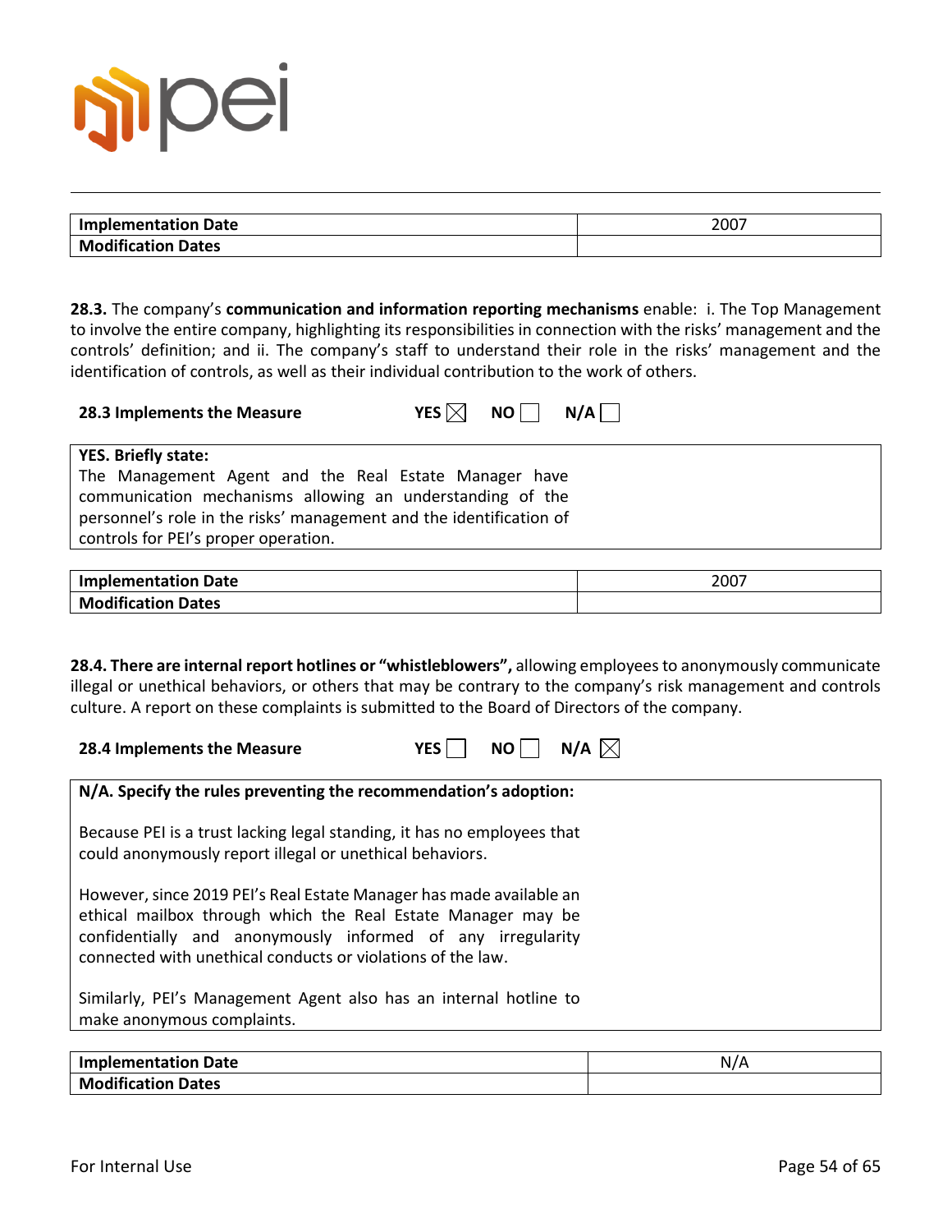| Implementation Date | 2007 |
| --- | --- |
| Modification Dates | |

**28.3.** The company's **communication and information reporting mechanisms** enable: i. The Top Management to involve the entire company, highlighting its responsibilities in connection with the risks' management and the controls' definition; and ii. The company's staff to understand their role in the risks' management and the identification of controls, as well as their individual contribution to the work of others.

**28.3 Implements the Measure** YES ☒ NO ☐ N/A ☐

**YES. Briefly state:**
The Management Agent and the Real Estate Manager have communication mechanisms allowing an understanding of the personnel's role in the risks' management and the identification of controls for PEI's proper operation.

| Implementation Date | 2007 |
| --- | --- |
| Modification Dates | |

**28.4. There are internal report hotlines or "whistleblowers",** allowing employees to anonymously communicate illegal or unethical behaviors, or others that may be contrary to the company's risk management and controls culture. A report on these complaints is submitted to the Board of Directors of the company.

**28.4 Implements the Measure** YES ☐ NO ☐ N/A ☒

**N/A. Specify the rules preventing the recommendation's adoption:**

Because PEI is a trust lacking legal standing, it has no employees that could anonymously report illegal or unethical behaviors.

However, since 2019 PEI's Real Estate Manager has made available an ethical mailbox through which the Real Estate Manager may be confidentially and anonymously informed of any irregularity connected with unethical conducts or violations of the law.

Similarly, PEI's Management Agent also has an internal hotline to make anonymous complaints.

| Implementation Date | N/A |
| --- | --- |
| Modification Dates | |

For Internal Use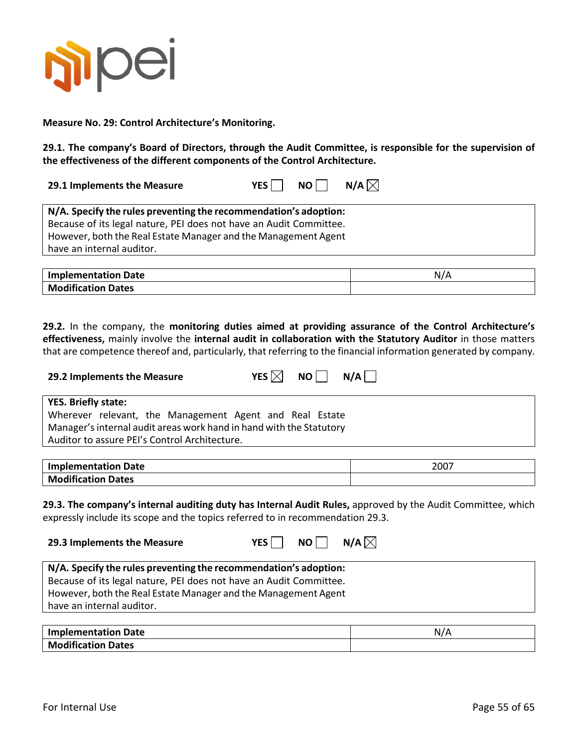**Measure No. 29: Control Architecture's Monitoring.**

**29.1. The company's Board of Directors, through the Audit Committee, is responsible for the supervision of the effectiveness of the different components of the Control Architecture.**

**29.1 Implements the Measure** YES ☐ NO ☐ N/A ☒

| **N/A. Specify the rules preventing the recommendation's adoption:** Because of its legal nature, PEI does not have an Audit Committee. However, both the Real Estate Manager and the Management Agent have an internal auditor. |
|---|

| **Implementation Date** | N/A |
|---|---|
| **Modification Dates** | |

**29.2.** In the company, the **monitoring duties aimed at providing assurance of the Control Architecture's effectiveness,** mainly involve the **internal audit in collaboration with the Statutory Auditor** in those matters that are competence thereof and, particularly, that referring to the financial information generated by company.

**29.2 Implements the Measure** YES ☒ NO ☐ N/A ☐

| **YES. Briefly state:** Wherever relevant, the Management Agent and Real Estate Manager's internal audit areas work hand in hand with the Statutory Auditor to assure PEI's Control Architecture. |
|---|

| **Implementation Date** | 2007 |
|---|---|
| **Modification Dates** | |

**29.3. The company's internal auditing duty has Internal Audit Rules,** approved by the Audit Committee, which expressly include its scope and the topics referred to in recommendation 29.3.

**29.3 Implements the Measure** YES ☐ NO ☐ N/A ☒

| **N/A. Specify the rules preventing the recommendation's adoption:** Because of its legal nature, PEI does not have an Audit Committee. However, both the Real Estate Manager and the Management Agent have an internal auditor. |
|---|

| **Implementation Date** | N/A |
|---|---|
| **Modification Dates** | |

For Internal Use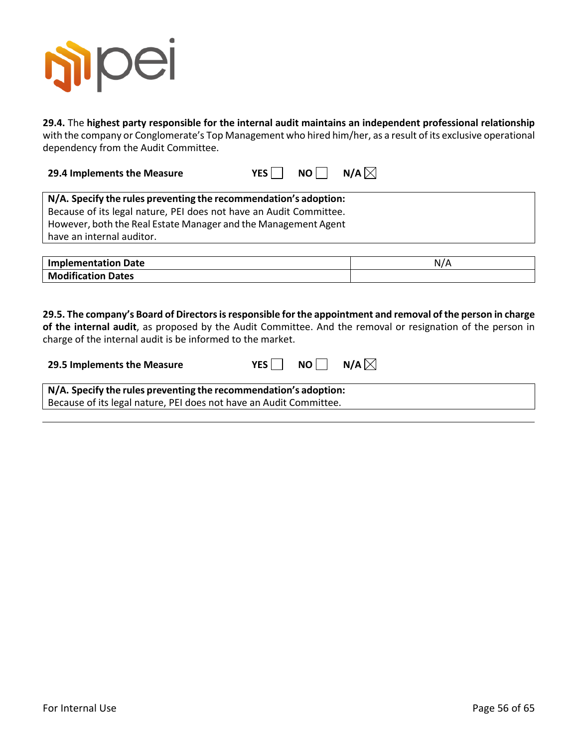**29.4.** The **highest party responsible for the internal audit maintains an independent professional relationship** with the company or Conglomerate's Top Management who hired him/her, as a result of its exclusive operational dependency from the Audit Committee.

**29.4 Implements the Measure** YES ☐ NO ☐ N/A ☒

| **N/A. Specify the rules preventing the recommendation's adoption:** Because of its legal nature, PEI does not have an Audit Committee. However, both the Real Estate Manager and the Management Agent have an internal auditor. |
|---|

| **Implementation Date** | N/A |
|---|---|
| **Modification Dates** | |

**29.5. The company's Board of Directors is responsible for the appointment and removal of the person in charge of the internal audit**, as proposed by the Audit Committee. And the removal or resignation of the person in charge of the internal audit is be informed to the market.

**29.5 Implements the Measure** YES ☐ NO ☐ N/A ☒

| **N/A. Specify the rules preventing the recommendation's adoption:** Because of its legal nature, PEI does not have an Audit Committee. |
|---|

For Internal Use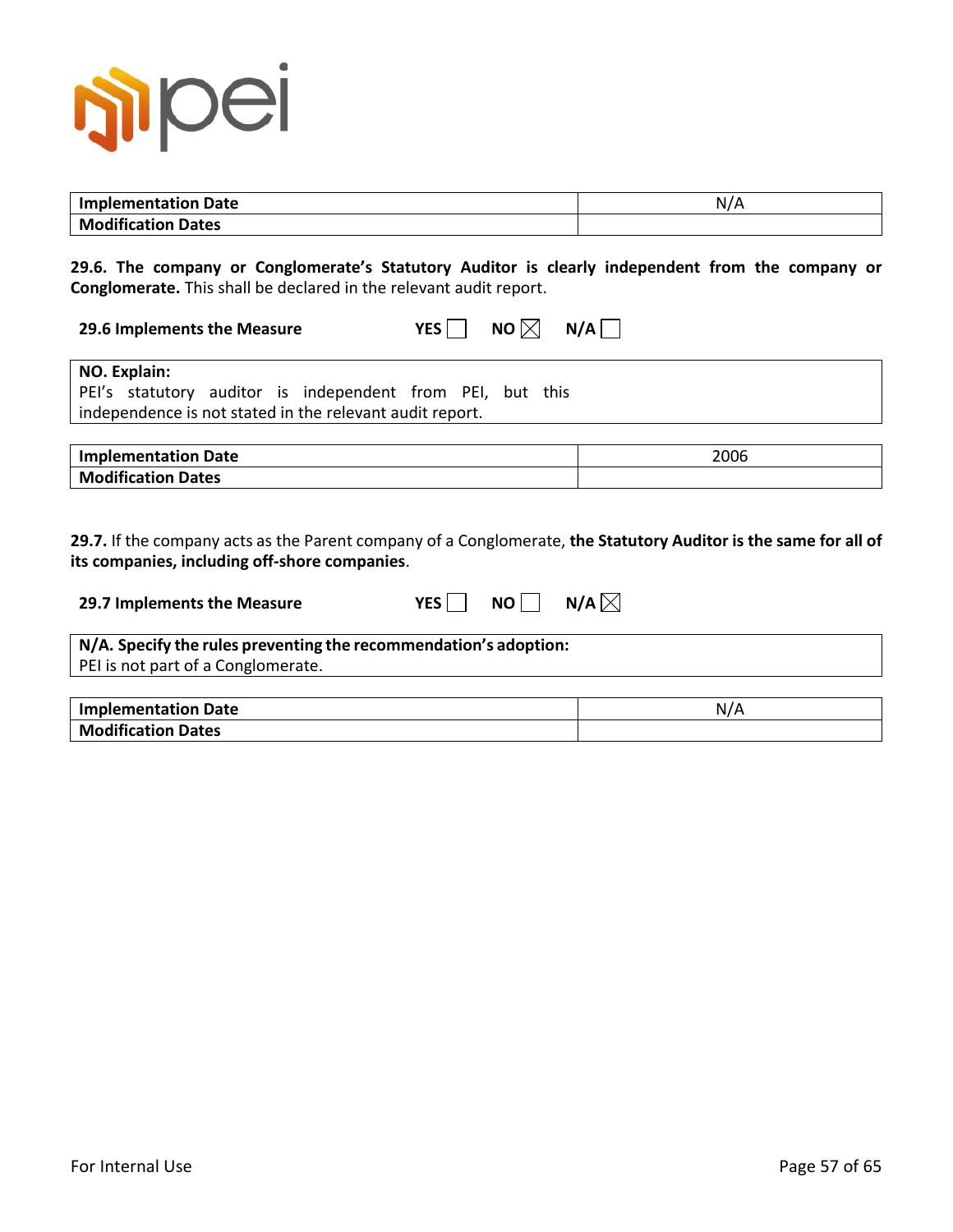| Implementation Date | N/A |
|---|---|
| Modification Dates | |

**29.6. The company or Conglomerate's Statutory Auditor is clearly independent from the company or Conglomerate.** This shall be declared in the relevant audit report.

**29.6 Implements the Measure** YES ☐ NO ☒ N/A ☐

**NO. Explain:**
PEI's statutory auditor is independent from PEI, but this independence is not stated in the relevant audit report.

| Implementation Date | 2006 |
|---|---|
| Modification Dates | |

**29.7.** If the company acts as the Parent company of a Conglomerate, **the Statutory Auditor is the same for all of its companies, including off-shore companies**.

**29.7 Implements the Measure** YES ☐ NO ☐ N/A ☒

**N/A. Specify the rules preventing the recommendation's adoption:**
PEI is not part of a Conglomerate.

| Implementation Date | N/A |
|---|---|
| Modification Dates | |

For Internal Use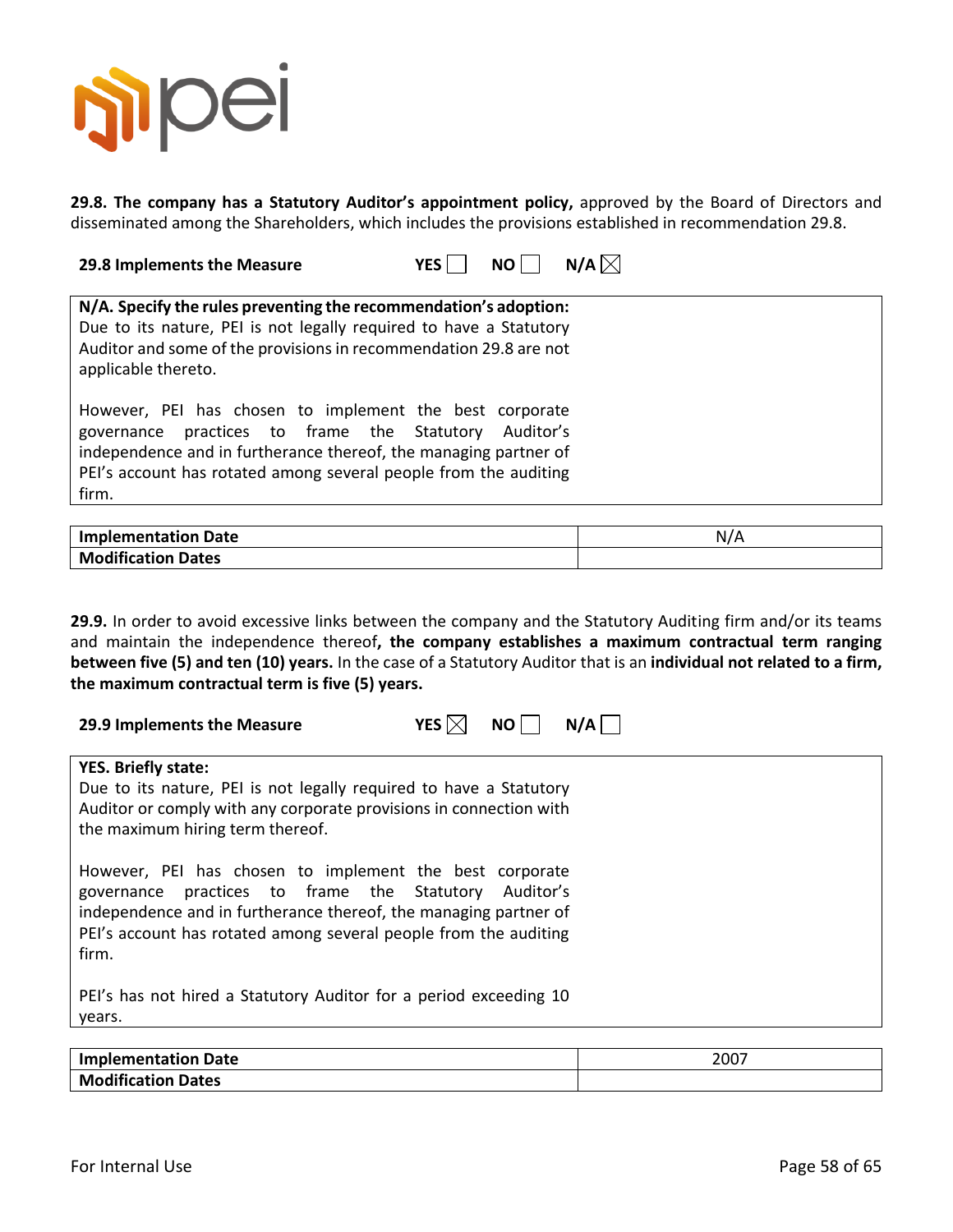**29.8. The company has a Statutory Auditor's appointment policy,** approved by the Board of Directors and disseminated among the Shareholders, which includes the provisions established in recommendation 29.8.

**29.8 Implements the Measure** YES ☐ NO ☐ N/A ☒

**N/A. Specify the rules preventing the recommendation's adoption:**
Due to its nature, PEI is not legally required to have a Statutory Auditor and some of the provisions in recommendation 29.8 are not applicable thereto.

However, PEI has chosen to implement the best corporate governance practices to frame the Statutory Auditor's independence and in furtherance thereof, the managing partner of PEI's account has rotated among several people from the auditing firm.

| **Implementation Date** | N/A |
|---|---|
| **Modification Dates** | |

**29.9.** In order to avoid excessive links between the company and the Statutory Auditing firm and/or its teams and maintain the independence thereof**, the company establishes a maximum contractual term ranging between five (5) and ten (10) years.** In the case of a Statutory Auditor that is an **individual not related to a firm, the maximum contractual term is five (5) years.**

**29.9 Implements the Measure** YES ☒ NO ☐ N/A ☐

**YES. Briefly state:**
Due to its nature, PEI is not legally required to have a Statutory Auditor or comply with any corporate provisions in connection with the maximum hiring term thereof.

However, PEI has chosen to implement the best corporate governance practices to frame the Statutory Auditor's independence and in furtherance thereof, the managing partner of PEI's account has rotated among several people from the auditing firm.

PEI's has not hired a Statutory Auditor for a period exceeding 10 years.

| **Implementation Date** | 2007 |
|---|---|
| **Modification Dates** | |

For Internal Use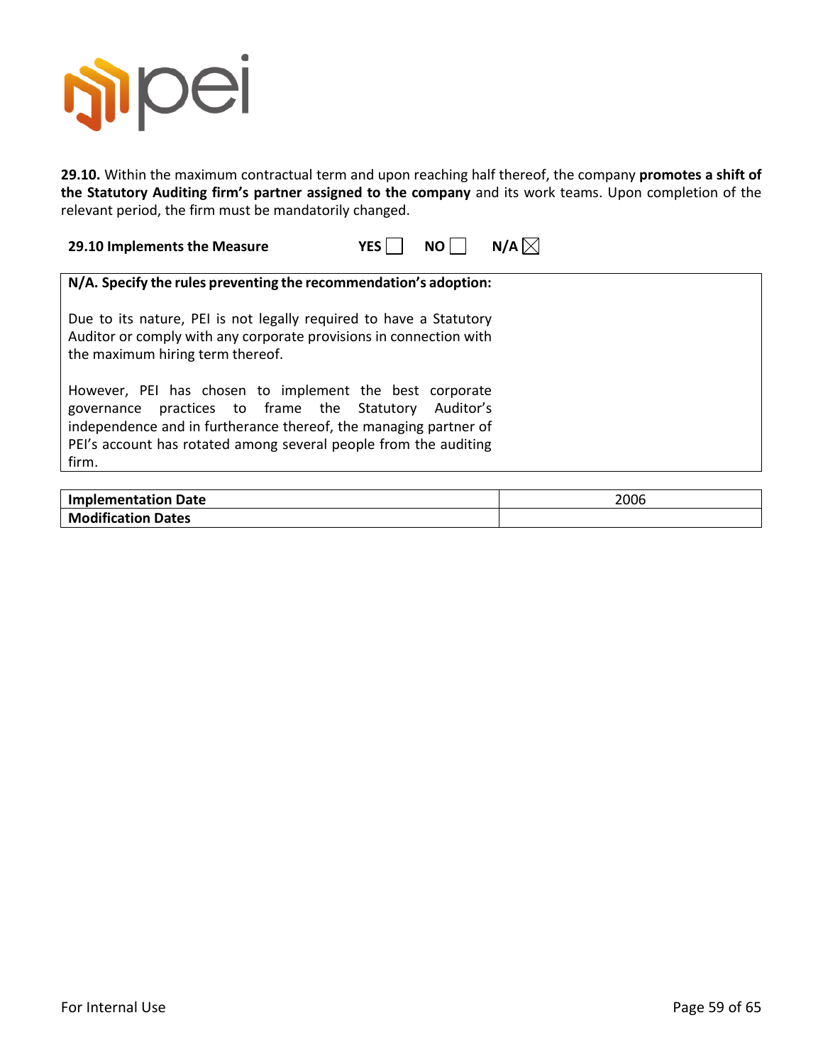**29.10.** Within the maximum contractual term and upon reaching half thereof, the company **promotes a shift of the Statutory Auditing firm's partner assigned to the company** and its work teams. Upon completion of the relevant period, the firm must be mandatorily changed.

**29.10 Implements the Measure** **YES** ☐ **NO** ☐ **N/A** ☒

**N/A. Specify the rules preventing the recommendation's adoption:**

Due to its nature, PEI is not legally required to have a Statutory Auditor or comply with any corporate provisions in connection with the maximum hiring term thereof.

However, PEI has chosen to implement the best corporate governance practices to frame the Statutory Auditor's independence and in furtherance thereof, the managing partner of PEI's account has rotated among several people from the auditing firm.

| **Implementation Date** | 2006 |
|---|---|
| **Modification Dates** | |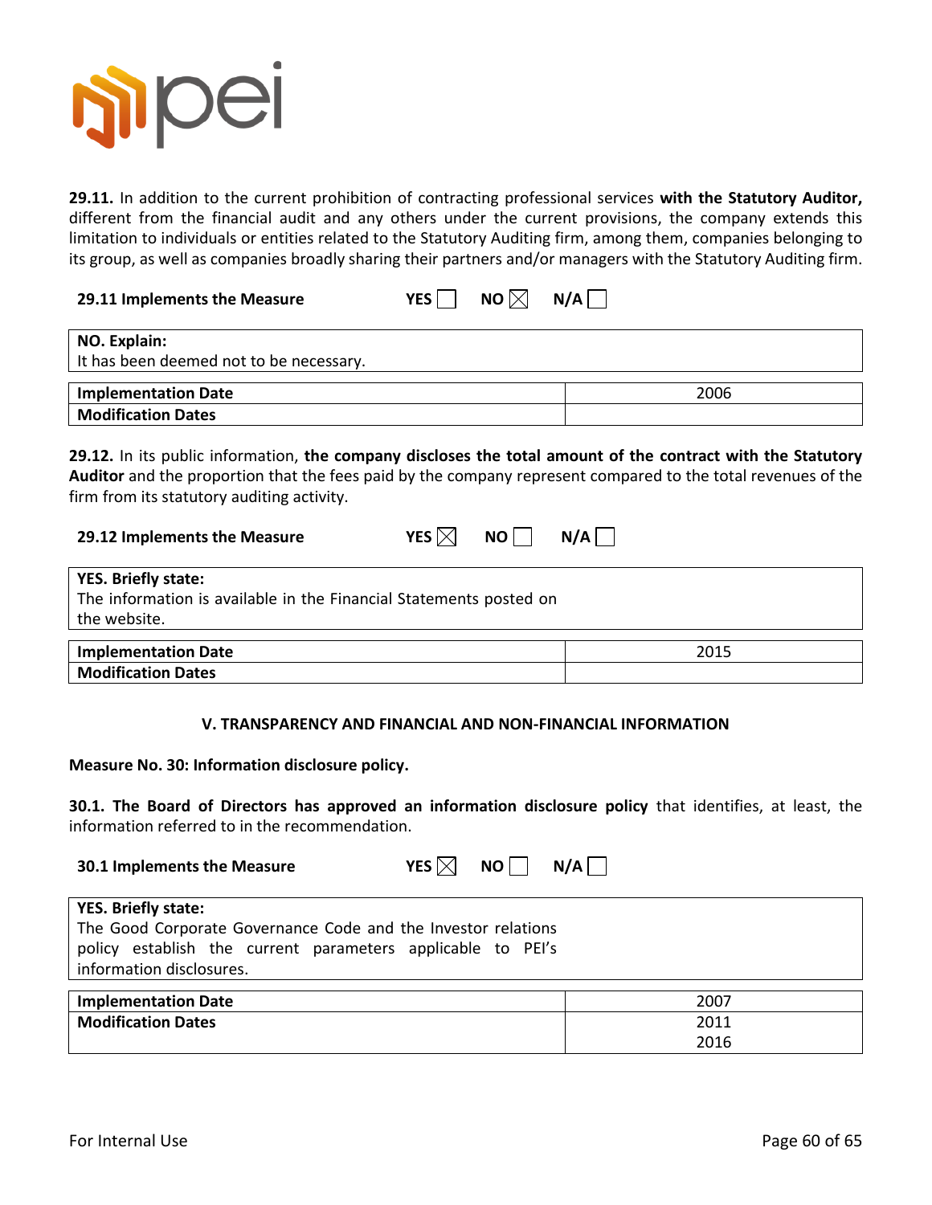**29.11.** In addition to the current prohibition of contracting professional services **with the Statutory Auditor,** different from the financial audit and any others under the current provisions, the company extends this limitation to individuals or entities related to the Statutory Auditing firm, among them, companies belonging to its group, as well as companies broadly sharing their partners and/or managers with the Statutory Auditing firm.

**29.11 Implements the Measure** YES ☐ NO ☒ N/A ☐

**NO. Explain:**
It has been deemed not to be necessary.

| | |
|---|---|
| **Implementation Date** | 2006 |
| **Modification Dates** | |

**29.12.** In its public information, **the company discloses the total amount of the contract with the Statutory Auditor** and the proportion that the fees paid by the company represent compared to the total revenues of the firm from its statutory auditing activity.

**29.12 Implements the Measure** YES ☒ NO ☐ N/A ☐

**YES. Briefly state:**
The information is available in the Financial Statements posted on the website.

| | |
|---|---|
| **Implementation Date** | 2015 |
| **Modification Dates** | |

## V. TRANSPARENCY AND FINANCIAL AND NON-FINANCIAL INFORMATION

### Measure No. 30: Information disclosure policy.

**30.1. The Board of Directors has approved an information disclosure policy** that identifies, at least, the information referred to in the recommendation.

**30.1 Implements the Measure** YES ☒ NO ☐ N/A ☐

**YES. Briefly state:**
The Good Corporate Governance Code and the Investor relations policy establish the current parameters applicable to PEI's information disclosures.

| | |
|---|---|
| **Implementation Date** | 2007 |
| **Modification Dates** | 2011<br>2016 |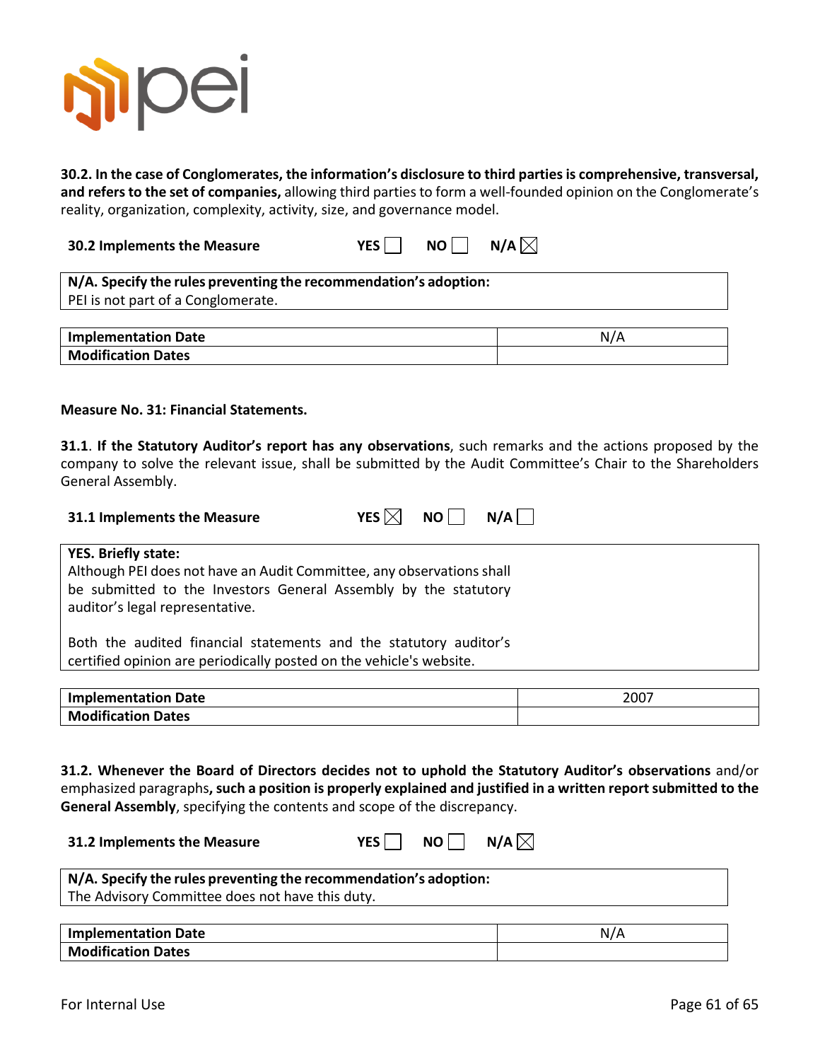**30.2. In the case of Conglomerates, the information's disclosure to third parties is comprehensive, transversal, and refers to the set of companies,** allowing third parties to form a well-founded opinion on the Conglomerate's reality, organization, complexity, activity, size, and governance model.

**30.2 Implements the Measure** YES ☐ NO ☐ N/A ☒

| **N/A. Specify the rules preventing the recommendation's adoption:** |
|---|
| PEI is not part of a Conglomerate. |

| **Implementation Date** | N/A |
|---|---|
| **Modification Dates** | |

**Measure No. 31: Financial Statements.**

**31.1**. **If the Statutory Auditor's report has any observations**, such remarks and the actions proposed by the company to solve the relevant issue, shall be submitted by the Audit Committee's Chair to the Shareholders General Assembly.

**31.1 Implements the Measure** YES ☒ NO ☐ N/A ☐

| **YES. Briefly state:** |
|---|
| Although PEI does not have an Audit Committee, any observations shall be submitted to the Investors General Assembly by the statutory auditor's legal representative.<br><br>Both the audited financial statements and the statutory auditor's certified opinion are periodically posted on the vehicle's website. |

| **Implementation Date** | 2007 |
|---|---|
| **Modification Dates** | |

**31.2. Whenever the Board of Directors decides not to uphold the Statutory Auditor's observations** and/or emphasized paragraphs**, such a position is properly explained and justified in a written report submitted to the General Assembly**, specifying the contents and scope of the discrepancy.

**31.2 Implements the Measure** YES ☐ NO ☐ N/A ☒

| **N/A. Specify the rules preventing the recommendation's adoption:** |
|---|
| The Advisory Committee does not have this duty. |

| **Implementation Date** | N/A |
|---|---|
| **Modification Dates** | |

For Internal Use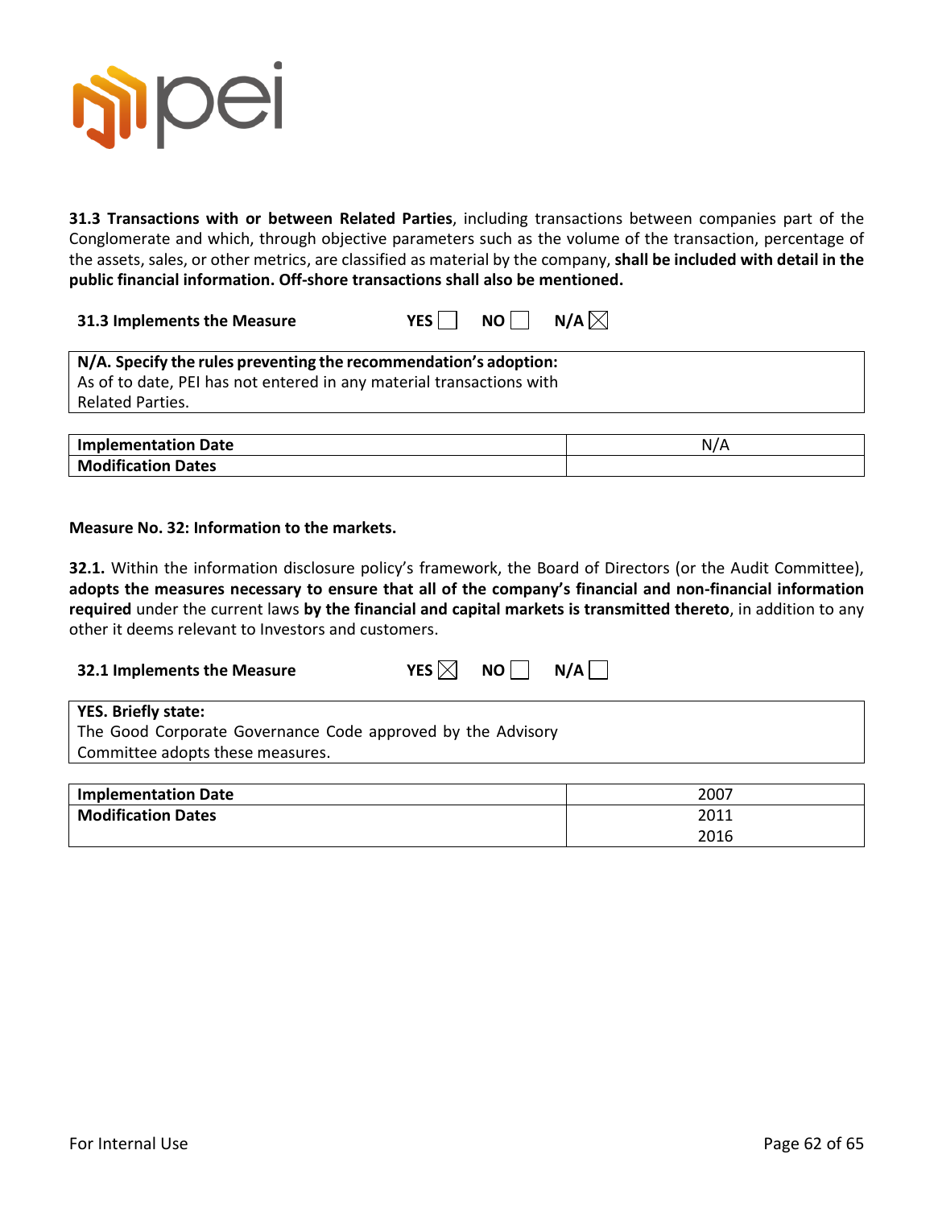**31.3 Transactions with or between Related Parties**, including transactions between companies part of the Conglomerate and which, through objective parameters such as the volume of the transaction, percentage of the assets, sales, or other metrics, are classified as material by the company, **shall be included with detail in the public financial information. Off-shore transactions shall also be mentioned.**

**31.3 Implements the Measure** YES ☐ NO ☐ N/A ☒

| **N/A. Specify the rules preventing the recommendation's adoption:** |
| --- |
| As of to date, PEI has not entered in any material transactions with Related Parties. |

| **Implementation Date** | N/A |
| --- | --- |
| **Modification Dates** | |

**Measure No. 32: Information to the markets.**

**32.1.** Within the information disclosure policy's framework, the Board of Directors (or the Audit Committee), **adopts the measures necessary to ensure that all of the company's financial and non-financial information required** under the current laws **by the financial and capital markets is transmitted thereto**, in addition to any other it deems relevant to Investors and customers.

**32.1 Implements the Measure** YES ☒ NO ☐ N/A ☐

| **YES. Briefly state:** |
| --- |
| The Good Corporate Governance Code approved by the Advisory Committee adopts these measures. |

| **Implementation Date** | 2007 |
| --- | --- |
| **Modification Dates** | 2011<br>2016 |

For Internal Use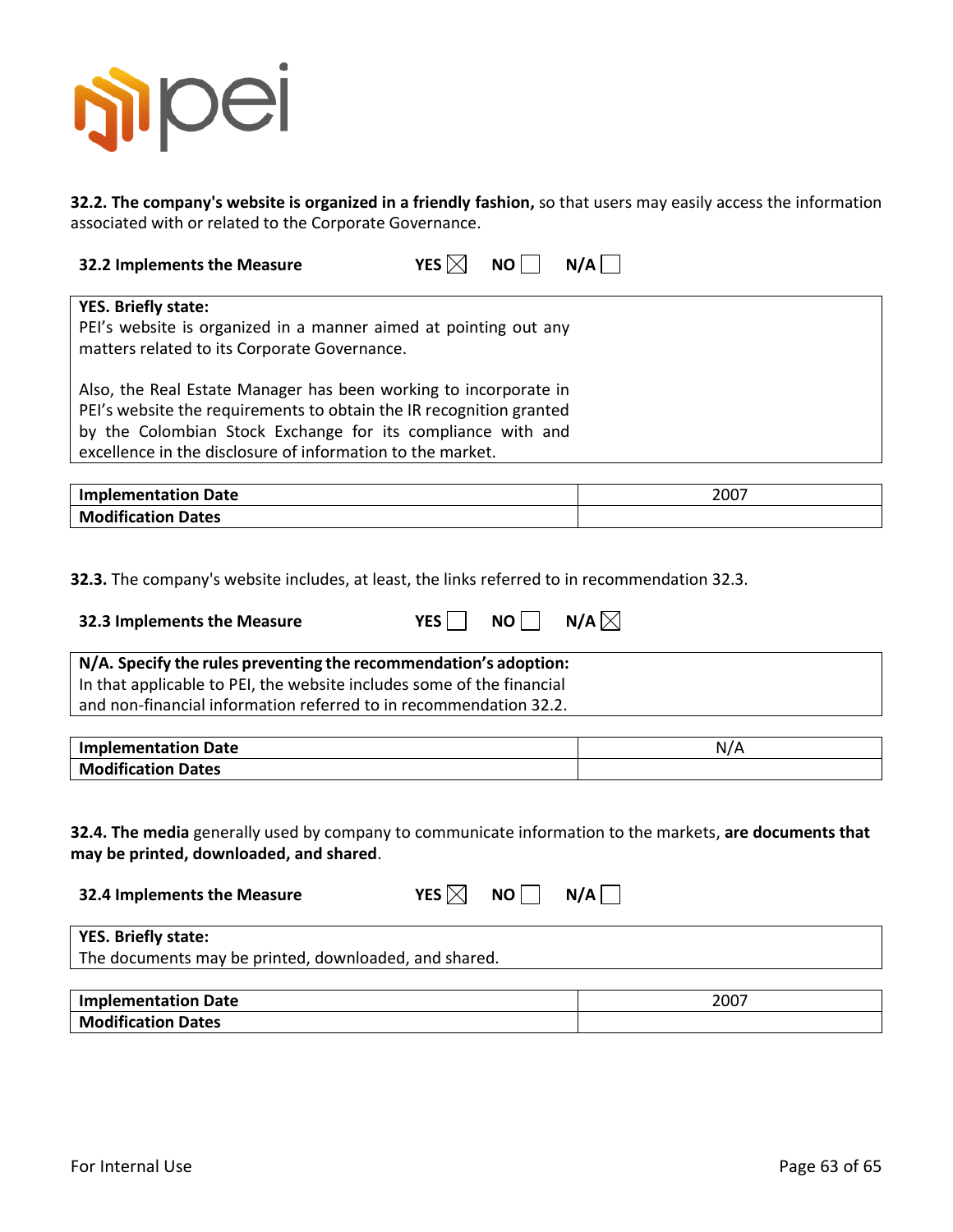**32.2. The company's website is organized in a friendly fashion,** so that users may easily access the information associated with or related to the Corporate Governance.

**32.2 Implements the Measure** YES ☒ NO ☐ N/A ☐

**YES. Briefly state:**
PEI's website is organized in a manner aimed at pointing out any matters related to its Corporate Governance.

Also, the Real Estate Manager has been working to incorporate in PEI's website the requirements to obtain the IR recognition granted by the Colombian Stock Exchange for its compliance with and excellence in the disclosure of information to the market.

| **Implementation Date** | 2007 |
|---|---|
| **Modification Dates** | |

**32.3.** The company's website includes, at least, the links referred to in recommendation 32.3.

**32.3 Implements the Measure** YES ☐ NO ☐ N/A ☒

**N/A. Specify the rules preventing the recommendation's adoption:**
In that applicable to PEI, the website includes some of the financial and non-financial information referred to in recommendation 32.2.

| **Implementation Date** | N/A |
|---|---|
| **Modification Dates** | |

**32.4. The media** generally used by company to communicate information to the markets, **are documents that may be printed, downloaded, and shared**.

**32.4 Implements the Measure** YES ☒ NO ☐ N/A ☐

**YES. Briefly state:**
The documents may be printed, downloaded, and shared.

| **Implementation Date** | 2007 |
|---|---|
| **Modification Dates** | |

For Internal Use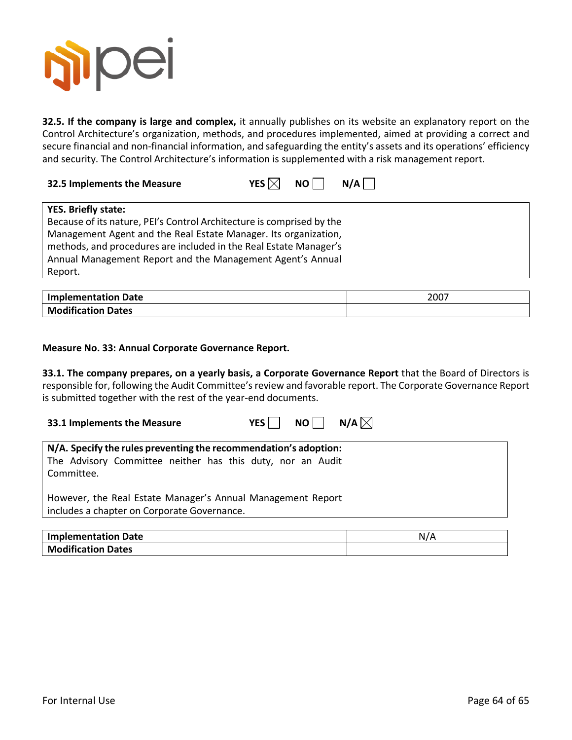**32.5. If the company is large and complex,** it annually publishes on its website an explanatory report on the Control Architecture's organization, methods, and procedures implemented, aimed at providing a correct and secure financial and non-financial information, and safeguarding the entity's assets and its operations' efficiency and security. The Control Architecture's information is supplemented with a risk management report.

**32.5 Implements the Measure** YES ☒ NO ☐ N/A ☐

| **YES. Briefly state:** Because of its nature, PEI's Control Architecture is comprised by the Management Agent and the Real Estate Manager. Its organization, methods, and procedures are included in the Real Estate Manager's Annual Management Report and the Management Agent's Annual Report. |
|---|

| **Implementation Date** | 2007 |
|---|---|
| **Modification Dates** | |

**Measure No. 33: Annual Corporate Governance Report.**

**33.1. The company prepares, on a yearly basis, a Corporate Governance Report** that the Board of Directors is responsible for, following the Audit Committee's review and favorable report. The Corporate Governance Report is submitted together with the rest of the year-end documents.

**33.1 Implements the Measure** YES ☐ NO ☐ N/A ☒

| **N/A. Specify the rules preventing the recommendation's adoption:** The Advisory Committee neither has this duty, nor an Audit Committee. However, the Real Estate Manager's Annual Management Report includes a chapter on Corporate Governance. |
|---|

| **Implementation Date** | N/A |
|---|---|
| **Modification Dates** | |

For Internal Use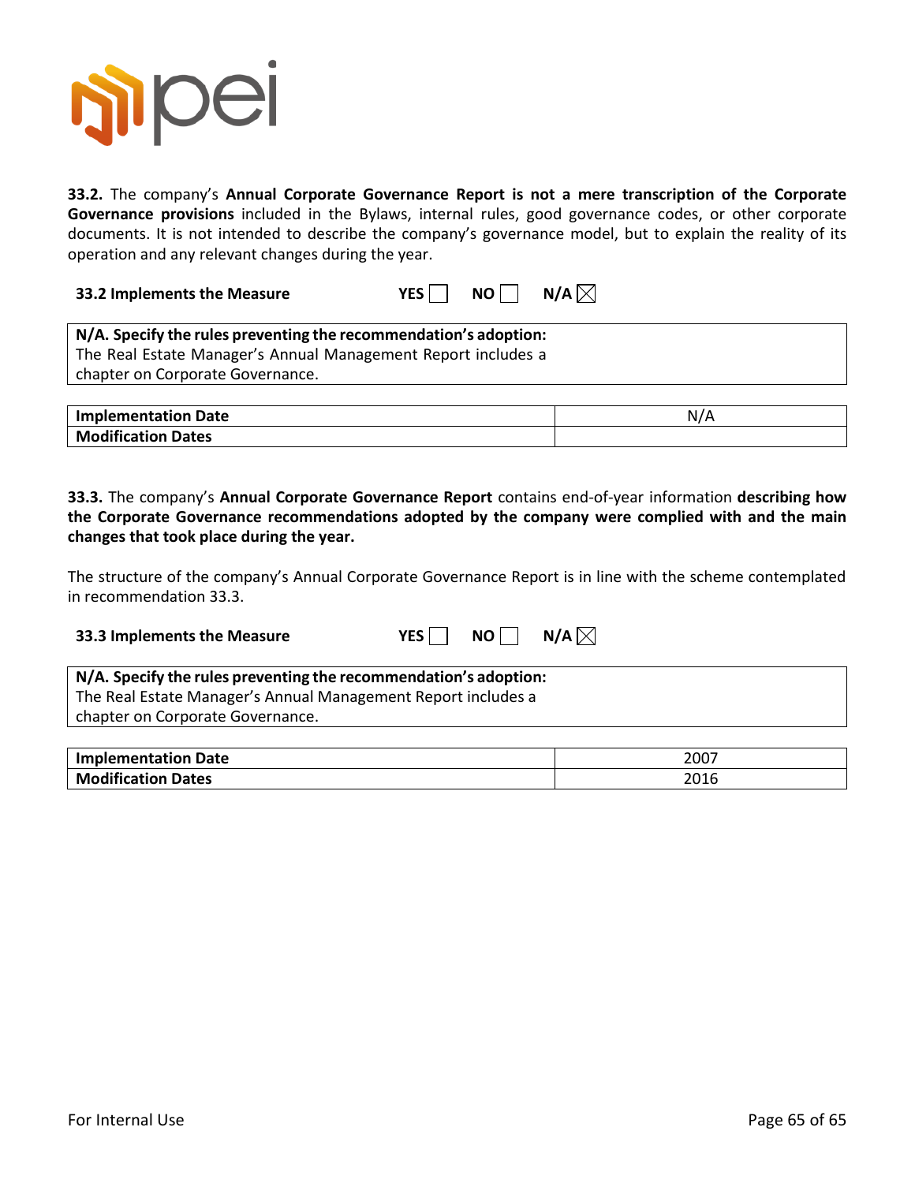**33.2.** The company's **Annual Corporate Governance Report is not a mere transcription of the Corporate Governance provisions** included in the Bylaws, internal rules, good governance codes, or other corporate documents. It is not intended to describe the company's governance model, but to explain the reality of its operation and any relevant changes during the year.

**33.2 Implements the Measure** YES ☐ NO ☐ N/A ☒

| |
|---|
| **N/A. Specify the rules preventing the recommendation's adoption:** The Real Estate Manager's Annual Management Report includes a chapter on Corporate Governance. |

| | |
|---|---|
| **Implementation Date** | N/A |
| **Modification Dates** | |

**33.3.** The company's **Annual Corporate Governance Report** contains end-of-year information **describing how the Corporate Governance recommendations adopted by the company were complied with and the main changes that took place during the year.**

The structure of the company's Annual Corporate Governance Report is in line with the scheme contemplated in recommendation 33.3.

**33.3 Implements the Measure** YES ☐ NO ☐ N/A ☒

| |
|---|
| **N/A. Specify the rules preventing the recommendation's adoption:** The Real Estate Manager's Annual Management Report includes a chapter on Corporate Governance. |

| | |
|---|---|
| **Implementation Date** | 2007 |
| **Modification Dates** | 2016 |

For Internal Use